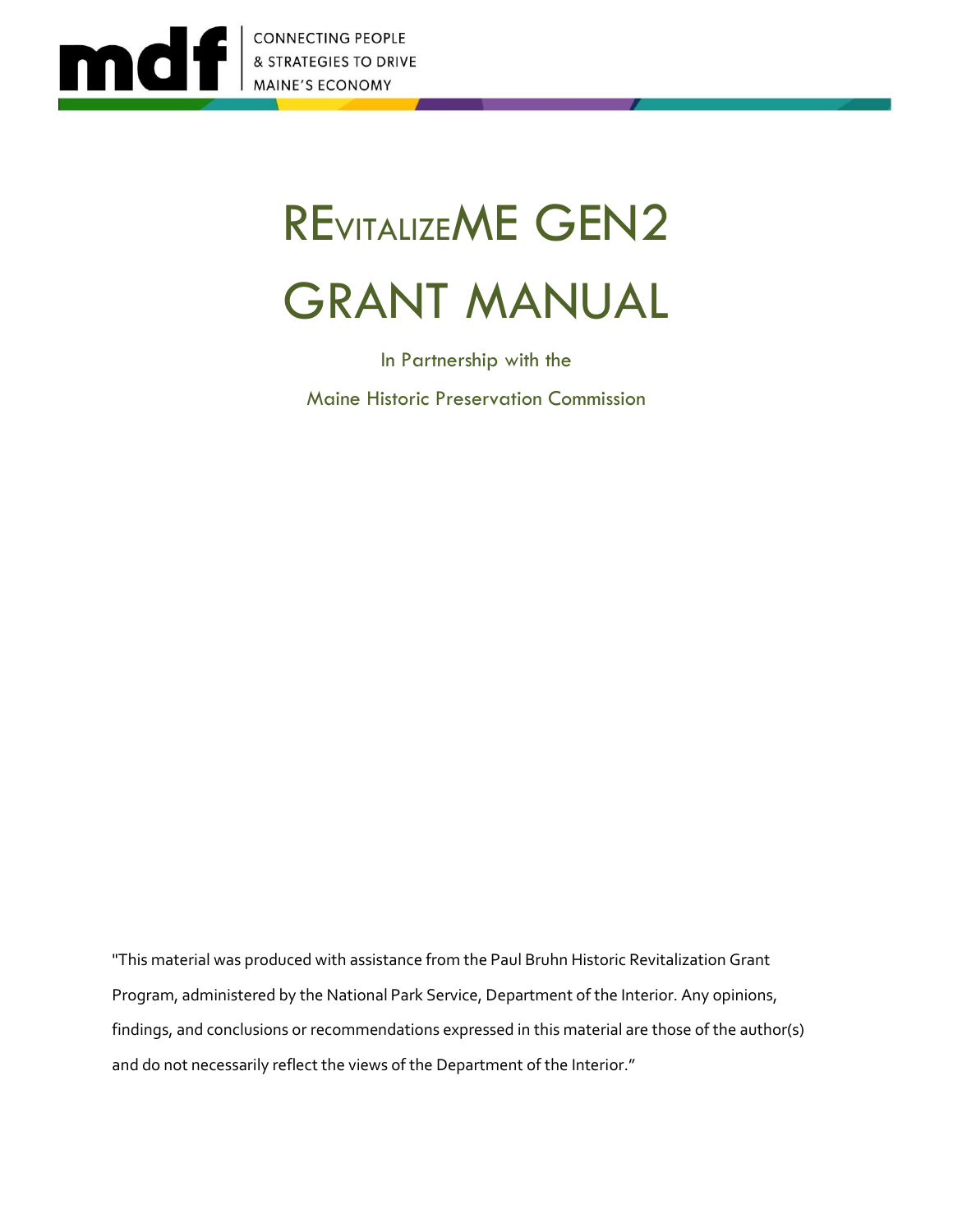CONNECTING PEOPLE
& STRATEGIES TO DRIVE
MAINE'S ECONOMY

# REvitalizeME GEN2

# GRANT MANUAL

In Partnership with the

Maine Historic Preservation Commission

"This material was produced with assistance from the Paul Bruhn Historic Revitalization Grant Program, administered by the National Park Service, Department of the Interior. Any opinions, findings, and conclusions or recommendations expressed in this material are those of the author(s) and do not necessarily reflect the views of the Department of the Interior."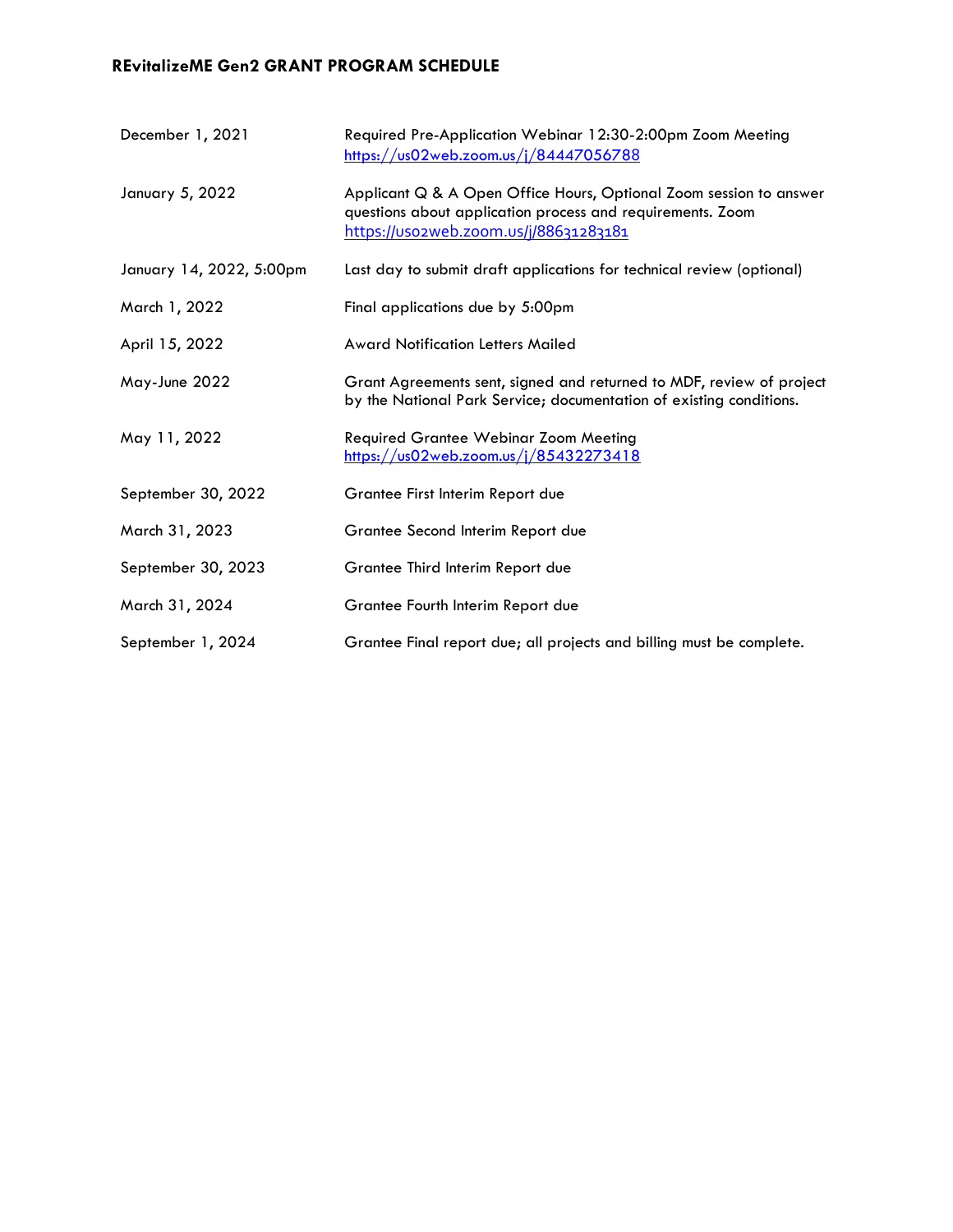## REvitalizeME Gen2 GRANT PROGRAM SCHEDULE

| | |
|---|---|
| December 1, 2021 | Required Pre-Application Webinar 12:30-2:00pm Zoom Meeting https://us02web.zoom.us/j/84447056788 |
| January 5, 2022 | Applicant Q & A Open Office Hours, Optional Zoom session to answer questions about application process and requirements. Zoom https://us02web.zoom.us/j/88631283181 |
| January 14, 2022, 5:00pm | Last day to submit draft applications for technical review (optional) |
| March 1, 2022 | Final applications due by 5:00pm |
| April 15, 2022 | Award Notification Letters Mailed |
| May-June 2022 | Grant Agreements sent, signed and returned to MDF, review of project by the National Park Service; documentation of existing conditions. |
| May 11, 2022 | Required Grantee Webinar Zoom Meeting https://us02web.zoom.us/j/85432273418 |
| September 30, 2022 | Grantee First Interim Report due |
| March 31, 2023 | Grantee Second Interim Report due |
| September 30, 2023 | Grantee Third Interim Report due |
| March 31, 2024 | Grantee Fourth Interim Report due |
| September 1, 2024 | Grantee Final report due; all projects and billing must be complete. |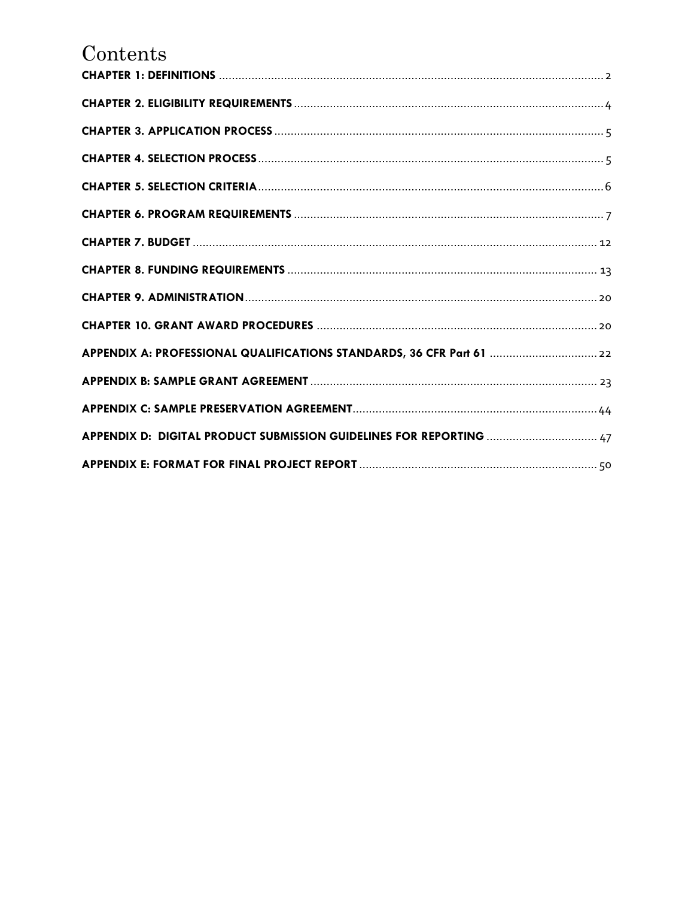# Contents

**CHAPTER 1: DEFINITIONS** .......... 2

**CHAPTER 2. ELIGIBILITY REQUIREMENTS** .......... 4

**CHAPTER 3. APPLICATION PROCESS** .......... 5

**CHAPTER 4. SELECTION PROCESS** .......... 5

**CHAPTER 5. SELECTION CRITERIA** .......... 6

**CHAPTER 6. PROGRAM REQUIREMENTS** .......... 7

**CHAPTER 7. BUDGET** .......... 12

**CHAPTER 8. FUNDING REQUIREMENTS** .......... 13

**CHAPTER 9. ADMINISTRATION** .......... 20

**CHAPTER 10. GRANT AWARD PROCEDURES** .......... 20

**APPENDIX A: PROFESSIONAL QUALIFICATIONS STANDARDS, 36 CFR Part 61** .......... 22

**APPENDIX B: SAMPLE GRANT AGREEMENT** .......... 23

**APPENDIX C: SAMPLE PRESERVATION AGREEMENT** .......... 44

**APPENDIX D: DIGITAL PRODUCT SUBMISSION GUIDELINES FOR REPORTING** .......... 47

**APPENDIX E: FORMAT FOR FINAL PROJECT REPORT** .......... 50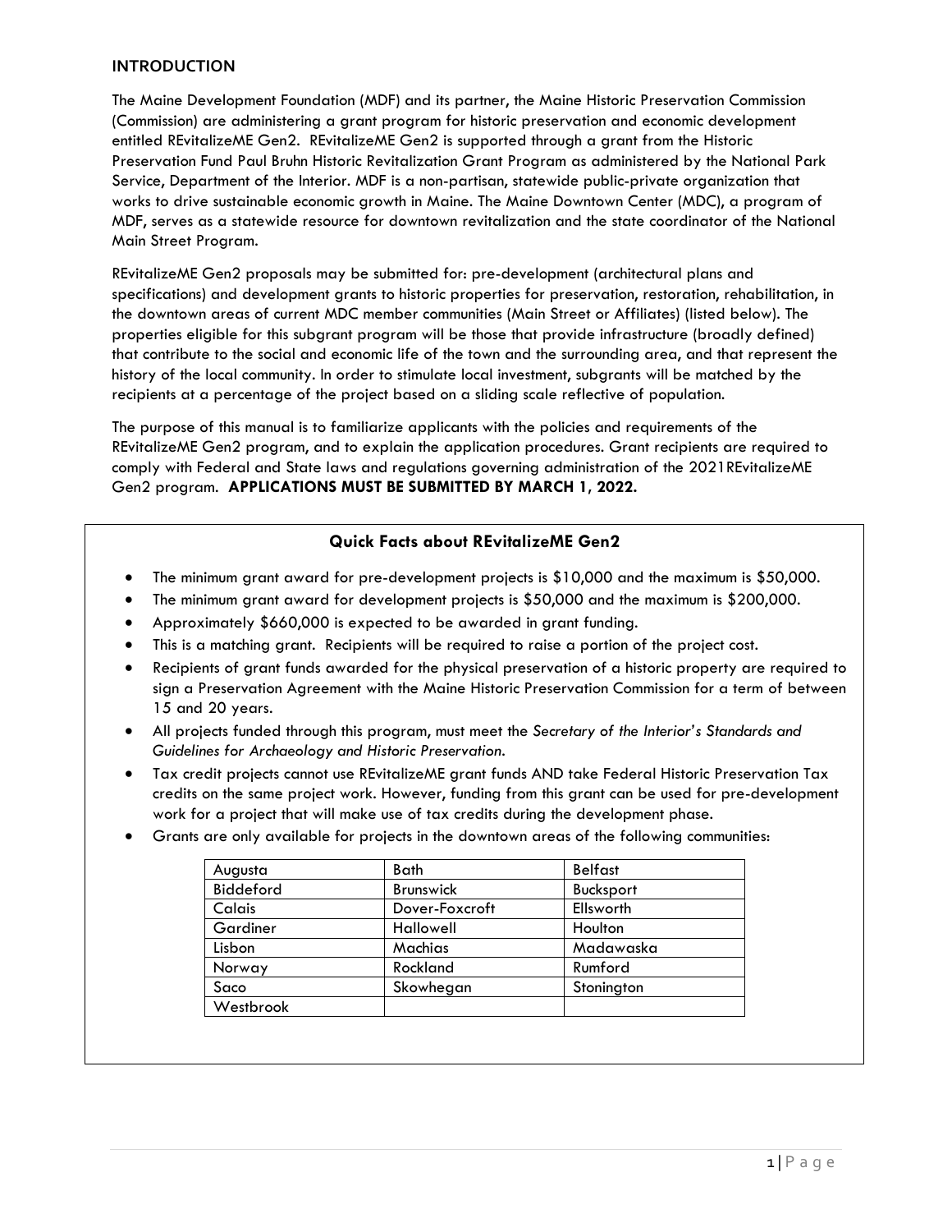## INTRODUCTION

The Maine Development Foundation (MDF) and its partner, the Maine Historic Preservation Commission (Commission) are administering a grant program for historic preservation and economic development entitled REvitalizeME Gen2. REvitalizeME Gen2 is supported through a grant from the Historic Preservation Fund Paul Bruhn Historic Revitalization Grant Program as administered by the National Park Service, Department of the Interior. MDF is a non-partisan, statewide public-private organization that works to drive sustainable economic growth in Maine. The Maine Downtown Center (MDC), a program of MDF, serves as a statewide resource for downtown revitalization and the state coordinator of the National Main Street Program.

REvitalizeME Gen2 proposals may be submitted for: pre-development (architectural plans and specifications) and development grants to historic properties for preservation, restoration, rehabilitation, in the downtown areas of current MDC member communities (Main Street or Affiliates) (listed below). The properties eligible for this subgrant program will be those that provide infrastructure (broadly defined) that contribute to the social and economic life of the town and the surrounding area, and that represent the history of the local community. In order to stimulate local investment, subgrants will be matched by the recipients at a percentage of the project based on a sliding scale reflective of population.

The purpose of this manual is to familiarize applicants with the policies and requirements of the REvitalizeME Gen2 program, and to explain the application procedures. Grant recipients are required to comply with Federal and State laws and regulations governing administration of the 2021REvitalizeME Gen2 program. **APPLICATIONS MUST BE SUBMITTED BY MARCH 1, 2022.**

### Quick Facts about REvitalizeME Gen2

- The minimum grant award for pre-development projects is $10,000 and the maximum is $50,000.
- The minimum grant award for development projects is $50,000 and the maximum is $200,000.
- Approximately $660,000 is expected to be awarded in grant funding.
- This is a matching grant. Recipients will be required to raise a portion of the project cost.
- Recipients of grant funds awarded for the physical preservation of a historic property are required to sign a Preservation Agreement with the Maine Historic Preservation Commission for a term of between 15 and 20 years.
- All projects funded through this program, must meet the *Secretary of the Interior's Standards and Guidelines for Archaeology and Historic Preservation.*
- Tax credit projects cannot use REvitalizeME grant funds AND take Federal Historic Preservation Tax credits on the same project work. However, funding from this grant can be used for pre-development work for a project that will make use of tax credits during the development phase.
- Grants are only available for projects in the downtown areas of the following communities:

| Augusta | Bath | Belfast |
|---|---|---|
| Biddeford | Brunswick | Bucksport |
| Calais | Dover-Foxcroft | Ellsworth |
| Gardiner | Hallowell | Houlton |
| Lisbon | Machias | Madawaska |
| Norway | Rockland | Rumford |
| Saco | Skowhegan | Stonington |
| Westbrook | | |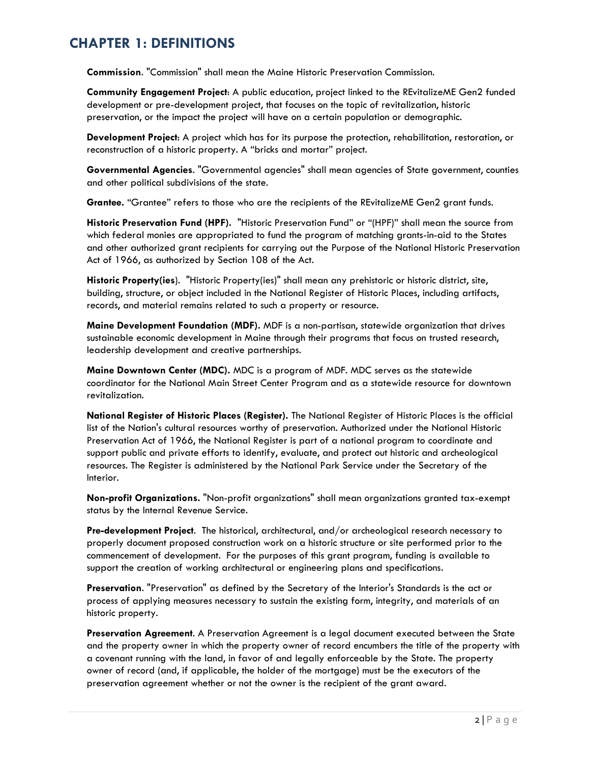# CHAPTER 1: DEFINITIONS

**Commission**. "Commission" shall mean the Maine Historic Preservation Commission.

**Community Engagement Project**: A public education, project linked to the REvitalizeME Gen2 funded development or pre-development project, that focuses on the topic of revitalization, historic preservation, or the impact the project will have on a certain population or demographic.

**Development Project**: A project which has for its purpose the protection, rehabilitation, restoration, or reconstruction of a historic property. A "bricks and mortar" project.

**Governmental Agencies**. "Governmental agencies" shall mean agencies of State government, counties and other political subdivisions of the state.

**Grantee.** "Grantee" refers to those who are the recipients of the REvitalizeME Gen2 grant funds.

**Historic Preservation Fund (HPF).** "Historic Preservation Fund" or "(HPF)" shall mean the source from which federal monies are appropriated to fund the program of matching grants-in-aid to the States and other authorized grant recipients for carrying out the Purpose of the National Historic Preservation Act of 1966, as authorized by Section 108 of the Act.

**Historic Property(ies**). "Historic Property(ies)" shall mean any prehistoric or historic district, site, building, structure, or object included in the National Register of Historic Places, including artifacts, records, and material remains related to such a property or resource.

**Maine Development Foundation (MDF).** MDF is a non-partisan, statewide organization that drives sustainable economic development in Maine through their programs that focus on trusted research, leadership development and creative partnerships.

**Maine Downtown Center (MDC).** MDC is a program of MDF. MDC serves as the statewide coordinator for the National Main Street Center Program and as a statewide resource for downtown revitalization.

**National Register of Historic Places (Register).** The National Register of Historic Places is the official list of the Nation's cultural resources worthy of preservation. Authorized under the National Historic Preservation Act of 1966, the National Register is part of a national program to coordinate and support public and private efforts to identify, evaluate, and protect out historic and archeological resources. The Register is administered by the National Park Service under the Secretary of the Interior.

**Non-profit Organizations.** "Non-profit organizations" shall mean organizations granted tax-exempt status by the Internal Revenue Service.

**Pre-development Project**. The historical, architectural, and/or archeological research necessary to properly document proposed construction work on a historic structure or site performed prior to the commencement of development. For the purposes of this grant program, funding is available to support the creation of working architectural or engineering plans and specifications.

**Preservation**. "Preservation" as defined by the Secretary of the Interior's Standards is the act or process of applying measures necessary to sustain the existing form, integrity, and materials of an historic property.

**Preservation Agreement**. A Preservation Agreement is a legal document executed between the State and the property owner in which the property owner of record encumbers the title of the property with a covenant running with the land, in favor of and legally enforceable by the State. The property owner of record (and, if applicable, the holder of the mortgage) must be the executors of the preservation agreement whether or not the owner is the recipient of the grant award.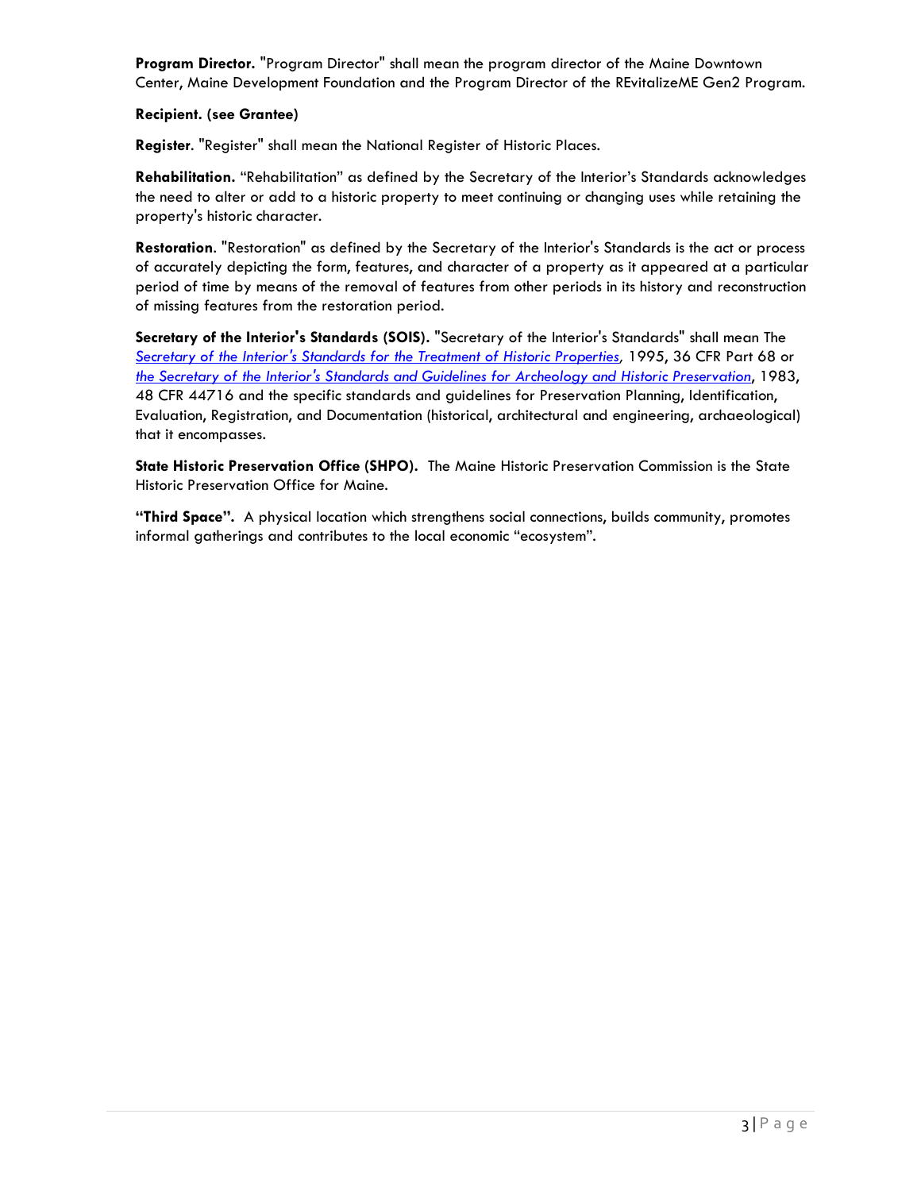**Program Director.** "Program Director" shall mean the program director of the Maine Downtown Center, Maine Development Foundation and the Program Director of the REvitalizeME Gen2 Program.

**Recipient. (see Grantee)**

**Register.** "Register" shall mean the National Register of Historic Places.

**Rehabilitation.** “Rehabilitation” as defined by the Secretary of the Interior’s Standards acknowledges the need to alter or add to a historic property to meet continuing or changing uses while retaining the property's historic character.

**Restoration.** "Restoration" as defined by the Secretary of the Interior's Standards is the act or process of accurately depicting the form, features, and character of a property as it appeared at a particular period of time by means of the removal of features from other periods in its history and reconstruction of missing features from the restoration period.

**Secretary of the Interior's Standards (SOIS).** "Secretary of the Interior's Standards" shall mean The *Secretary of the Interior's Standards for the Treatment of Historic Properties*, 1995, 36 CFR Part 68 or *the Secretary of the Interior's Standards and Guidelines for Archeology and Historic Preservation*, 1983, 48 CFR 44716 and the specific standards and guidelines for Preservation Planning, Identification, Evaluation, Registration, and Documentation (historical, architectural and engineering, archaeological) that it encompasses.

**State Historic Preservation Office (SHPO).** The Maine Historic Preservation Commission is the State Historic Preservation Office for Maine.

**“Third Space”.** A physical location which strengthens social connections, builds community, promotes informal gatherings and contributes to the local economic “ecosystem”.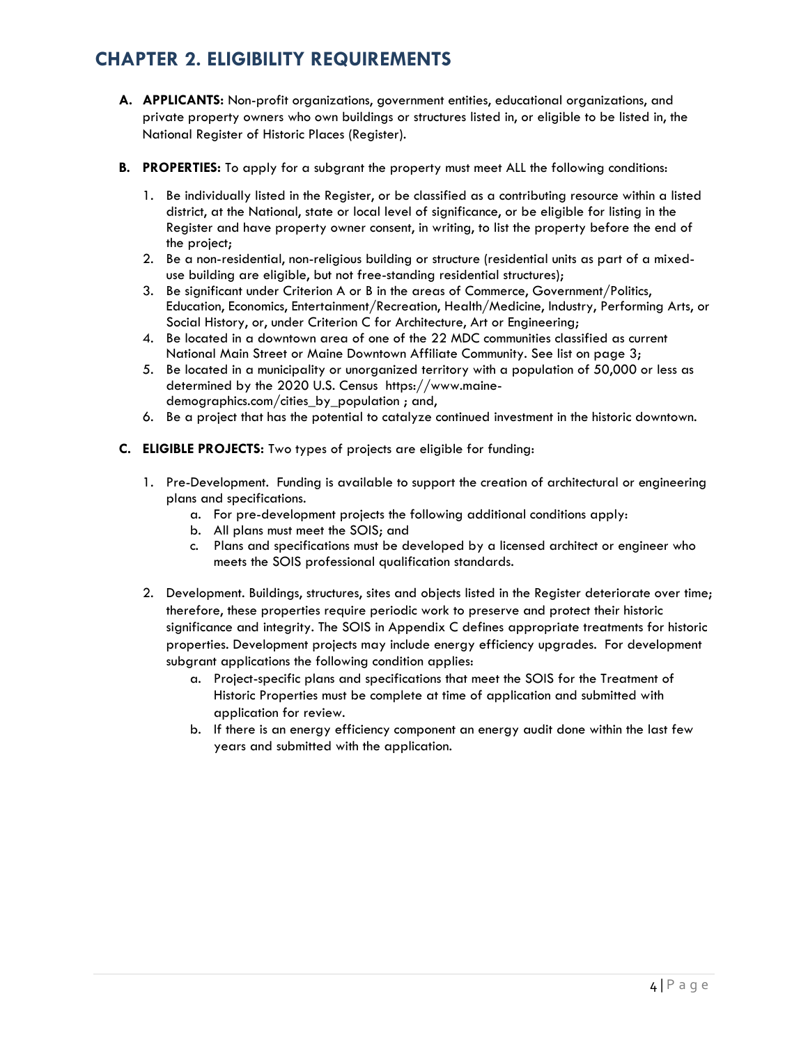# CHAPTER 2. ELIGIBILITY REQUIREMENTS

**A. APPLICANTS:** Non-profit organizations, government entities, educational organizations, and private property owners who own buildings or structures listed in, or eligible to be listed in, the National Register of Historic Places (Register).

**B. PROPERTIES:** To apply for a subgrant the property must meet ALL the following conditions:

1. Be individually listed in the Register, or be classified as a contributing resource within a listed district, at the National, state or local level of significance, or be eligible for listing in the Register and have property owner consent, in writing, to list the property before the end of the project;
2. Be a non-residential, non-religious building or structure (residential units as part of a mixed-use building are eligible, but not free-standing residential structures);
3. Be significant under Criterion A or B in the areas of Commerce, Government/Politics, Education, Economics, Entertainment/Recreation, Health/Medicine, Industry, Performing Arts, or Social History, or, under Criterion C for Architecture, Art or Engineering;
4. Be located in a downtown area of one of the 22 MDC communities classified as current National Main Street or Maine Downtown Affiliate Community. See list on page 3;
5. Be located in a municipality or unorganized territory with a population of 50,000 or less as determined by the 2020 U.S. Census https://www.maine-demographics.com/cities_by_population ; and,
6. Be a project that has the potential to catalyze continued investment in the historic downtown.

**C. ELIGIBLE PROJECTS:** Two types of projects are eligible for funding:

1. Pre-Development. Funding is available to support the creation of architectural or engineering plans and specifications.
   a. For pre-development projects the following additional conditions apply:
   b. All plans must meet the SOIS; and
   c. Plans and specifications must be developed by a licensed architect or engineer who meets the SOIS professional qualification standards.

2. Development. Buildings, structures, sites and objects listed in the Register deteriorate over time; therefore, these properties require periodic work to preserve and protect their historic significance and integrity. The SOIS in Appendix C defines appropriate treatments for historic properties. Development projects may include energy efficiency upgrades. For development subgrant applications the following condition applies:
   a. Project-specific plans and specifications that meet the SOIS for the Treatment of Historic Properties must be complete at time of application and submitted with application for review.
   b. If there is an energy efficiency component an energy audit done within the last few years and submitted with the application.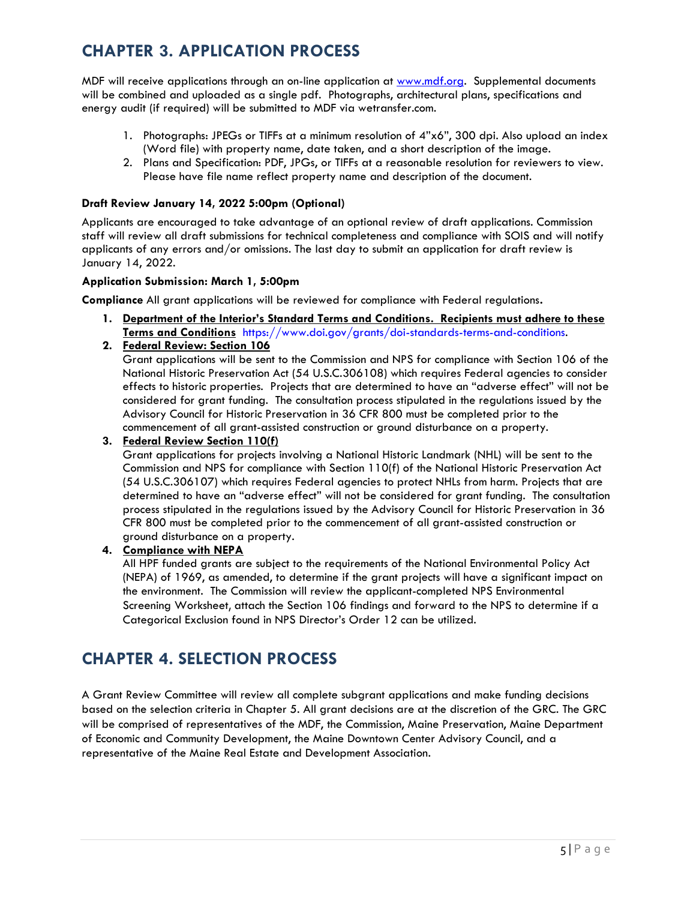# CHAPTER 3. APPLICATION PROCESS

MDF will receive applications through an on-line application at www.mdf.org. Supplemental documents will be combined and uploaded as a single pdf. Photographs, architectural plans, specifications and energy audit (if required) will be submitted to MDF via wetransfer.com.

1. Photographs: JPEGs or TIFFs at a minimum resolution of 4"x6", 300 dpi. Also upload an index (Word file) with property name, date taken, and a short description of the image.
2. Plans and Specification: PDF, JPGs, or TIFFs at a reasonable resolution for reviewers to view. Please have file name reflect property name and description of the document.

**Draft Review January 14, 2022 5:00pm (Optional)**

Applicants are encouraged to take advantage of an optional review of draft applications. Commission staff will review all draft submissions for technical completeness and compliance with SOIS and will notify applicants of any errors and/or omissions. The last day to submit an application for draft review is January 14, 2022.

**Application Submission: March 1, 5:00pm**

**Compliance** All grant applications will be reviewed for compliance with Federal regulations**.**

1. **Department of the Interior's Standard Terms and Conditions. Recipients must adhere to these Terms and Conditions** https://www.doi.gov/grants/doi-standards-terms-and-conditions.
2. **Federal Review: Section 106**
   Grant applications will be sent to the Commission and NPS for compliance with Section 106 of the National Historic Preservation Act (54 U.S.C.306108) which requires Federal agencies to consider effects to historic properties. Projects that are determined to have an "adverse effect" will not be considered for grant funding. The consultation process stipulated in the regulations issued by the Advisory Council for Historic Preservation in 36 CFR 800 must be completed prior to the commencement of all grant-assisted construction or ground disturbance on a property.
3. **Federal Review Section 110(f)**
   Grant applications for projects involving a National Historic Landmark (NHL) will be sent to the Commission and NPS for compliance with Section 110(f) of the National Historic Preservation Act (54 U.S.C.306107) which requires Federal agencies to protect NHLs from harm. Projects that are determined to have an "adverse effect" will not be considered for grant funding. The consultation process stipulated in the regulations issued by the Advisory Council for Historic Preservation in 36 CFR 800 must be completed prior to the commencement of all grant-assisted construction or ground disturbance on a property.
4. **Compliance with NEPA**
   All HPF funded grants are subject to the requirements of the National Environmental Policy Act (NEPA) of 1969, as amended, to determine if the grant projects will have a significant impact on the environment. The Commission will review the applicant-completed NPS Environmental Screening Worksheet, attach the Section 106 findings and forward to the NPS to determine if a Categorical Exclusion found in NPS Director's Order 12 can be utilized.

# CHAPTER 4. SELECTION PROCESS

A Grant Review Committee will review all complete subgrant applications and make funding decisions based on the selection criteria in Chapter 5. All grant decisions are at the discretion of the GRC. The GRC will be comprised of representatives of the MDF, the Commission, Maine Preservation, Maine Department of Economic and Community Development, the Maine Downtown Center Advisory Council, and a representative of the Maine Real Estate and Development Association.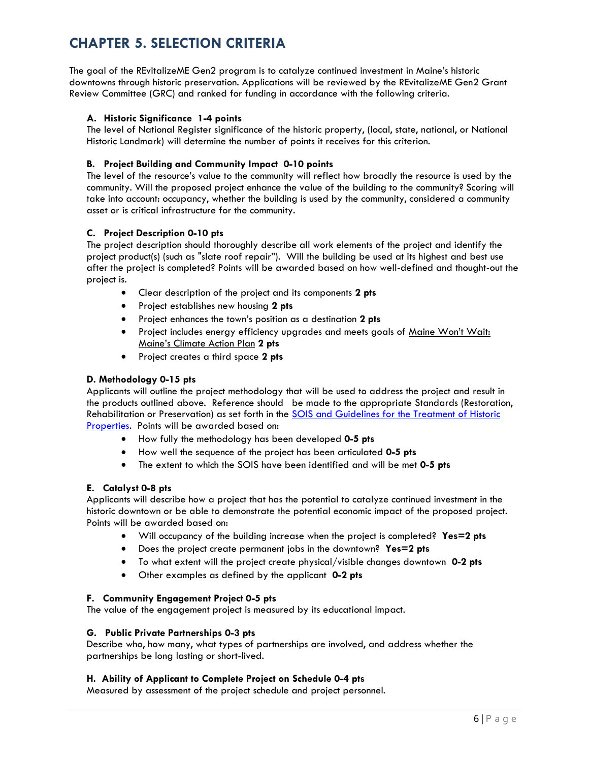# CHAPTER 5. SELECTION CRITERIA

The goal of the REvitalizeME Gen2 program is to catalyze continued investment in Maine's historic downtowns through historic preservation. Applications will be reviewed by the REvitalizeME Gen2 Grant Review Committee (GRC) and ranked for funding in accordance with the following criteria.

**A. Historic Significance 1-4 points**

The level of National Register significance of the historic property, (local, state, national, or National Historic Landmark) will determine the number of points it receives for this criterion.

**B. Project Building and Community Impact 0-10 points**

The level of the resource's value to the community will reflect how broadly the resource is used by the community. Will the proposed project enhance the value of the building to the community? Scoring will take into account: occupancy, whether the building is used by the community, considered a community asset or is critical infrastructure for the community.

**C. Project Description 0-10 pts**

The project description should thoroughly describe all work elements of the project and identify the project product(s) (such as "slate roof repair"). Will the building be used at its highest and best use after the project is completed? Points will be awarded based on how well-defined and thought-out the project is.

- Clear description of the project and its components **2 pts**
- Project establishes new housing **2 pts**
- Project enhances the town's position as a destination **2 pts**
- Project includes energy efficiency upgrades and meets goals of Maine Won't Wait: Maine's Climate Action Plan **2 pts**
- Project creates a third space **2 pts**

**D. Methodology 0-15 pts**

Applicants will outline the project methodology that will be used to address the project and result in the products outlined above. Reference should be made to the appropriate Standards (Restoration, Rehabilitation or Preservation) as set forth in the SOIS and Guidelines for the Treatment of Historic Properties. Points will be awarded based on:

- How fully the methodology has been developed **0-5 pts**
- How well the sequence of the project has been articulated **0-5 pts**
- The extent to which the SOIS have been identified and will be met **0-5 pts**

**E. Catalyst 0-8 pts**

Applicants will describe how a project that has the potential to catalyze continued investment in the historic downtown or be able to demonstrate the potential economic impact of the proposed project. Points will be awarded based on:

- Will occupancy of the building increase when the project is completed? **Yes=2 pts**
- Does the project create permanent jobs in the downtown? **Yes=2 pts**
- To what extent will the project create physical/visible changes downtown **0-2 pts**
- Other examples as defined by the applicant **0-2 pts**

**F. Community Engagement Project 0-5 pts**

The value of the engagement project is measured by its educational impact.

**G. Public Private Partnerships 0-3 pts**

Describe who, how many, what types of partnerships are involved, and address whether the partnerships be long lasting or short-lived.

**H. Ability of Applicant to Complete Project on Schedule 0-4 pts**

Measured by assessment of the project schedule and project personnel.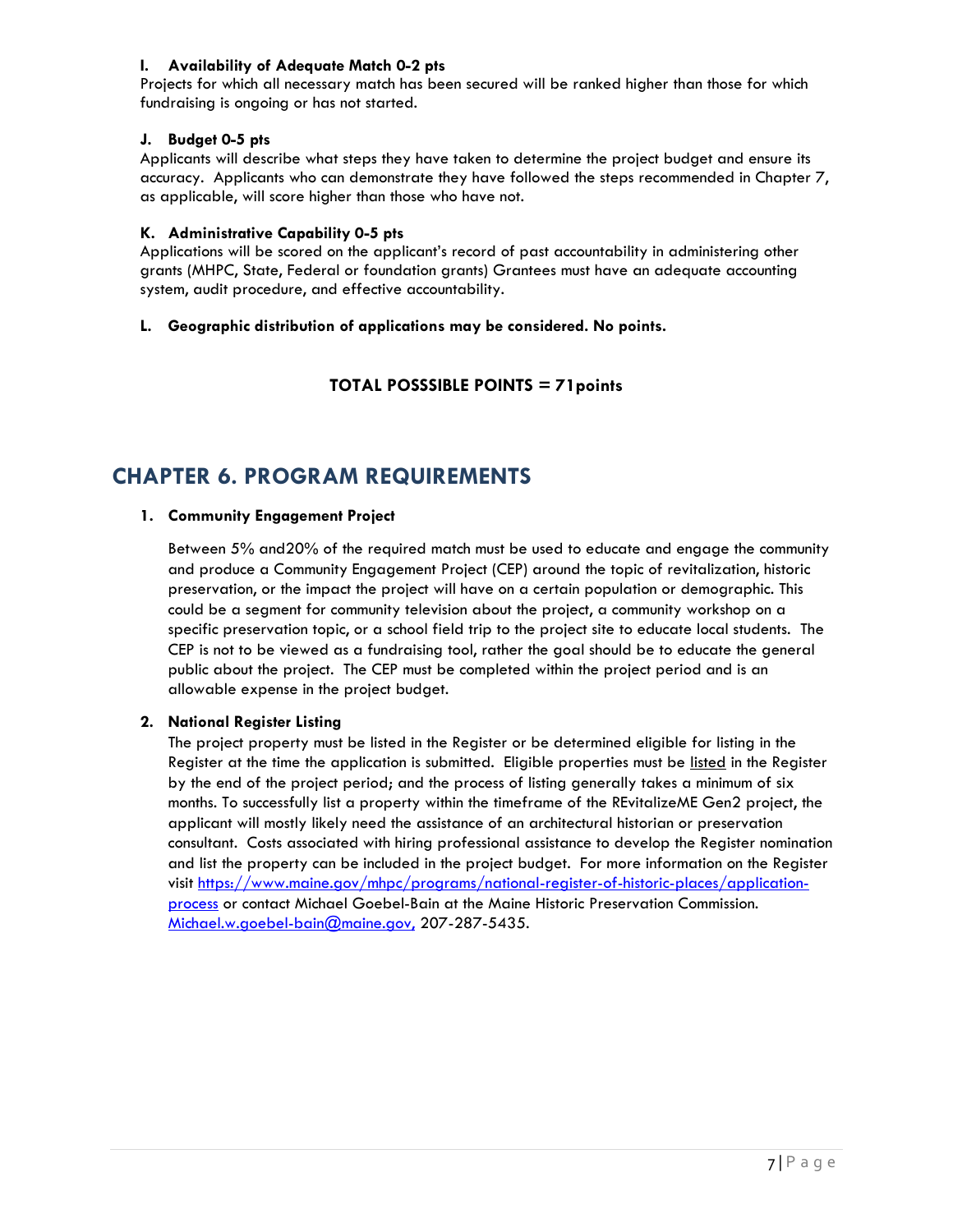**I. Availability of Adequate Match 0-2 pts**

Projects for which all necessary match has been secured will be ranked higher than those for which fundraising is ongoing or has not started.

**J. Budget 0-5 pts**

Applicants will describe what steps they have taken to determine the project budget and ensure its accuracy. Applicants who can demonstrate they have followed the steps recommended in Chapter 7, as applicable, will score higher than those who have not.

**K. Administrative Capability 0-5 pts**

Applications will be scored on the applicant's record of past accountability in administering other grants (MHPC, State, Federal or foundation grants) Grantees must have an adequate accounting system, audit procedure, and effective accountability.

**L. Geographic distribution of applications may be considered. No points.**

**TOTAL POSSSIBLE POINTS = 71points**

# CHAPTER 6. PROGRAM REQUIREMENTS

**1. Community Engagement Project**

Between 5% and20% of the required match must be used to educate and engage the community and produce a Community Engagement Project (CEP) around the topic of revitalization, historic preservation, or the impact the project will have on a certain population or demographic. This could be a segment for community television about the project, a community workshop on a specific preservation topic, or a school field trip to the project site to educate local students. The CEP is not to be viewed as a fundraising tool, rather the goal should be to educate the general public about the project. The CEP must be completed within the project period and is an allowable expense in the project budget.

**2. National Register Listing**

The project property must be listed in the Register or be determined eligible for listing in the Register at the time the application is submitted. Eligible properties must be listed in the Register by the end of the project period; and the process of listing generally takes a minimum of six months. To successfully list a property within the timeframe of the REvitalizeME Gen2 project, the applicant will mostly likely need the assistance of an architectural historian or preservation consultant. Costs associated with hiring professional assistance to develop the Register nomination and list the property can be included in the project budget. For more information on the Register visit https://www.maine.gov/mhpc/programs/national-register-of-historic-places/application-process or contact Michael Goebel-Bain at the Maine Historic Preservation Commission. Michael.w.goebel-bain@maine.gov, 207-287-5435.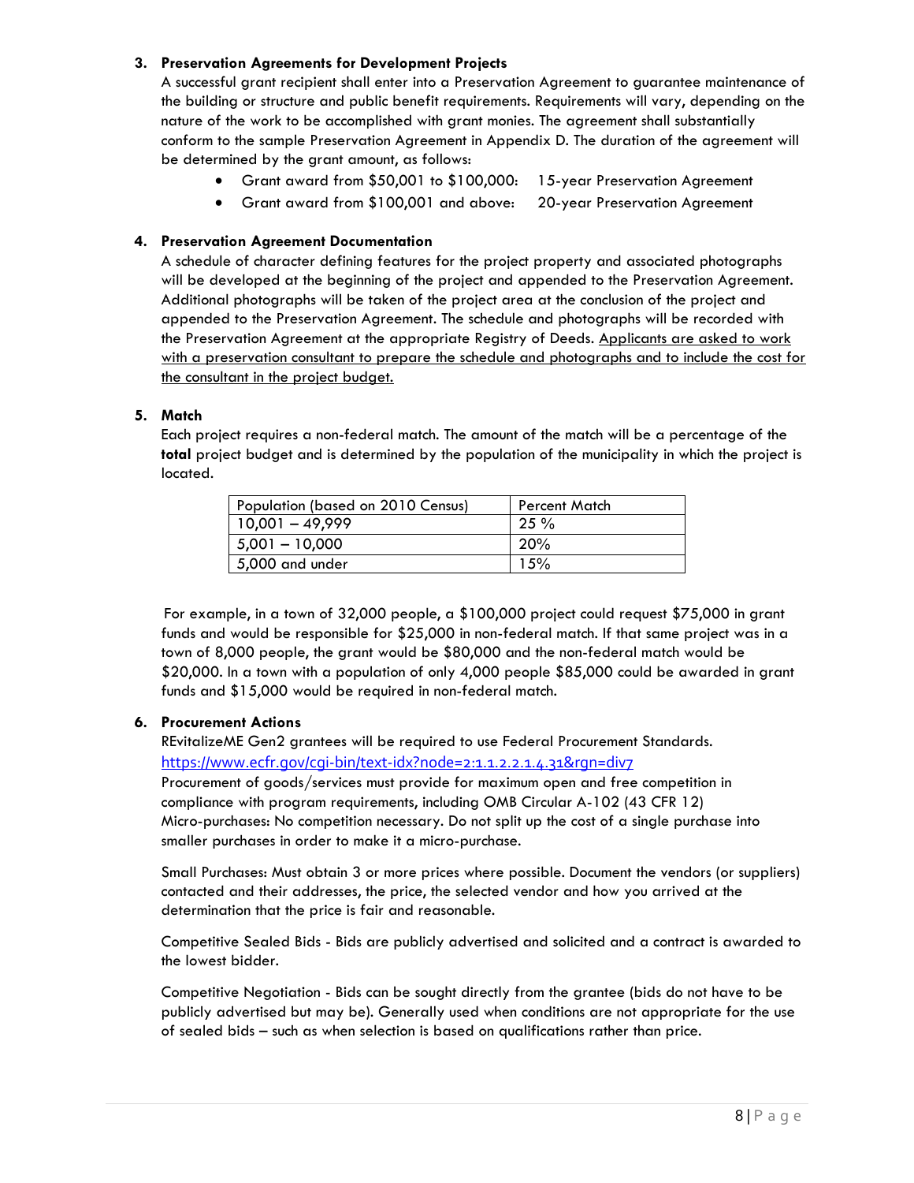3. **Preservation Agreements for Development Projects**

   A successful grant recipient shall enter into a Preservation Agreement to guarantee maintenance of the building or structure and public benefit requirements. Requirements will vary, depending on the nature of the work to be accomplished with grant monies. The agreement shall substantially conform to the sample Preservation Agreement in Appendix D. The duration of the agreement will be determined by the grant amount, as follows:

   - Grant award from $50,001 to $100,000: 15-year Preservation Agreement
   - Grant award from $100,001 and above: 20-year Preservation Agreement

4. **Preservation Agreement Documentation**

   A schedule of character defining features for the project property and associated photographs will be developed at the beginning of the project and appended to the Preservation Agreement. Additional photographs will be taken of the project area at the conclusion of the project and appended to the Preservation Agreement. The schedule and photographs will be recorded with the Preservation Agreement at the appropriate Registry of Deeds. <u>Applicants are asked to work with a preservation consultant to prepare the schedule and photographs and to include the cost for the consultant in the project budget.</u>

5. **Match**

   Each project requires a non-federal match. The amount of the match will be a percentage of the **total** project budget and is determined by the population of the municipality in which the project is located.

   | Population (based on 2010 Census) | Percent Match |
   |---|---|
   | 10,001 – 49,999 | 25 % |
   | 5,001 – 10,000 | 20% |
   | 5,000 and under | 15% |

   For example, in a town of 32,000 people, a $100,000 project could request $75,000 in grant funds and would be responsible for $25,000 in non-federal match. If that same project was in a town of 8,000 people, the grant would be $80,000 and the non-federal match would be $20,000. In a town with a population of only 4,000 people $85,000 could be awarded in grant funds and $15,000 would be required in non-federal match.

6. **Procurement Actions**

   REvitalizeME Gen2 grantees will be required to use Federal Procurement Standards. https://www.ecfr.gov/cgi-bin/text-idx?node=2:1.1.2.2.1.4.31&rgn=div7

   Procurement of goods/services must provide for maximum open and free competition in compliance with program requirements, including OMB Circular A-102 (43 CFR 12)

   Micro-purchases: No competition necessary. Do not split up the cost of a single purchase into smaller purchases in order to make it a micro-purchase.

   Small Purchases: Must obtain 3 or more prices where possible. Document the vendors (or suppliers) contacted and their addresses, the price, the selected vendor and how you arrived at the determination that the price is fair and reasonable.

   Competitive Sealed Bids - Bids are publicly advertised and solicited and a contract is awarded to the lowest bidder.

   Competitive Negotiation - Bids can be sought directly from the grantee (bids do not have to be publicly advertised but may be). Generally used when conditions are not appropriate for the use of sealed bids – such as when selection is based on qualifications rather than price.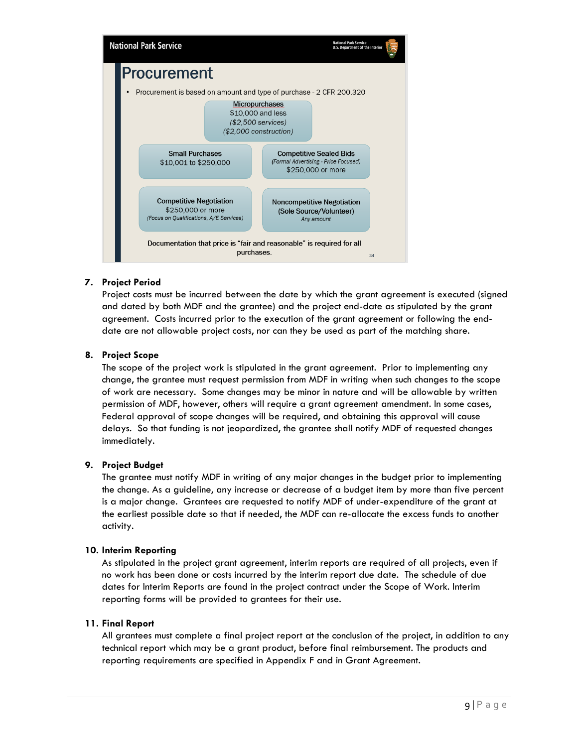National Park Service

National Park Service
U.S. Department of the Interior

## Procurement

- Procurement is based on amount and type of purchase - 2 CFR 200.320

Micropurchases
$10,000 and less
*($2,500 services)*
*($2,000 construction)*

Small Purchases
$10,001 to $250,000

Competitive Sealed Bids
*(Formal Advertising - Price Focused)*
$250,000 or more

Competitive Negotiation
$250,000 or more
*(Focus on Qualifications, A/E Services)*

Noncompetitive Negotiation
(Sole Source/Volunteer)
*Any amount*

Documentation that price is "fair and reasonable" is required for all purchases.

**7. Project Period**

Project costs must be incurred between the date by which the grant agreement is executed (signed and dated by both MDF and the grantee) and the project end-date as stipulated by the grant agreement. Costs incurred prior to the execution of the grant agreement or following the end-date are not allowable project costs, nor can they be used as part of the matching share.

**8. Project Scope**

The scope of the project work is stipulated in the grant agreement. Prior to implementing any change, the grantee must request permission from MDF in writing when such changes to the scope of work are necessary. Some changes may be minor in nature and will be allowable by written permission of MDF, however, others will require a grant agreement amendment. In some cases, Federal approval of scope changes will be required, and obtaining this approval will cause delays. So that funding is not jeopardized, the grantee shall notify MDF of requested changes immediately.

**9. Project Budget**

The grantee must notify MDF in writing of any major changes in the budget prior to implementing the change. As a guideline, any increase or decrease of a budget item by more than five percent is a major change. Grantees are requested to notify MDF of under-expenditure of the grant at the earliest possible date so that if needed, the MDF can re-allocate the excess funds to another activity.

**10. Interim Reporting**

As stipulated in the project grant agreement, interim reports are required of all projects, even if no work has been done or costs incurred by the interim report due date. The schedule of due dates for Interim Reports are found in the project contract under the Scope of Work. Interim reporting forms will be provided to grantees for their use.

**11. Final Report**

All grantees must complete a final project report at the conclusion of the project, in addition to any technical report which may be a grant product, before final reimbursement. The products and reporting requirements are specified in Appendix F and in Grant Agreement.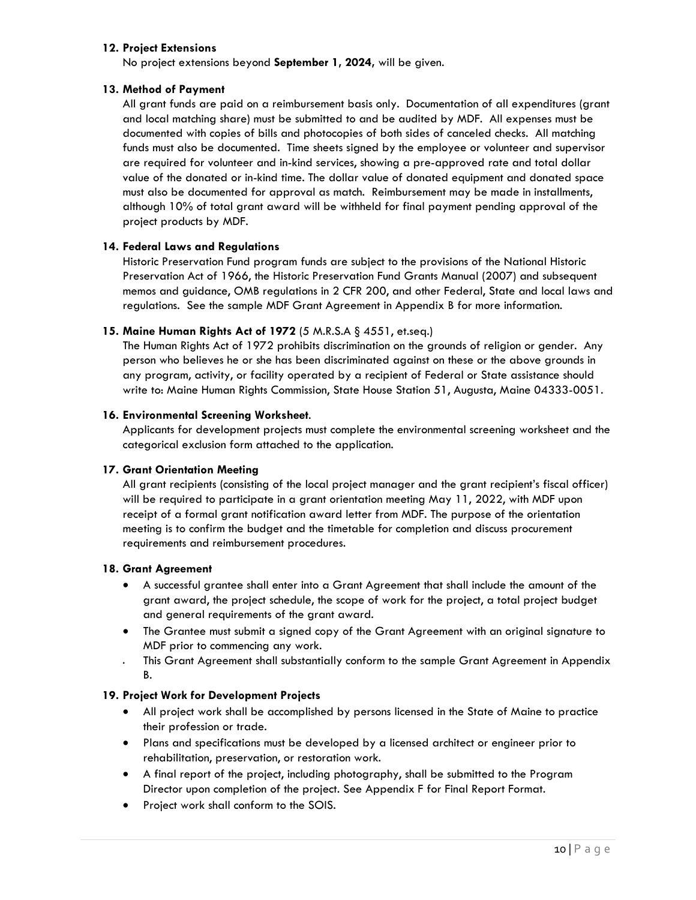**12. Project Extensions**

No project extensions beyond **September 1, 2024**, will be given.

**13. Method of Payment**

All grant funds are paid on a reimbursement basis only. Documentation of all expenditures (grant and local matching share) must be submitted to and be audited by MDF. All expenses must be documented with copies of bills and photocopies of both sides of canceled checks. All matching funds must also be documented. Time sheets signed by the employee or volunteer and supervisor are required for volunteer and in-kind services, showing a pre-approved rate and total dollar value of the donated or in-kind time. The dollar value of donated equipment and donated space must also be documented for approval as match. Reimbursement may be made in installments, although 10% of total grant award will be withheld for final payment pending approval of the project products by MDF.

**14. Federal Laws and Regulations**

Historic Preservation Fund program funds are subject to the provisions of the National Historic Preservation Act of 1966, the Historic Preservation Fund Grants Manual (2007) and subsequent memos and guidance, OMB regulations in 2 CFR 200, and other Federal, State and local laws and regulations. See the sample MDF Grant Agreement in Appendix B for more information.

**15. Maine Human Rights Act of 1972** (5 M.R.S.A § 4551, et.seq.)

The Human Rights Act of 1972 prohibits discrimination on the grounds of religion or gender. Any person who believes he or she has been discriminated against on these or the above grounds in any program, activity, or facility operated by a recipient of Federal or State assistance should write to: Maine Human Rights Commission, State House Station 51, Augusta, Maine 04333-0051.

**16. Environmental Screening Worksheet**.

Applicants for development projects must complete the environmental screening worksheet and the categorical exclusion form attached to the application.

**17. Grant Orientation Meeting**

All grant recipients (consisting of the local project manager and the grant recipient's fiscal officer) will be required to participate in a grant orientation meeting May 11, 2022, with MDF upon receipt of a formal grant notification award letter from MDF. The purpose of the orientation meeting is to confirm the budget and the timetable for completion and discuss procurement requirements and reimbursement procedures.

**18. Grant Agreement**

- A successful grantee shall enter into a Grant Agreement that shall include the amount of the grant award, the project schedule, the scope of work for the project, a total project budget and general requirements of the grant award.
- The Grantee must submit a signed copy of the Grant Agreement with an original signature to MDF prior to commencing any work.
- This Grant Agreement shall substantially conform to the sample Grant Agreement in Appendix B.

**19. Project Work for Development Projects**

- All project work shall be accomplished by persons licensed in the State of Maine to practice their profession or trade.
- Plans and specifications must be developed by a licensed architect or engineer prior to rehabilitation, preservation, or restoration work.
- A final report of the project, including photography, shall be submitted to the Program Director upon completion of the project. See Appendix F for Final Report Format.
- Project work shall conform to the SOIS.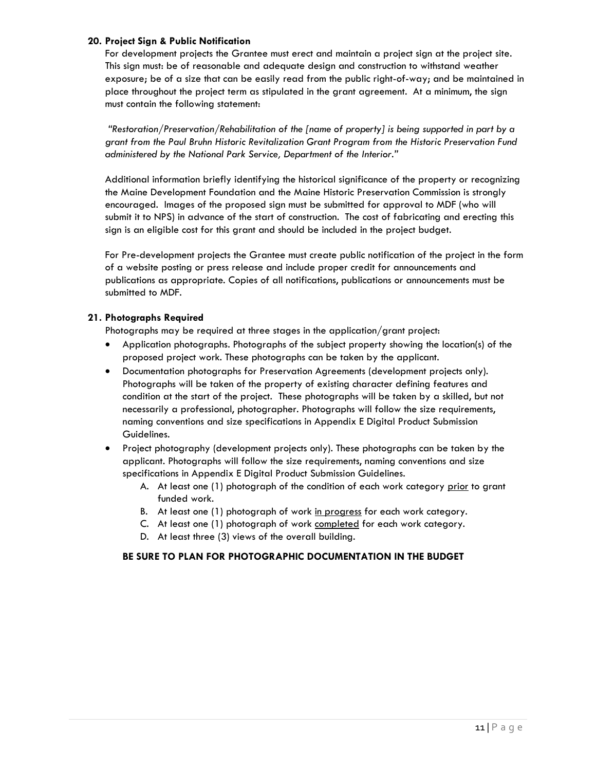**20. Project Sign & Public Notification**

For development projects the Grantee must erect and maintain a project sign at the project site. This sign must: be of reasonable and adequate design and construction to withstand weather exposure; be of a size that can be easily read from the public right-of-way; and be maintained in place throughout the project term as stipulated in the grant agreement. At a minimum, the sign must contain the following statement:

*"Restoration/Preservation/Rehabilitation of the [name of property] is being supported in part by a grant from the Paul Bruhn Historic Revitalization Grant Program from the Historic Preservation Fund administered by the National Park Service, Department of the Interior."*

Additional information briefly identifying the historical significance of the property or recognizing the Maine Development Foundation and the Maine Historic Preservation Commission is strongly encouraged. Images of the proposed sign must be submitted for approval to MDF (who will submit it to NPS) in advance of the start of construction. The cost of fabricating and erecting this sign is an eligible cost for this grant and should be included in the project budget.

For Pre-development projects the Grantee must create public notification of the project in the form of a website posting or press release and include proper credit for announcements and publications as appropriate. Copies of all notifications, publications or announcements must be submitted to MDF.

**21. Photographs Required**

Photographs may be required at three stages in the application/grant project:

- Application photographs. Photographs of the subject property showing the location(s) of the proposed project work. These photographs can be taken by the applicant.
- Documentation photographs for Preservation Agreements (development projects only). Photographs will be taken of the property of existing character defining features and condition at the start of the project. These photographs will be taken by a skilled, but not necessarily a professional, photographer. Photographs will follow the size requirements, naming conventions and size specifications in Appendix E Digital Product Submission Guidelines.
- Project photography (development projects only). These photographs can be taken by the applicant. Photographs will follow the size requirements, naming conventions and size specifications in Appendix E Digital Product Submission Guidelines.
    - A. At least one (1) photograph of the condition of each work category <u>prior</u> to grant funded work.
    - B. At least one (1) photograph of work <u>in progress</u> for each work category.
    - C. At least one (1) photograph of work <u>completed</u> for each work category.
    - D. At least three (3) views of the overall building.

**BE SURE TO PLAN FOR PHOTOGRAPHIC DOCUMENTATION IN THE BUDGET**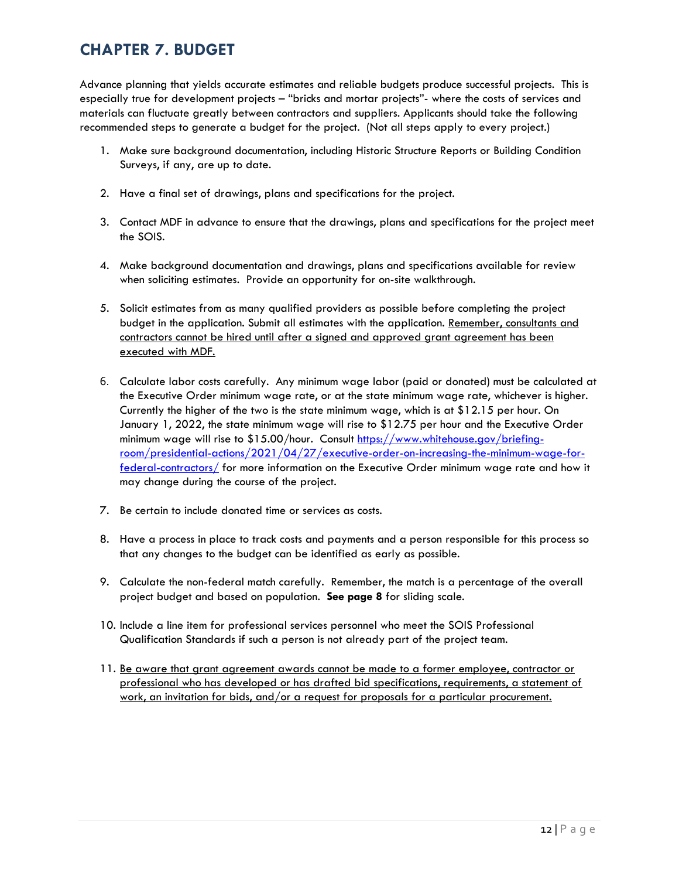## CHAPTER 7. BUDGET

Advance planning that yields accurate estimates and reliable budgets produce successful projects. This is especially true for development projects – "bricks and mortar projects"- where the costs of services and materials can fluctuate greatly between contractors and suppliers. Applicants should take the following recommended steps to generate a budget for the project. (Not all steps apply to every project.)

1. Make sure background documentation, including Historic Structure Reports or Building Condition Surveys, if any, are up to date.

2. Have a final set of drawings, plans and specifications for the project.

3. Contact MDF in advance to ensure that the drawings, plans and specifications for the project meet the SOIS.

4. Make background documentation and drawings, plans and specifications available for review when soliciting estimates. Provide an opportunity for on-site walkthrough.

5. Solicit estimates from as many qualified providers as possible before completing the project budget in the application. Submit all estimates with the application. <u>Remember, consultants and contractors cannot be hired until after a signed and approved grant agreement has been executed with MDF.</u>

6. Calculate labor costs carefully. Any minimum wage labor (paid or donated) must be calculated at the Executive Order minimum wage rate, or at the state minimum wage rate, whichever is higher. Currently the higher of the two is the state minimum wage, which is at $12.15 per hour. On January 1, 2022, the state minimum wage will rise to $12.75 per hour and the Executive Order minimum wage will rise to $15.00/hour. Consult [https://www.whitehouse.gov/briefing-room/presidential-actions/2021/04/27/executive-order-on-increasing-the-minimum-wage-for-federal-contractors/](https://www.whitehouse.gov/briefing-room/presidential-actions/2021/04/27/executive-order-on-increasing-the-minimum-wage-for-federal-contractors/) for more information on the Executive Order minimum wage rate and how it may change during the course of the project.

7. Be certain to include donated time or services as costs.

8. Have a process in place to track costs and payments and a person responsible for this process so that any changes to the budget can be identified as early as possible.

9. Calculate the non-federal match carefully. Remember, the match is a percentage of the overall project budget and based on population. **See page 8** for sliding scale.

10. Include a line item for professional services personnel who meet the SOIS Professional Qualification Standards if such a person is not already part of the project team.

11. <u>Be aware that grant agreement awards cannot be made to a former employee, contractor or professional who has developed or has drafted bid specifications, requirements, a statement of work, an invitation for bids, and/or a request for proposals for a particular procurement.</u>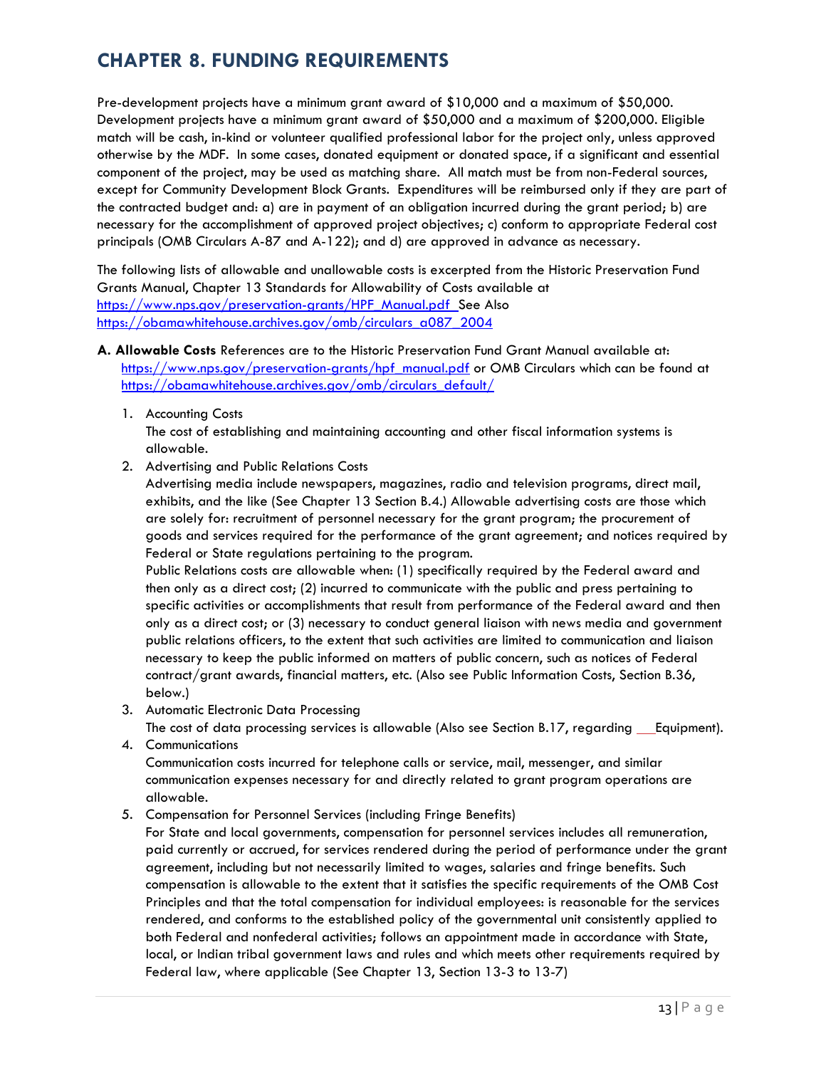# CHAPTER 8. FUNDING REQUIREMENTS

Pre-development projects have a minimum grant award of $10,000 and a maximum of $50,000. Development projects have a minimum grant award of $50,000 and a maximum of $200,000. Eligible match will be cash, in-kind or volunteer qualified professional labor for the project only, unless approved otherwise by the MDF. In some cases, donated equipment or donated space, if a significant and essential component of the project, may be used as matching share. All match must be from non-Federal sources, except for Community Development Block Grants. Expenditures will be reimbursed only if they are part of the contracted budget and: a) are in payment of an obligation incurred during the grant period; b) are necessary for the accomplishment of approved project objectives; c) conform to appropriate Federal cost principals (OMB Circulars A-87 and A-122); and d) are approved in advance as necessary.

The following lists of allowable and unallowable costs is excerpted from the Historic Preservation Fund Grants Manual, Chapter 13 Standards for Allowability of Costs available at https://www.nps.gov/preservation-grants/HPF_Manual.pdf See Also https://obamawhitehouse.archives.gov/omb/circulars_a087_2004

**A. Allowable Costs** References are to the Historic Preservation Fund Grant Manual available at: https://www.nps.gov/preservation-grants/hpf_manual.pdf or OMB Circulars which can be found at https://obamawhitehouse.archives.gov/omb/circulars_default/

1. Accounting Costs
   The cost of establishing and maintaining accounting and other fiscal information systems is allowable.
2. Advertising and Public Relations Costs
   Advertising media include newspapers, magazines, radio and television programs, direct mail, exhibits, and the like (See Chapter 13 Section B.4.) Allowable advertising costs are those which are solely for: recruitment of personnel necessary for the grant program; the procurement of goods and services required for the performance of the grant agreement; and notices required by Federal or State regulations pertaining to the program.
   Public Relations costs are allowable when: (1) specifically required by the Federal award and then only as a direct cost; (2) incurred to communicate with the public and press pertaining to specific activities or accomplishments that result from performance of the Federal award and then only as a direct cost; or (3) necessary to conduct general liaison with news media and government public relations officers, to the extent that such activities are limited to communication and liaison necessary to keep the public informed on matters of public concern, such as notices of Federal contract/grant awards, financial matters, etc. (Also see Public Information Costs, Section B.36, below.)
3. Automatic Electronic Data Processing
   The cost of data processing services is allowable (Also see Section B.17, regarding Equipment).
4. Communications
   Communication costs incurred for telephone calls or service, mail, messenger, and similar communication expenses necessary for and directly related to grant program operations are allowable.
5. Compensation for Personnel Services (including Fringe Benefits)
   For State and local governments, compensation for personnel services includes all remuneration, paid currently or accrued, for services rendered during the period of performance under the grant agreement, including but not necessarily limited to wages, salaries and fringe benefits. Such compensation is allowable to the extent that it satisfies the specific requirements of the OMB Cost Principles and that the total compensation for individual employees: is reasonable for the services rendered, and conforms to the established policy of the governmental unit consistently applied to both Federal and nonfederal activities; follows an appointment made in accordance with State, local, or Indian tribal government laws and rules and which meets other requirements required by Federal law, where applicable (See Chapter 13, Section 13-3 to 13-7)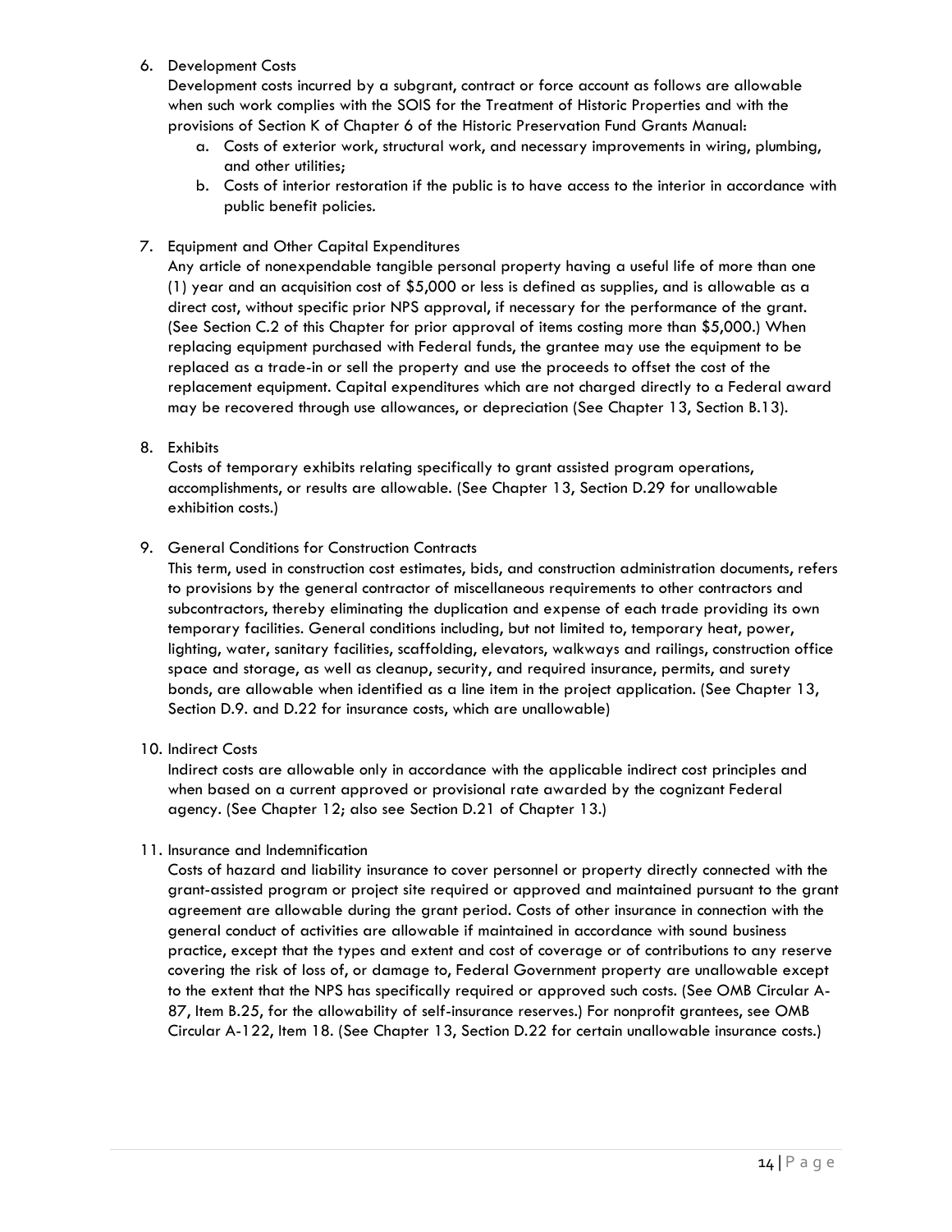6. Development Costs

   Development costs incurred by a subgrant, contract or force account as follows are allowable when such work complies with the SOIS for the Treatment of Historic Properties and with the provisions of Section K of Chapter 6 of the Historic Preservation Fund Grants Manual:

   a. Costs of exterior work, structural work, and necessary improvements in wiring, plumbing, and other utilities;
   b. Costs of interior restoration if the public is to have access to the interior in accordance with public benefit policies.

7. Equipment and Other Capital Expenditures

   Any article of nonexpendable tangible personal property having a useful life of more than one (1) year and an acquisition cost of $5,000 or less is defined as supplies, and is allowable as a direct cost, without specific prior NPS approval, if necessary for the performance of the grant. (See Section C.2 of this Chapter for prior approval of items costing more than $5,000.) When replacing equipment purchased with Federal funds, the grantee may use the equipment to be replaced as a trade-in or sell the property and use the proceeds to offset the cost of the replacement equipment. Capital expenditures which are not charged directly to a Federal award may be recovered through use allowances, or depreciation (See Chapter 13, Section B.13).

8. Exhibits

   Costs of temporary exhibits relating specifically to grant assisted program operations, accomplishments, or results are allowable. (See Chapter 13, Section D.29 for unallowable exhibition costs.)

9. General Conditions for Construction Contracts

   This term, used in construction cost estimates, bids, and construction administration documents, refers to provisions by the general contractor of miscellaneous requirements to other contractors and subcontractors, thereby eliminating the duplication and expense of each trade providing its own temporary facilities. General conditions including, but not limited to, temporary heat, power, lighting, water, sanitary facilities, scaffolding, elevators, walkways and railings, construction office space and storage, as well as cleanup, security, and required insurance, permits, and surety bonds, are allowable when identified as a line item in the project application. (See Chapter 13, Section D.9. and D.22 for insurance costs, which are unallowable)

10. Indirect Costs

    Indirect costs are allowable only in accordance with the applicable indirect cost principles and when based on a current approved or provisional rate awarded by the cognizant Federal agency. (See Chapter 12; also see Section D.21 of Chapter 13.)

11. Insurance and Indemnification

    Costs of hazard and liability insurance to cover personnel or property directly connected with the grant-assisted program or project site required or approved and maintained pursuant to the grant agreement are allowable during the grant period. Costs of other insurance in connection with the general conduct of activities are allowable if maintained in accordance with sound business practice, except that the types and extent and cost of coverage or of contributions to any reserve covering the risk of loss of, or damage to, Federal Government property are unallowable except to the extent that the NPS has specifically required or approved such costs. (See OMB Circular A-87, Item B.25, for the allowability of self-insurance reserves.) For nonprofit grantees, see OMB Circular A-122, Item 18. (See Chapter 13, Section D.22 for certain unallowable insurance costs.)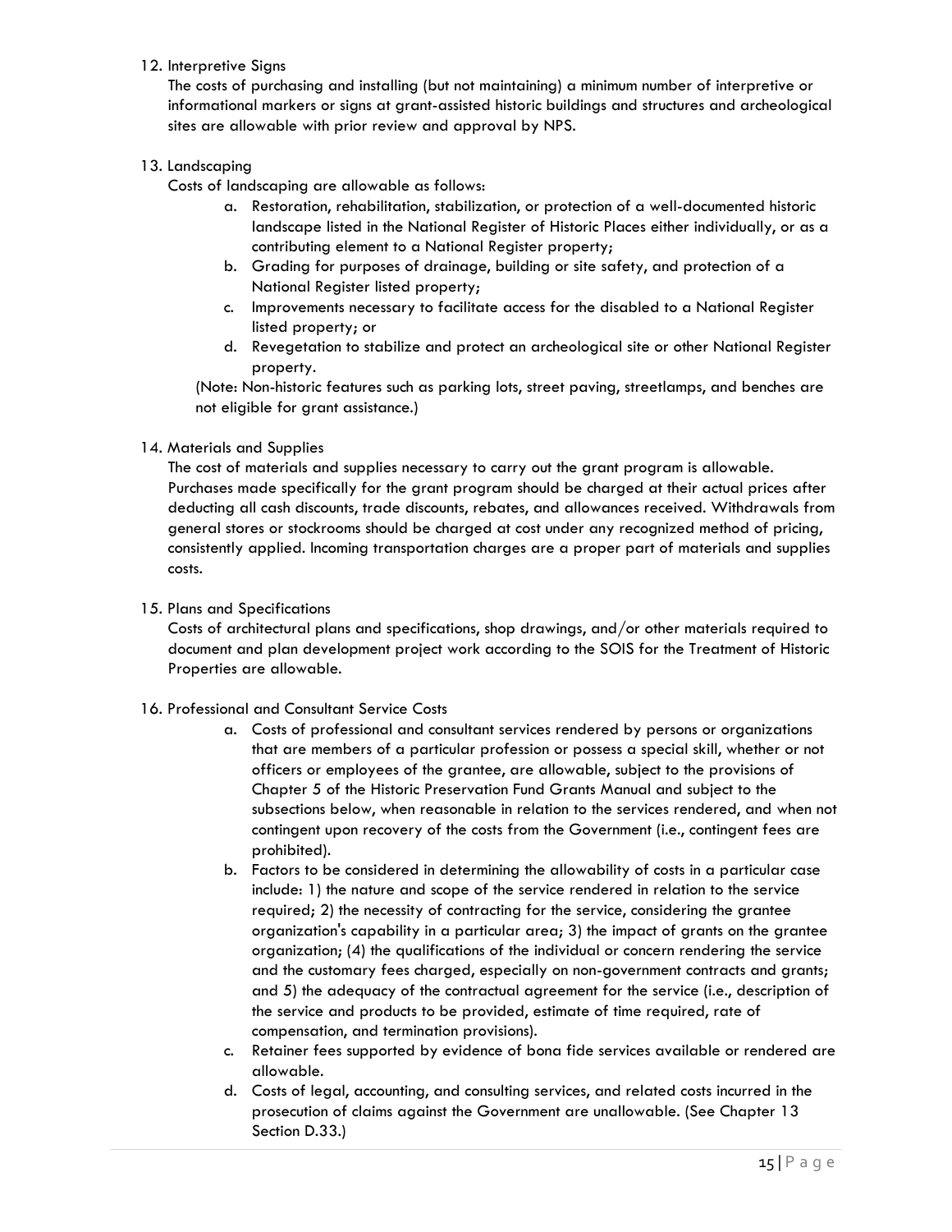12. Interpretive Signs

    The costs of purchasing and installing (but not maintaining) a minimum number of interpretive or informational markers or signs at grant-assisted historic buildings and structures and archeological sites are allowable with prior review and approval by NPS.

13. Landscaping

    Costs of landscaping are allowable as follows:

    a. Restoration, rehabilitation, stabilization, or protection of a well-documented historic landscape listed in the National Register of Historic Places either individually, or as a contributing element to a National Register property;
    b. Grading for purposes of drainage, building or site safety, and protection of a National Register listed property;
    c. Improvements necessary to facilitate access for the disabled to a National Register listed property; or
    d. Revegetation to stabilize and protect an archeological site or other National Register property.

    (Note: Non-historic features such as parking lots, street paving, streetlamps, and benches are not eligible for grant assistance.)

14. Materials and Supplies

    The cost of materials and supplies necessary to carry out the grant program is allowable. Purchases made specifically for the grant program should be charged at their actual prices after deducting all cash discounts, trade discounts, rebates, and allowances received. Withdrawals from general stores or stockrooms should be charged at cost under any recognized method of pricing, consistently applied. Incoming transportation charges are a proper part of materials and supplies costs.

15. Plans and Specifications

    Costs of architectural plans and specifications, shop drawings, and/or other materials required to document and plan development project work according to the SOIS for the Treatment of Historic Properties are allowable.

16. Professional and Consultant Service Costs

    a. Costs of professional and consultant services rendered by persons or organizations that are members of a particular profession or possess a special skill, whether or not officers or employees of the grantee, are allowable, subject to the provisions of Chapter 5 of the Historic Preservation Fund Grants Manual and subject to the subsections below, when reasonable in relation to the services rendered, and when not contingent upon recovery of the costs from the Government (i.e., contingent fees are prohibited).
    b. Factors to be considered in determining the allowability of costs in a particular case include: 1) the nature and scope of the service rendered in relation to the service required; 2) the necessity of contracting for the service, considering the grantee organization's capability in a particular area; 3) the impact of grants on the grantee organization; (4) the qualifications of the individual or concern rendering the service and the customary fees charged, especially on non-government contracts and grants; and 5) the adequacy of the contractual agreement for the service (i.e., description of the service and products to be provided, estimate of time required, rate of compensation, and termination provisions).
    c. Retainer fees supported by evidence of bona fide services available or rendered are allowable.
    d. Costs of legal, accounting, and consulting services, and related costs incurred in the prosecution of claims against the Government are unallowable. (See Chapter 13 Section D.33.)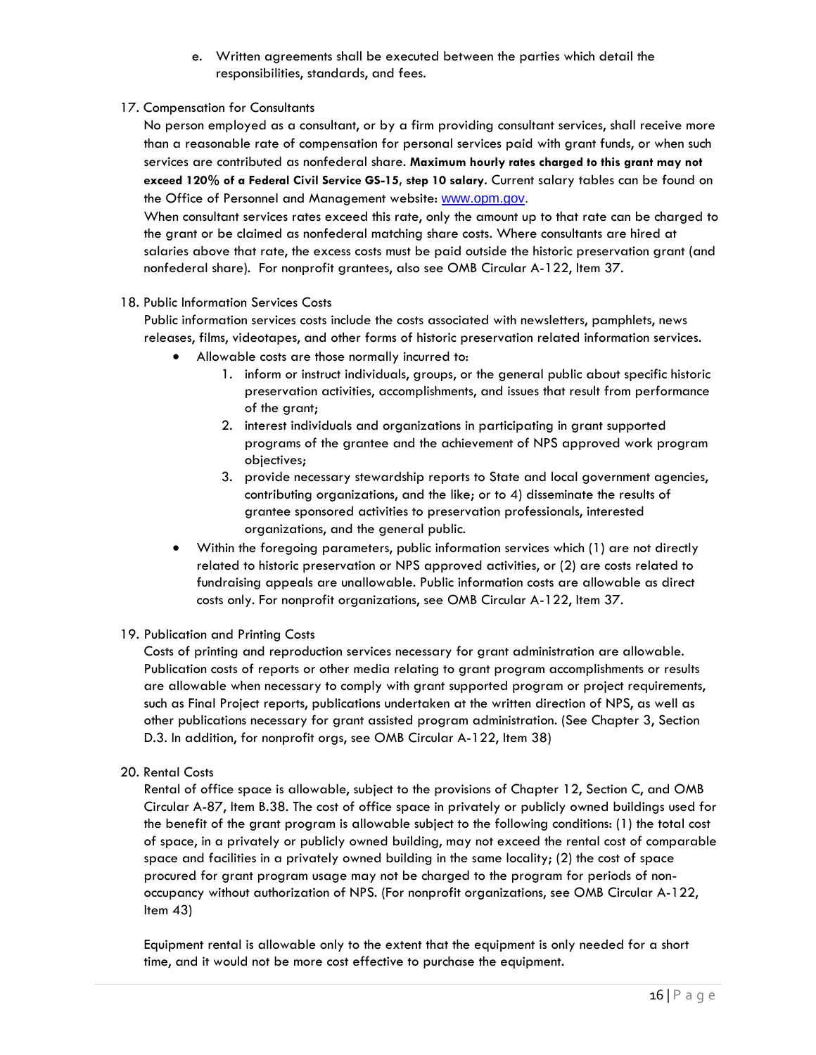e. Written agreements shall be executed between the parties which detail the responsibilities, standards, and fees.

17. Compensation for Consultants

No person employed as a consultant, or by a firm providing consultant services, shall receive more than a reasonable rate of compensation for personal services paid with grant funds, or when such services are contributed as nonfederal share. **Maximum hourly rates charged to this grant may not exceed 120% of a Federal Civil Service GS-15, step 10 salary.** Current salary tables can be found on the Office of Personnel and Management website: www.opm.gov.

When consultant services rates exceed this rate, only the amount up to that rate can be charged to the grant or be claimed as nonfederal matching share costs. Where consultants are hired at salaries above that rate, the excess costs must be paid outside the historic preservation grant (and nonfederal share). For nonprofit grantees, also see OMB Circular A-122, Item 37.

18. Public Information Services Costs

Public information services costs include the costs associated with newsletters, pamphlets, news releases, films, videotapes, and other forms of historic preservation related information services.

- Allowable costs are those normally incurred to:
  1. inform or instruct individuals, groups, or the general public about specific historic preservation activities, accomplishments, and issues that result from performance of the grant;
  2. interest individuals and organizations in participating in grant supported programs of the grantee and the achievement of NPS approved work program objectives;
  3. provide necessary stewardship reports to State and local government agencies, contributing organizations, and the like; or to 4) disseminate the results of grantee sponsored activities to preservation professionals, interested organizations, and the general public.
- Within the foregoing parameters, public information services which (1) are not directly related to historic preservation or NPS approved activities, or (2) are costs related to fundraising appeals are unallowable. Public information costs are allowable as direct costs only. For nonprofit organizations, see OMB Circular A-122, Item 37.

19. Publication and Printing Costs

Costs of printing and reproduction services necessary for grant administration are allowable. Publication costs of reports or other media relating to grant program accomplishments or results are allowable when necessary to comply with grant supported program or project requirements, such as Final Project reports, publications undertaken at the written direction of NPS, as well as other publications necessary for grant assisted program administration. (See Chapter 3, Section D.3. In addition, for nonprofit orgs, see OMB Circular A-122, Item 38)

20. Rental Costs

Rental of office space is allowable, subject to the provisions of Chapter 12, Section C, and OMB Circular A-87, Item B.38. The cost of office space in privately or publicly owned buildings used for the benefit of the grant program is allowable subject to the following conditions: (1) the total cost of space, in a privately or publicly owned building, may not exceed the rental cost of comparable space and facilities in a privately owned building in the same locality; (2) the cost of space procured for grant program usage may not be charged to the program for periods of non-occupancy without authorization of NPS. (For nonprofit organizations, see OMB Circular A-122, Item 43)

Equipment rental is allowable only to the extent that the equipment is only needed for a short time, and it would not be more cost effective to purchase the equipment.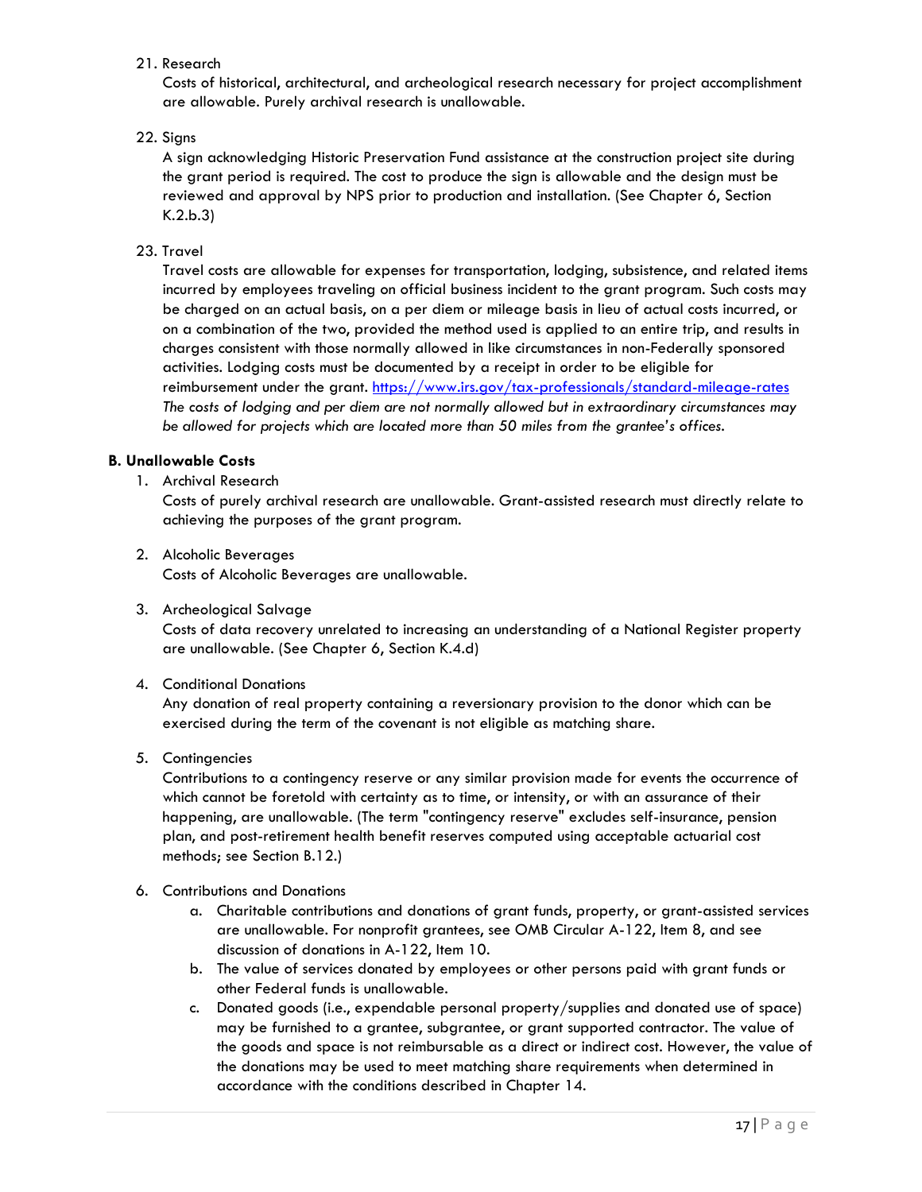21. Research

    Costs of historical, architectural, and archeological research necessary for project accomplishment are allowable. Purely archival research is unallowable.

22. Signs

    A sign acknowledging Historic Preservation Fund assistance at the construction project site during the grant period is required. The cost to produce the sign is allowable and the design must be reviewed and approval by NPS prior to production and installation. (See Chapter 6, Section K.2.b.3)

23. Travel

    Travel costs are allowable for expenses for transportation, lodging, subsistence, and related items incurred by employees traveling on official business incident to the grant program. Such costs may be charged on an actual basis, on a per diem or mileage basis in lieu of actual costs incurred, or on a combination of the two, provided the method used is applied to an entire trip, and results in charges consistent with those normally allowed in like circumstances in non-Federally sponsored activities. Lodging costs must be documented by a receipt in order to be eligible for reimbursement under the grant. [https://www.irs.gov/tax-professionals/standard-mileage-rates](https://www.irs.gov/tax-professionals/standard-mileage-rates) *The costs of lodging and per diem are not normally allowed but in extraordinary circumstances may be allowed for projects which are located more than 50 miles from the grantee's offices.*

**B. Unallowable Costs**

1. Archival Research

   Costs of purely archival research are unallowable. Grant-assisted research must directly relate to achieving the purposes of the grant program.

2. Alcoholic Beverages

   Costs of Alcoholic Beverages are unallowable.

3. Archeological Salvage

   Costs of data recovery unrelated to increasing an understanding of a National Register property are unallowable. (See Chapter 6, Section K.4.d)

4. Conditional Donations

   Any donation of real property containing a reversionary provision to the donor which can be exercised during the term of the covenant is not eligible as matching share.

5. Contingencies

   Contributions to a contingency reserve or any similar provision made for events the occurrence of which cannot be foretold with certainty as to time, or intensity, or with an assurance of their happening, are unallowable. (The term "contingency reserve" excludes self-insurance, pension plan, and post-retirement health benefit reserves computed using acceptable actuarial cost methods; see Section B.12.)

6. Contributions and Donations
   a. Charitable contributions and donations of grant funds, property, or grant-assisted services are unallowable. For nonprofit grantees, see OMB Circular A-122, Item 8, and see discussion of donations in A-122, Item 10.
   b. The value of services donated by employees or other persons paid with grant funds or other Federal funds is unallowable.
   c. Donated goods (i.e., expendable personal property/supplies and donated use of space) may be furnished to a grantee, subgrantee, or grant supported contractor. The value of the goods and space is not reimbursable as a direct or indirect cost. However, the value of the donations may be used to meet matching share requirements when determined in accordance with the conditions described in Chapter 14.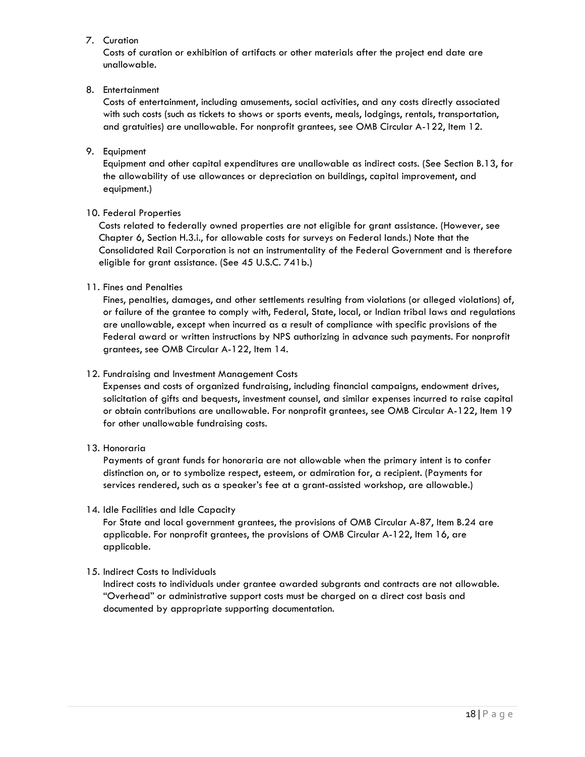7. Curation

   Costs of curation or exhibition of artifacts or other materials after the project end date are unallowable.

8. Entertainment

   Costs of entertainment, including amusements, social activities, and any costs directly associated with such costs (such as tickets to shows or sports events, meals, lodgings, rentals, transportation, and gratuities) are unallowable. For nonprofit grantees, see OMB Circular A-122, Item 12.

9. Equipment

   Equipment and other capital expenditures are unallowable as indirect costs. (See Section B.13, for the allowability of use allowances or depreciation on buildings, capital improvement, and equipment.)

10. Federal Properties

    Costs related to federally owned properties are not eligible for grant assistance. (However, see Chapter 6, Section H.3.i., for allowable costs for surveys on Federal lands.) Note that the Consolidated Rail Corporation is not an instrumentality of the Federal Government and is therefore eligible for grant assistance. (See 45 U.S.C. 741b.)

11. Fines and Penalties

    Fines, penalties, damages, and other settlements resulting from violations (or alleged violations) of, or failure of the grantee to comply with, Federal, State, local, or Indian tribal laws and regulations are unallowable, except when incurred as a result of compliance with specific provisions of the Federal award or written instructions by NPS authorizing in advance such payments. For nonprofit grantees, see OMB Circular A-122, Item 14.

12. Fundraising and Investment Management Costs

    Expenses and costs of organized fundraising, including financial campaigns, endowment drives, solicitation of gifts and bequests, investment counsel, and similar expenses incurred to raise capital or obtain contributions are unallowable. For nonprofit grantees, see OMB Circular A-122, Item 19 for other unallowable fundraising costs.

13. Honoraria

    Payments of grant funds for honoraria are not allowable when the primary intent is to confer distinction on, or to symbolize respect, esteem, or admiration for, a recipient. (Payments for services rendered, such as a speaker's fee at a grant-assisted workshop, are allowable.)

14. Idle Facilities and Idle Capacity

    For State and local government grantees, the provisions of OMB Circular A-87, Item B.24 are applicable. For nonprofit grantees, the provisions of OMB Circular A-122, Item 16, are applicable.

15. Indirect Costs to Individuals

    Indirect costs to individuals under grantee awarded subgrants and contracts are not allowable. "Overhead" or administrative support costs must be charged on a direct cost basis and documented by appropriate supporting documentation.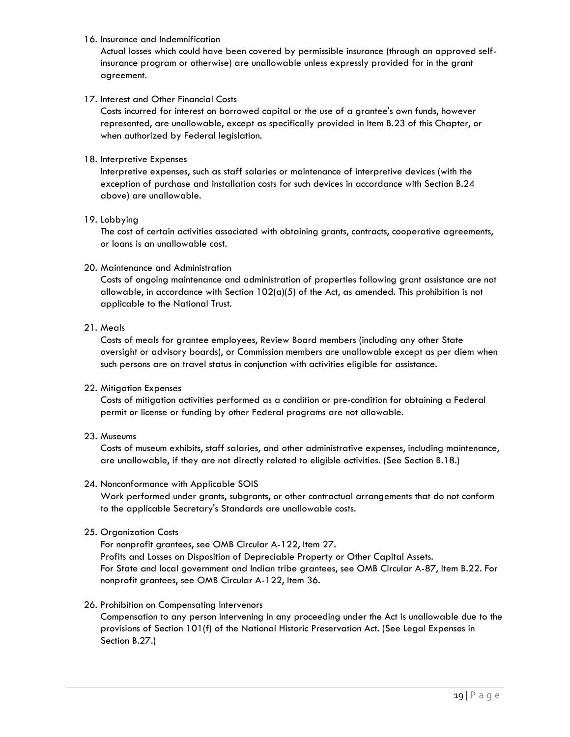16. Insurance and Indemnification
    Actual losses which could have been covered by permissible insurance (through an approved self-insurance program or otherwise) are unallowable unless expressly provided for in the grant agreement.

17. Interest and Other Financial Costs
    Costs incurred for interest on borrowed capital or the use of a grantee's own funds, however represented, are unallowable, except as specifically provided in Item B.23 of this Chapter, or when authorized by Federal legislation.

18. Interpretive Expenses
    Interpretive expenses, such as staff salaries or maintenance of interpretive devices (with the exception of purchase and installation costs for such devices in accordance with Section B.24 above) are unallowable.

19. Lobbying
    The cost of certain activities associated with obtaining grants, contracts, cooperative agreements, or loans is an unallowable cost.

20. Maintenance and Administration
    Costs of ongoing maintenance and administration of properties following grant assistance are not allowable, in accordance with Section 102(a)(5) of the Act, as amended. This prohibition is not applicable to the National Trust.

21. Meals
    Costs of meals for grantee employees, Review Board members (including any other State oversight or advisory boards), or Commission members are unallowable except as per diem when such persons are on travel status in conjunction with activities eligible for assistance.

22. Mitigation Expenses
    Costs of mitigation activities performed as a condition or pre-condition for obtaining a Federal permit or license or funding by other Federal programs are not allowable.

23. Museums
    Costs of museum exhibits, staff salaries, and other administrative expenses, including maintenance, are unallowable, if they are not directly related to eligible activities. (See Section B.18.)

24. Nonconformance with Applicable SOIS
    Work performed under grants, subgrants, or other contractual arrangements that do not conform to the applicable Secretary's Standards are unallowable costs.

25. Organization Costs
    For nonprofit grantees, see OMB Circular A-122, Item 27.
    Profits and Losses on Disposition of Depreciable Property or Other Capital Assets.
    For State and local government and Indian tribe grantees, see OMB Circular A-87, Item B.22. For nonprofit grantees, see OMB Circular A-122, Item 36.

26. Prohibition on Compensating Intervenors
    Compensation to any person intervening in any proceeding under the Act is unallowable due to the provisions of Section 101(f) of the National Historic Preservation Act. (See Legal Expenses in Section B.27.)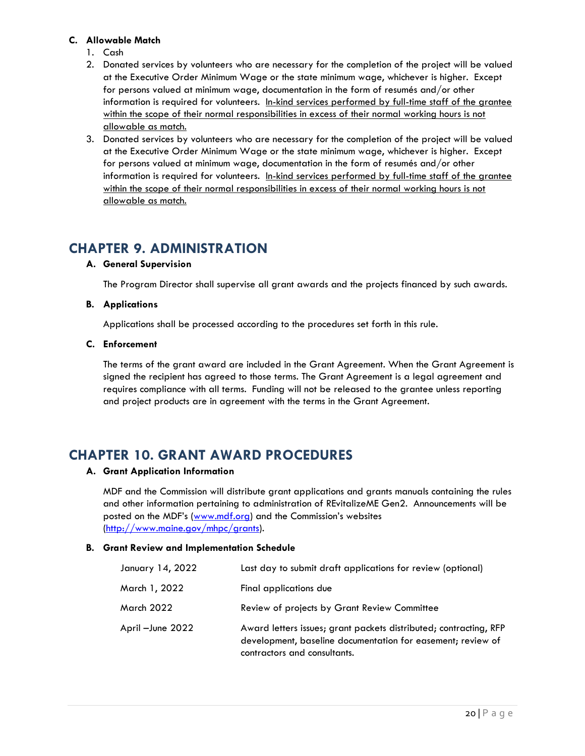**C. Allowable Match**

1. Cash
2. Donated services by volunteers who are necessary for the completion of the project will be valued at the Executive Order Minimum Wage or the state minimum wage, whichever is higher. Except for persons valued at minimum wage, documentation in the form of resumés and/or other information is required for volunteers. <u>In-kind services performed by full-time staff of the grantee within the scope of their normal responsibilities in excess of their normal working hours is not allowable as match.</u>
3. Donated services by volunteers who are necessary for the completion of the project will be valued at the Executive Order Minimum Wage or the state minimum wage, whichever is higher. Except for persons valued at minimum wage, documentation in the form of resumés and/or other information is required for volunteers. <u>In-kind services performed by full-time staff of the grantee within the scope of their normal responsibilities in excess of their normal working hours is not allowable as match.</u>

# CHAPTER 9. ADMINISTRATION

**A. General Supervision**

The Program Director shall supervise all grant awards and the projects financed by such awards.

**B. Applications**

Applications shall be processed according to the procedures set forth in this rule.

**C. Enforcement**

The terms of the grant award are included in the Grant Agreement. When the Grant Agreement is signed the recipient has agreed to those terms. The Grant Agreement is a legal agreement and requires compliance with all terms. Funding will not be released to the grantee unless reporting and project products are in agreement with the terms in the Grant Agreement.

# CHAPTER 10. GRANT AWARD PROCEDURES

**A. Grant Application Information**

MDF and the Commission will distribute grant applications and grants manuals containing the rules and other information pertaining to administration of REvitalizeME Gen2. Announcements will be posted on the MDF's (www.mdf.org) and the Commission's websites (http://www.maine.gov/mhpc/grants).

**B. Grant Review and Implementation Schedule**

| | |
|---|---|
| January 14, 2022 | Last day to submit draft applications for review (optional) |
| March 1, 2022 | Final applications due |
| March 2022 | Review of projects by Grant Review Committee |
| April –June 2022 | Award letters issues; grant packets distributed; contracting, RFP development, baseline documentation for easement; review of contractors and consultants. |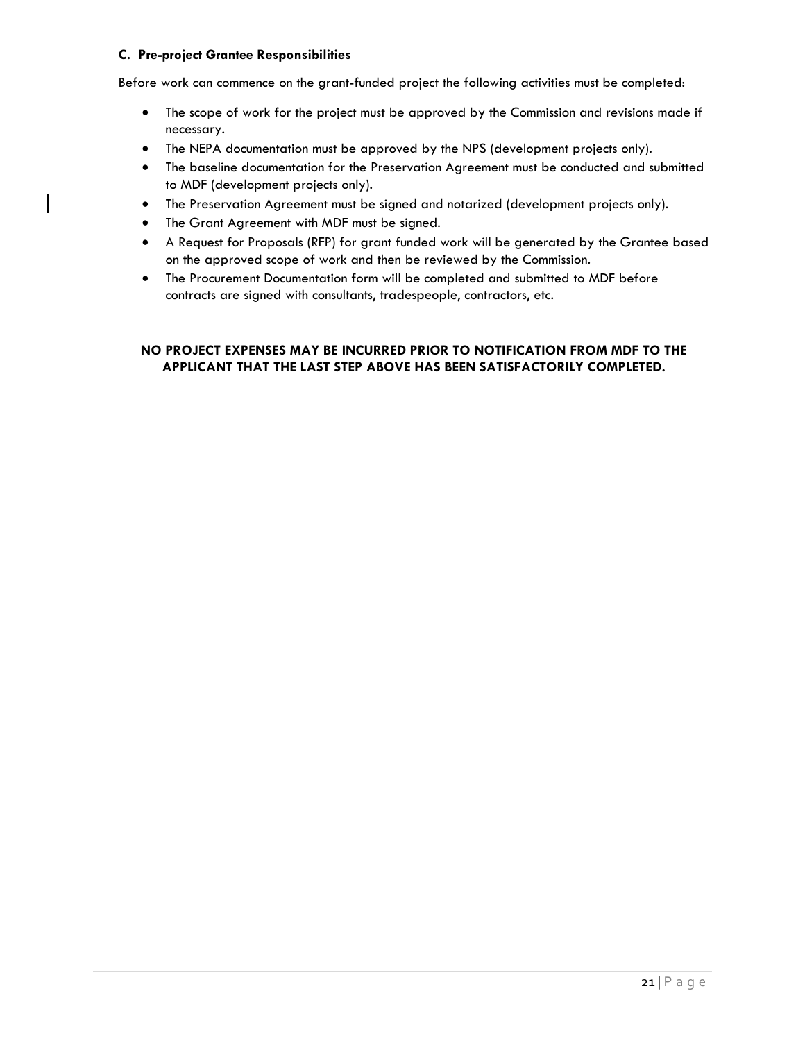### C. Pre-project Grantee Responsibilities

Before work can commence on the grant-funded project the following activities must be completed:

- The scope of work for the project must be approved by the Commission and revisions made if necessary.
- The NEPA documentation must be approved by the NPS (development projects only).
- The baseline documentation for the Preservation Agreement must be conducted and submitted to MDF (development projects only).
- The Preservation Agreement must be signed and notarized (development projects only).
- The Grant Agreement with MDF must be signed.
- A Request for Proposals (RFP) for grant funded work will be generated by the Grantee based on the approved scope of work and then be reviewed by the Commission.
- The Procurement Documentation form will be completed and submitted to MDF before contracts are signed with consultants, tradespeople, contractors, etc.

**NO PROJECT EXPENSES MAY BE INCURRED PRIOR TO NOTIFICATION FROM MDF TO THE APPLICANT THAT THE LAST STEP ABOVE HAS BEEN SATISFACTORILY COMPLETED.**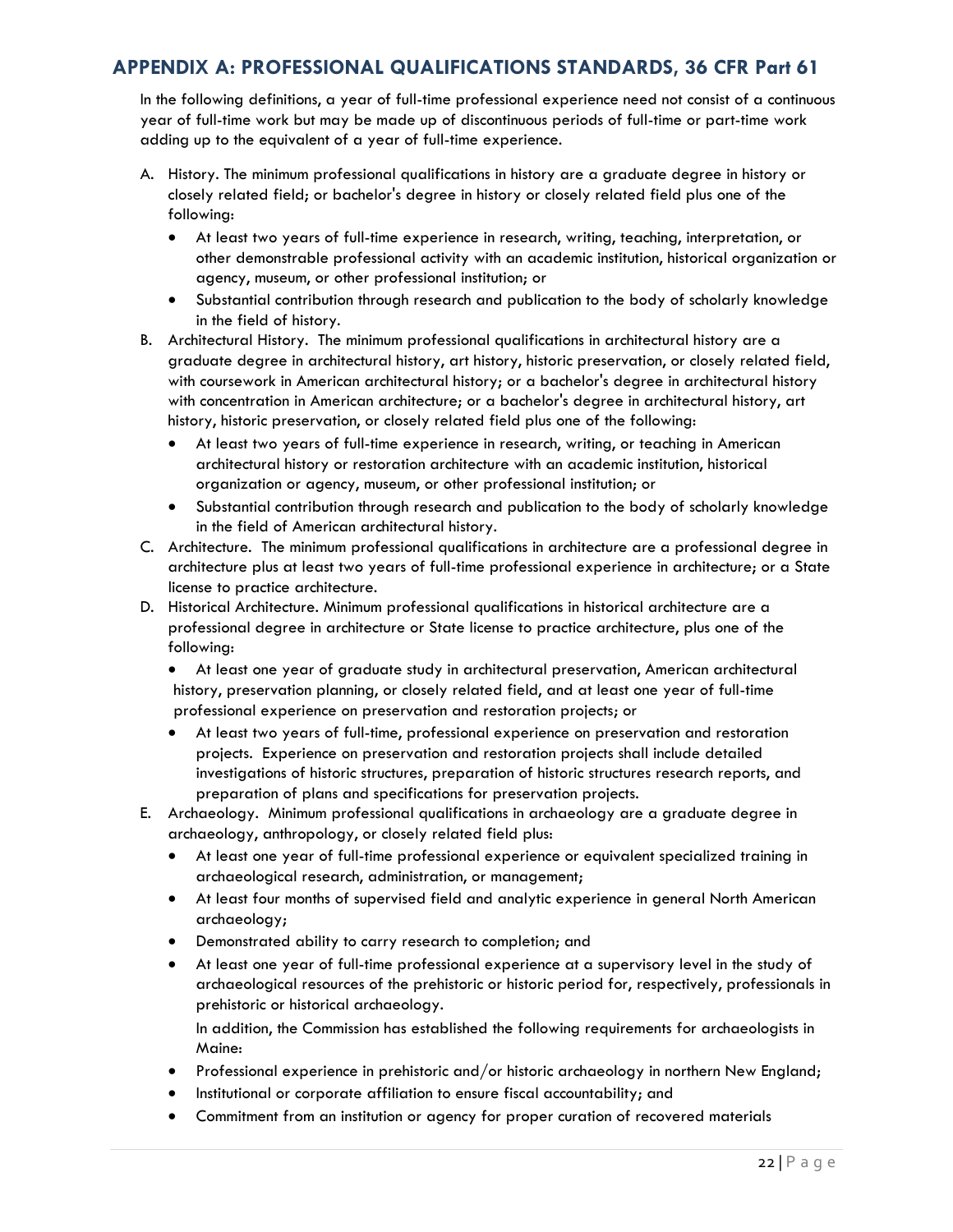## APPENDIX A: PROFESSIONAL QUALIFICATIONS STANDARDS, 36 CFR Part 61

In the following definitions, a year of full-time professional experience need not consist of a continuous year of full-time work but may be made up of discontinuous periods of full-time or part-time work adding up to the equivalent of a year of full-time experience.

A. History. The minimum professional qualifications in history are a graduate degree in history or closely related field; or bachelor's degree in history or closely related field plus one of the following:
   - At least two years of full-time experience in research, writing, teaching, interpretation, or other demonstrable professional activity with an academic institution, historical organization or agency, museum, or other professional institution; or
   - Substantial contribution through research and publication to the body of scholarly knowledge in the field of history.

B. Architectural History. The minimum professional qualifications in architectural history are a graduate degree in architectural history, art history, historic preservation, or closely related field, with coursework in American architectural history; or a bachelor's degree in architectural history with concentration in American architecture; or a bachelor's degree in architectural history, art history, historic preservation, or closely related field plus one of the following:
   - At least two years of full-time experience in research, writing, or teaching in American architectural history or restoration architecture with an academic institution, historical organization or agency, museum, or other professional institution; or
   - Substantial contribution through research and publication to the body of scholarly knowledge in the field of American architectural history.

C. Architecture. The minimum professional qualifications in architecture are a professional degree in architecture plus at least two years of full-time professional experience in architecture; or a State license to practice architecture.

D. Historical Architecture. Minimum professional qualifications in historical architecture are a professional degree in architecture or State license to practice architecture, plus one of the following:
   - At least one year of graduate study in architectural preservation, American architectural history, preservation planning, or closely related field, and at least one year of full-time professional experience on preservation and restoration projects; or
   - At least two years of full-time, professional experience on preservation and restoration projects. Experience on preservation and restoration projects shall include detailed investigations of historic structures, preparation of historic structures research reports, and preparation of plans and specifications for preservation projects.

E. Archaeology. Minimum professional qualifications in archaeology are a graduate degree in archaeology, anthropology, or closely related field plus:
   - At least one year of full-time professional experience or equivalent specialized training in archaeological research, administration, or management;
   - At least four months of supervised field and analytic experience in general North American archaeology;
   - Demonstrated ability to carry research to completion; and
   - At least one year of full-time professional experience at a supervisory level in the study of archaeological resources of the prehistoric or historic period for, respectively, professionals in prehistoric or historical archaeology.

   In addition, the Commission has established the following requirements for archaeologists in Maine:

   - Professional experience in prehistoric and/or historic archaeology in northern New England;
   - Institutional or corporate affiliation to ensure fiscal accountability; and
   - Commitment from an institution or agency for proper curation of recovered materials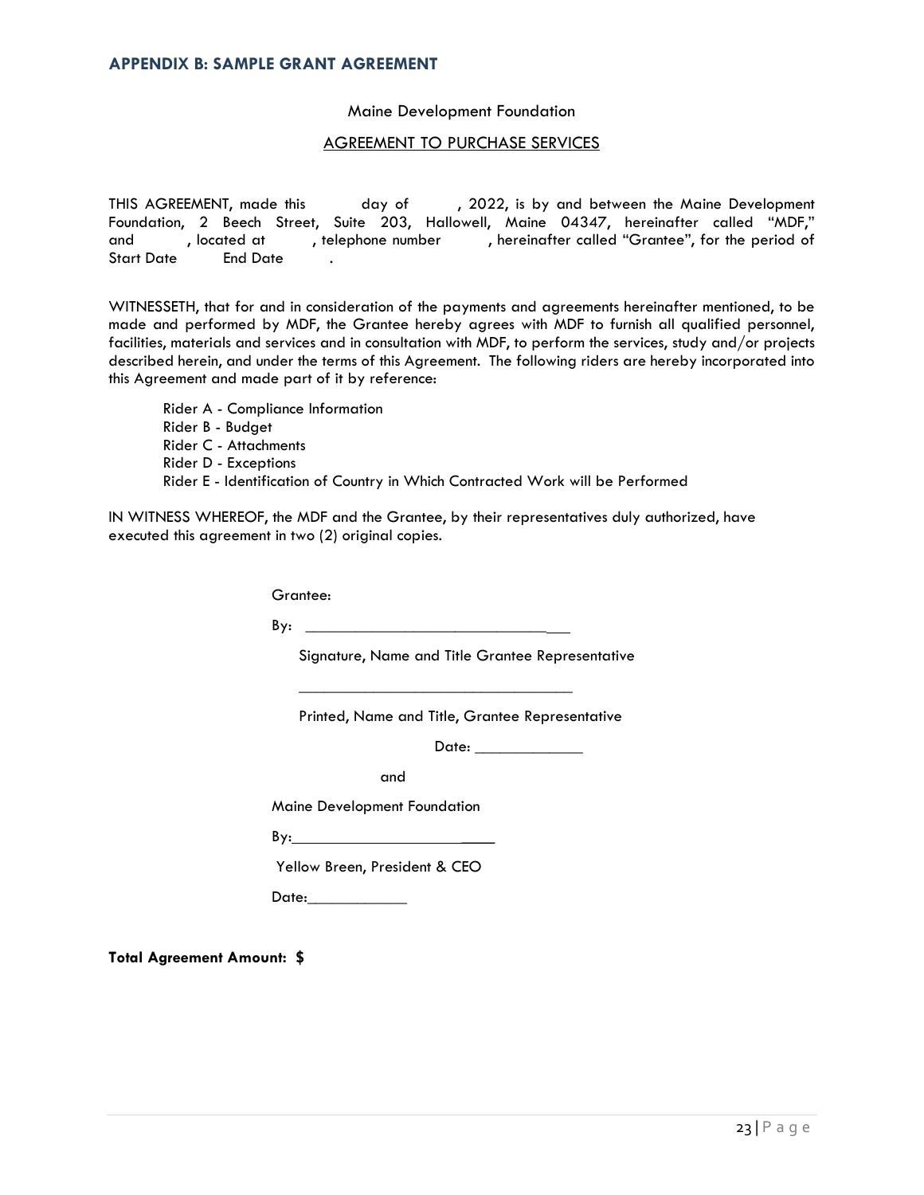## APPENDIX B: SAMPLE GRANT AGREEMENT

Maine Development Foundation

AGREEMENT TO PURCHASE SERVICES

THIS AGREEMENT, made this day of , 2022, is by and between the Maine Development Foundation, 2 Beech Street, Suite 203, Hallowell, Maine 04347, hereinafter called "MDF," and , located at , telephone number , hereinafter called "Grantee", for the period of Start Date End Date .

WITNESSETH, that for and in consideration of the payments and agreements hereinafter mentioned, to be made and performed by MDF, the Grantee hereby agrees with MDF to furnish all qualified personnel, facilities, materials and services and in consultation with MDF, to perform the services, study and/or projects described herein, and under the terms of this Agreement. The following riders are hereby incorporated into this Agreement and made part of it by reference:

- Rider A - Compliance Information
- Rider B - Budget
- Rider C - Attachments
- Rider D - Exceptions
- Rider E - Identification of Country in Which Contracted Work will be Performed

IN WITNESS WHEREOF, the MDF and the Grantee, by their representatives duly authorized, have executed this agreement in two (2) original copies.

Grantee:

By: _________________________________

Signature, Name and Title Grantee Representative

_________________________________

Printed, Name and Title, Grantee Representative

Date: _____________

and

Maine Development Foundation

By:_________________________

Yellow Breen, President & CEO

Date:____________

**Total Agreement Amount: $**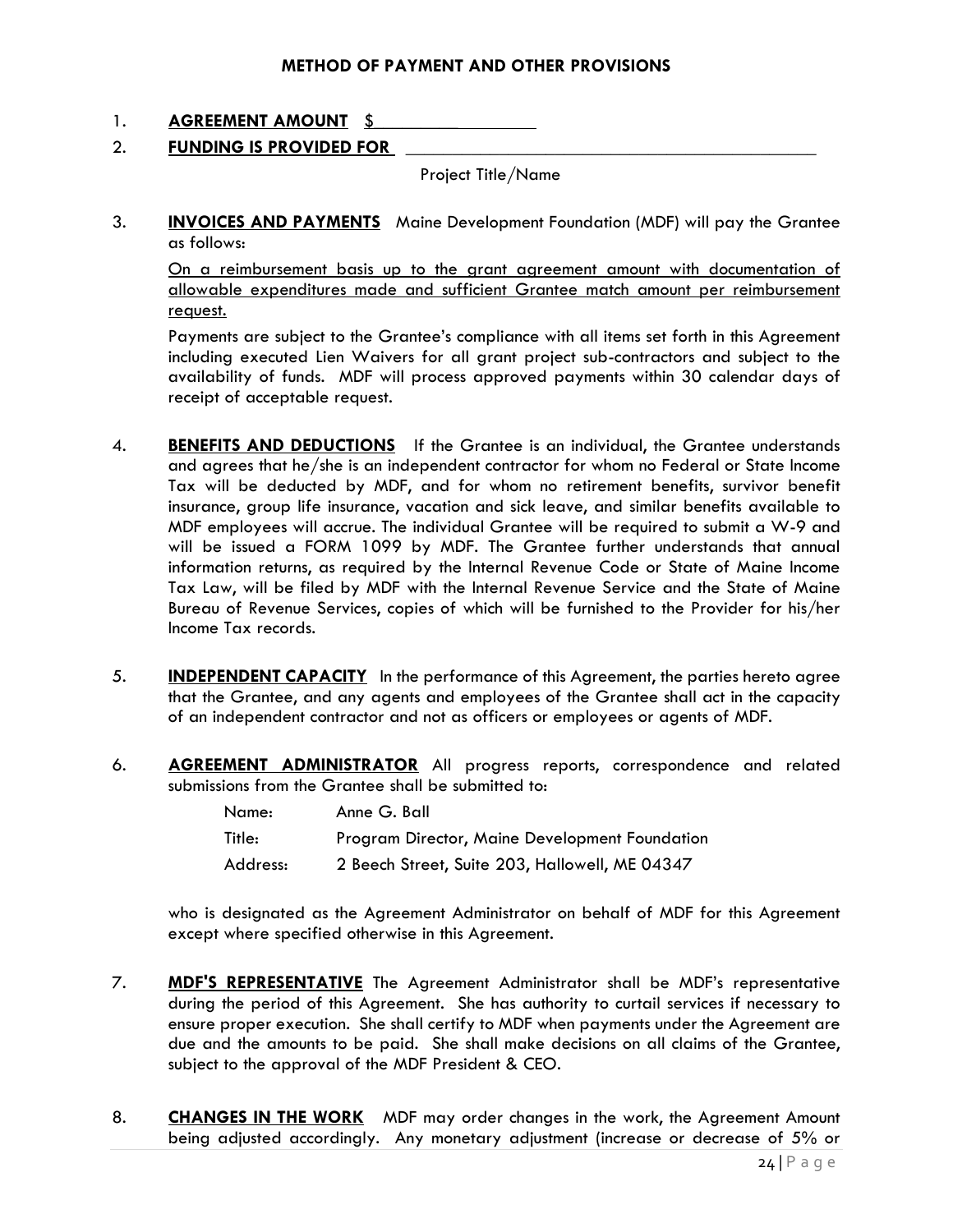## METHOD OF PAYMENT AND OTHER PROVISIONS

1. **AGREEMENT AMOUNT** $_________________

2. **FUNDING IS PROVIDED FOR** _____________________________________________

   Project Title/Name

3. **INVOICES AND PAYMENTS** Maine Development Foundation (MDF) will pay the Grantee as follows:

   On a reimbursement basis up to the grant agreement amount with documentation of allowable expenditures made and sufficient Grantee match amount per reimbursement request.

   Payments are subject to the Grantee's compliance with all items set forth in this Agreement including executed Lien Waivers for all grant project sub-contractors and subject to the availability of funds. MDF will process approved payments within 30 calendar days of receipt of acceptable request.

4. **BENEFITS AND DEDUCTIONS** If the Grantee is an individual, the Grantee understands and agrees that he/she is an independent contractor for whom no Federal or State Income Tax will be deducted by MDF, and for whom no retirement benefits, survivor benefit insurance, group life insurance, vacation and sick leave, and similar benefits available to MDF employees will accrue. The individual Grantee will be required to submit a W-9 and will be issued a FORM 1099 by MDF. The Grantee further understands that annual information returns, as required by the Internal Revenue Code or State of Maine Income Tax Law, will be filed by MDF with the Internal Revenue Service and the State of Maine Bureau of Revenue Services, copies of which will be furnished to the Provider for his/her Income Tax records.

5. **INDEPENDENT CAPACITY** In the performance of this Agreement, the parties hereto agree that the Grantee, and any agents and employees of the Grantee shall act in the capacity of an independent contractor and not as officers or employees or agents of MDF.

6. **AGREEMENT ADMINISTRATOR** All progress reports, correspondence and related submissions from the Grantee shall be submitted to:

   Name: Anne G. Ball
   Title: Program Director, Maine Development Foundation
   Address: 2 Beech Street, Suite 203, Hallowell, ME 04347

   who is designated as the Agreement Administrator on behalf of MDF for this Agreement except where specified otherwise in this Agreement.

7. **MDF'S REPRESENTATIVE** The Agreement Administrator shall be MDF's representative during the period of this Agreement. She has authority to curtail services if necessary to ensure proper execution. She shall certify to MDF when payments under the Agreement are due and the amounts to be paid. She shall make decisions on all claims of the Grantee, subject to the approval of the MDF President & CEO.

8. **CHANGES IN THE WORK** MDF may order changes in the work, the Agreement Amount being adjusted accordingly. Any monetary adjustment (increase or decrease of 5% or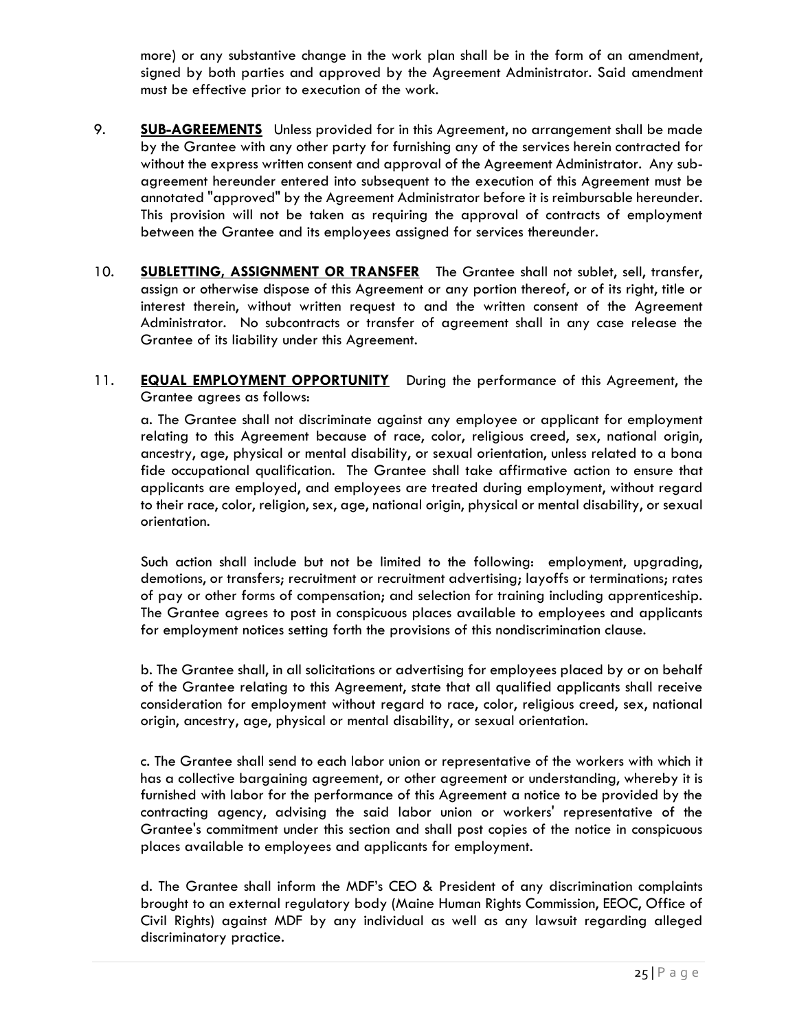more) or any substantive change in the work plan shall be in the form of an amendment, signed by both parties and approved by the Agreement Administrator. Said amendment must be effective prior to execution of the work.

9. **SUB-AGREEMENTS** Unless provided for in this Agreement, no arrangement shall be made by the Grantee with any other party for furnishing any of the services herein contracted for without the express written consent and approval of the Agreement Administrator. Any sub-agreement hereunder entered into subsequent to the execution of this Agreement must be annotated "approved" by the Agreement Administrator before it is reimbursable hereunder. This provision will not be taken as requiring the approval of contracts of employment between the Grantee and its employees assigned for services thereunder.

10. **SUBLETTING, ASSIGNMENT OR TRANSFER** The Grantee shall not sublet, sell, transfer, assign or otherwise dispose of this Agreement or any portion thereof, or of its right, title or interest therein, without written request to and the written consent of the Agreement Administrator. No subcontracts or transfer of agreement shall in any case release the Grantee of its liability under this Agreement.

11. **EQUAL EMPLOYMENT OPPORTUNITY** During the performance of this Agreement, the Grantee agrees as follows:

    a. The Grantee shall not discriminate against any employee or applicant for employment relating to this Agreement because of race, color, religious creed, sex, national origin, ancestry, age, physical or mental disability, or sexual orientation, unless related to a bona fide occupational qualification. The Grantee shall take affirmative action to ensure that applicants are employed, and employees are treated during employment, without regard to their race, color, religion, sex, age, national origin, physical or mental disability, or sexual orientation.

    Such action shall include but not be limited to the following: employment, upgrading, demotions, or transfers; recruitment or recruitment advertising; layoffs or terminations; rates of pay or other forms of compensation; and selection for training including apprenticeship. The Grantee agrees to post in conspicuous places available to employees and applicants for employment notices setting forth the provisions of this nondiscrimination clause.

    b. The Grantee shall, in all solicitations or advertising for employees placed by or on behalf of the Grantee relating to this Agreement, state that all qualified applicants shall receive consideration for employment without regard to race, color, religious creed, sex, national origin, ancestry, age, physical or mental disability, or sexual orientation.

    c. The Grantee shall send to each labor union or representative of the workers with which it has a collective bargaining agreement, or other agreement or understanding, whereby it is furnished with labor for the performance of this Agreement a notice to be provided by the contracting agency, advising the said labor union or workers' representative of the Grantee's commitment under this section and shall post copies of the notice in conspicuous places available to employees and applicants for employment.

    d. The Grantee shall inform the MDF's CEO & President of any discrimination complaints brought to an external regulatory body (Maine Human Rights Commission, EEOC, Office of Civil Rights) against MDF by any individual as well as any lawsuit regarding alleged discriminatory practice.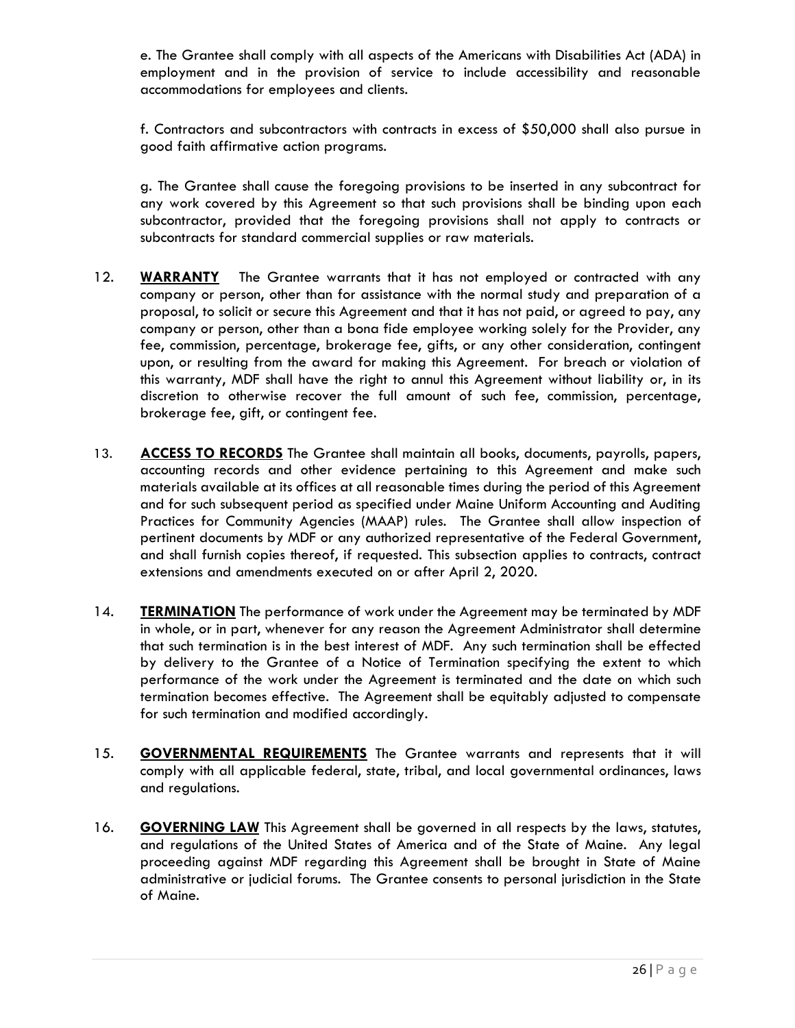e. The Grantee shall comply with all aspects of the Americans with Disabilities Act (ADA) in employment and in the provision of service to include accessibility and reasonable accommodations for employees and clients.

f. Contractors and subcontractors with contracts in excess of $50,000 shall also pursue in good faith affirmative action programs.

g. The Grantee shall cause the foregoing provisions to be inserted in any subcontract for any work covered by this Agreement so that such provisions shall be binding upon each subcontractor, provided that the foregoing provisions shall not apply to contracts or subcontracts for standard commercial supplies or raw materials.

12. **WARRANTY** The Grantee warrants that it has not employed or contracted with any company or person, other than for assistance with the normal study and preparation of a proposal, to solicit or secure this Agreement and that it has not paid, or agreed to pay, any company or person, other than a bona fide employee working solely for the Provider, any fee, commission, percentage, brokerage fee, gifts, or any other consideration, contingent upon, or resulting from the award for making this Agreement. For breach or violation of this warranty, MDF shall have the right to annul this Agreement without liability or, in its discretion to otherwise recover the full amount of such fee, commission, percentage, brokerage fee, gift, or contingent fee.

13. **ACCESS TO RECORDS** The Grantee shall maintain all books, documents, payrolls, papers, accounting records and other evidence pertaining to this Agreement and make such materials available at its offices at all reasonable times during the period of this Agreement and for such subsequent period as specified under Maine Uniform Accounting and Auditing Practices for Community Agencies (MAAP) rules. The Grantee shall allow inspection of pertinent documents by MDF or any authorized representative of the Federal Government, and shall furnish copies thereof, if requested. This subsection applies to contracts, contract extensions and amendments executed on or after April 2, 2020.

14. **TERMINATION** The performance of work under the Agreement may be terminated by MDF in whole, or in part, whenever for any reason the Agreement Administrator shall determine that such termination is in the best interest of MDF. Any such termination shall be effected by delivery to the Grantee of a Notice of Termination specifying the extent to which performance of the work under the Agreement is terminated and the date on which such termination becomes effective. The Agreement shall be equitably adjusted to compensate for such termination and modified accordingly.

15. **GOVERNMENTAL REQUIREMENTS** The Grantee warrants and represents that it will comply with all applicable federal, state, tribal, and local governmental ordinances, laws and regulations.

16. **GOVERNING LAW** This Agreement shall be governed in all respects by the laws, statutes, and regulations of the United States of America and of the State of Maine. Any legal proceeding against MDF regarding this Agreement shall be brought in State of Maine administrative or judicial forums. The Grantee consents to personal jurisdiction in the State of Maine.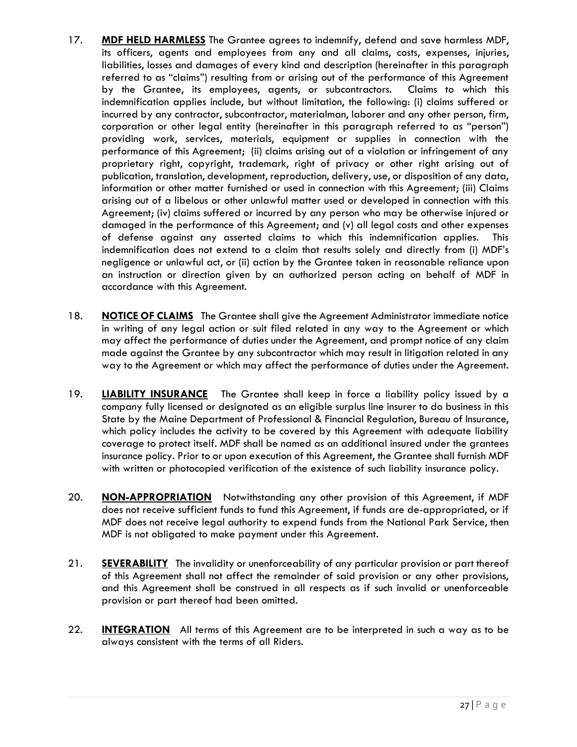17. **MDF HELD HARMLESS** The Grantee agrees to indemnify, defend and save harmless MDF, its officers, agents and employees from any and all claims, costs, expenses, injuries, liabilities, losses and damages of every kind and description (hereinafter in this paragraph referred to as "claims") resulting from or arising out of the performance of this Agreement by the Grantee, its employees, agents, or subcontractors. Claims to which this indemnification applies include, but without limitation, the following: (i) claims suffered or incurred by any contractor, subcontractor, materialman, laborer and any other person, firm, corporation or other legal entity (hereinafter in this paragraph referred to as "person") providing work, services, materials, equipment or supplies in connection with the performance of this Agreement; (ii) claims arising out of a violation or infringement of any proprietary right, copyright, trademark, right of privacy or other right arising out of publication, translation, development, reproduction, delivery, use, or disposition of any data, information or other matter furnished or used in connection with this Agreement; (iii) Claims arising out of a libelous or other unlawful matter used or developed in connection with this Agreement; (iv) claims suffered or incurred by any person who may be otherwise injured or damaged in the performance of this Agreement; and (v) all legal costs and other expenses of defense against any asserted claims to which this indemnification applies. This indemnification does not extend to a claim that results solely and directly from (i) MDF's negligence or unlawful act, or (ii) action by the Grantee taken in reasonable reliance upon an instruction or direction given by an authorized person acting on behalf of MDF in accordance with this Agreement.

18. **NOTICE OF CLAIMS** The Grantee shall give the Agreement Administrator immediate notice in writing of any legal action or suit filed related in any way to the Agreement or which may affect the performance of duties under the Agreement, and prompt notice of any claim made against the Grantee by any subcontractor which may result in litigation related in any way to the Agreement or which may affect the performance of duties under the Agreement.

19. **LIABILITY INSURANCE** The Grantee shall keep in force a liability policy issued by a company fully licensed or designated as an eligible surplus line insurer to do business in this State by the Maine Department of Professional & Financial Regulation, Bureau of Insurance, which policy includes the activity to be covered by this Agreement with adequate liability coverage to protect itself. MDF shall be named as an additional insured under the grantees insurance policy. Prior to or upon execution of this Agreement, the Grantee shall furnish MDF with written or photocopied verification of the existence of such liability insurance policy.

20. **NON-APPROPRIATION** Notwithstanding any other provision of this Agreement, if MDF does not receive sufficient funds to fund this Agreement, if funds are de-appropriated, or if MDF does not receive legal authority to expend funds from the National Park Service, then MDF is not obligated to make payment under this Agreement.

21. **SEVERABILITY** The invalidity or unenforceability of any particular provision or part thereof of this Agreement shall not affect the remainder of said provision or any other provisions, and this Agreement shall be construed in all respects as if such invalid or unenforceable provision or part thereof had been omitted.

22. **INTEGRATION** All terms of this Agreement are to be interpreted in such a way as to be always consistent with the terms of all Riders.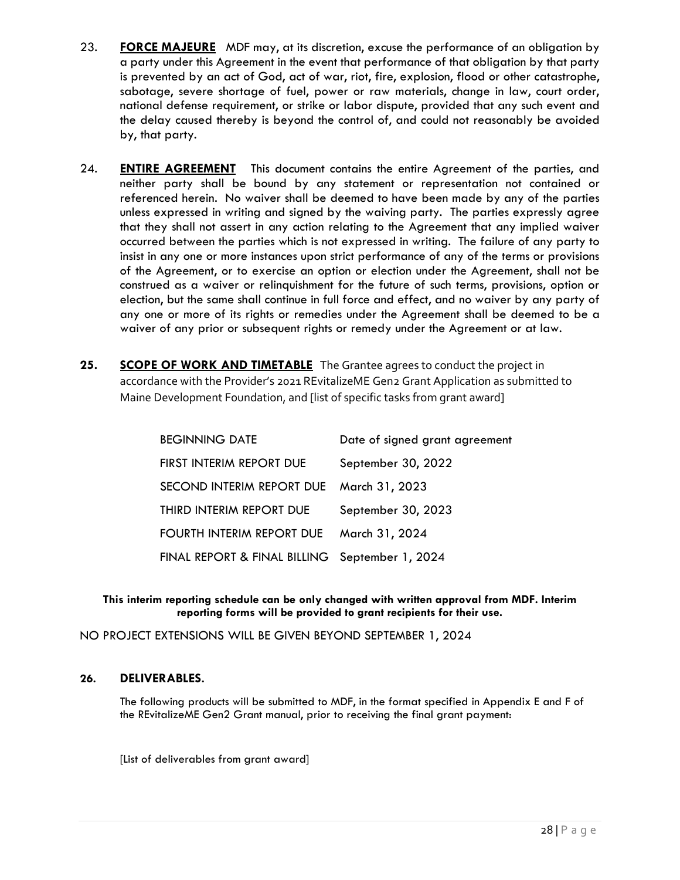23. **FORCE MAJEURE** MDF may, at its discretion, excuse the performance of an obligation by a party under this Agreement in the event that performance of that obligation by that party is prevented by an act of God, act of war, riot, fire, explosion, flood or other catastrophe, sabotage, severe shortage of fuel, power or raw materials, change in law, court order, national defense requirement, or strike or labor dispute, provided that any such event and the delay caused thereby is beyond the control of, and could not reasonably be avoided by, that party.

24. **ENTIRE AGREEMENT** This document contains the entire Agreement of the parties, and neither party shall be bound by any statement or representation not contained or referenced herein. No waiver shall be deemed to have been made by any of the parties unless expressed in writing and signed by the waiving party. The parties expressly agree that they shall not assert in any action relating to the Agreement that any implied waiver occurred between the parties which is not expressed in writing. The failure of any party to insist in any one or more instances upon strict performance of any of the terms or provisions of the Agreement, or to exercise an option or election under the Agreement, shall not be construed as a waiver or relinquishment for the future of such terms, provisions, option or election, but the same shall continue in full force and effect, and no waiver by any party of any one or more of its rights or remedies under the Agreement shall be deemed to be a waiver of any prior or subsequent rights or remedy under the Agreement or at law.

**25. SCOPE OF WORK AND TIMETABLE** The Grantee agrees to conduct the project in accordance with the Provider's 2021 REvitalizeME Gen2 Grant Application as submitted to Maine Development Foundation, and [list of specific tasks from grant award]

| | |
|---|---|
| BEGINNING DATE | Date of signed grant agreement |
| FIRST INTERIM REPORT DUE | September 30, 2022 |
| SECOND INTERIM REPORT DUE | March 31, 2023 |
| THIRD INTERIM REPORT DUE | September 30, 2023 |
| FOURTH INTERIM REPORT DUE | March 31, 2024 |
| FINAL REPORT & FINAL BILLING | September 1, 2024 |

**This interim reporting schedule can be only changed with written approval from MDF. Interim reporting forms will be provided to grant recipients for their use.**

NO PROJECT EXTENSIONS WILL BE GIVEN BEYOND SEPTEMBER 1, 2024

**26. DELIVERABLES.**

The following products will be submitted to MDF, in the format specified in Appendix E and F of the REvitalizeME Gen2 Grant manual, prior to receiving the final grant payment:

[List of deliverables from grant award]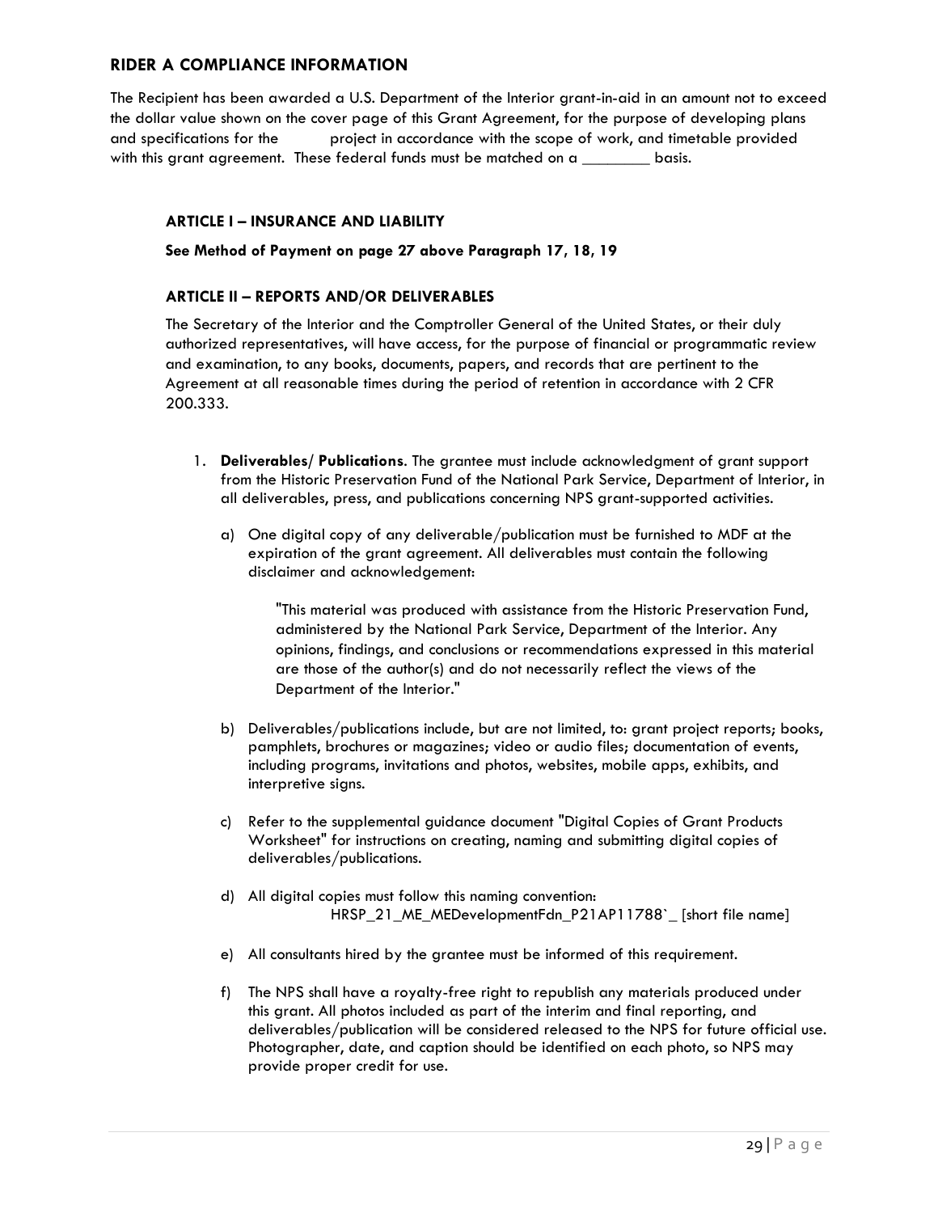## RIDER A COMPLIANCE INFORMATION

The Recipient has been awarded a U.S. Department of the Interior grant-in-aid in an amount not to exceed the dollar value shown on the cover page of this Grant Agreement, for the purpose of developing plans and specifications for the project in accordance with the scope of work, and timetable provided with this grant agreement. These federal funds must be matched on a ________ basis.

### ARTICLE I – INSURANCE AND LIABILITY

**See Method of Payment on page 27 above Paragraph 17, 18, 19**

### ARTICLE II – REPORTS AND/OR DELIVERABLES

The Secretary of the Interior and the Comptroller General of the United States, or their duly authorized representatives, will have access, for the purpose of financial or programmatic review and examination, to any books, documents, papers, and records that are pertinent to the Agreement at all reasonable times during the period of retention in accordance with 2 CFR 200.333.

1. **Deliverables/ Publications**. The grantee must include acknowledgment of grant support from the Historic Preservation Fund of the National Park Service, Department of Interior, in all deliverables, press, and publications concerning NPS grant-supported activities.

   a) One digital copy of any deliverable/publication must be furnished to MDF at the expiration of the grant agreement. All deliverables must contain the following disclaimer and acknowledgement:

      "This material was produced with assistance from the Historic Preservation Fund, administered by the National Park Service, Department of the Interior. Any opinions, findings, and conclusions or recommendations expressed in this material are those of the author(s) and do not necessarily reflect the views of the Department of the Interior."

   b) Deliverables/publications include, but are not limited, to: grant project reports; books, pamphlets, brochures or magazines; video or audio files; documentation of events, including programs, invitations and photos, websites, mobile apps, exhibits, and interpretive signs.

   c) Refer to the supplemental guidance document "Digital Copies of Grant Products Worksheet" for instructions on creating, naming and submitting digital copies of deliverables/publications.

   d) All digital copies must follow this naming convention:
      HRSP_21_ME_MEDevelopmentFdn_P21AP11788`_ [short file name]

   e) All consultants hired by the grantee must be informed of this requirement.

   f) The NPS shall have a royalty-free right to republish any materials produced under this grant. All photos included as part of the interim and final reporting, and deliverables/publication will be considered released to the NPS for future official use. Photographer, date, and caption should be identified on each photo, so NPS may provide proper credit for use.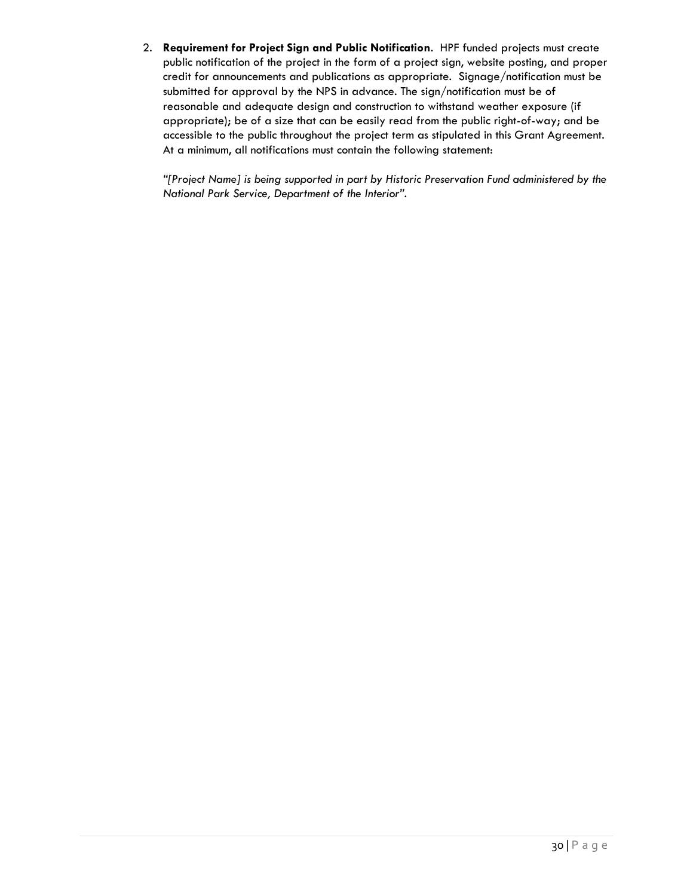2. **Requirement for Project Sign and Public Notification**. HPF funded projects must create public notification of the project in the form of a project sign, website posting, and proper credit for announcements and publications as appropriate. Signage/notification must be submitted for approval by the NPS in advance. The sign/notification must be of reasonable and adequate design and construction to withstand weather exposure (if appropriate); be of a size that can be easily read from the public right-of-way; and be accessible to the public throughout the project term as stipulated in this Grant Agreement. At a minimum, all notifications must contain the following statement:

   *"[Project Name] is being supported in part by Historic Preservation Fund administered by the National Park Service, Department of the Interior".*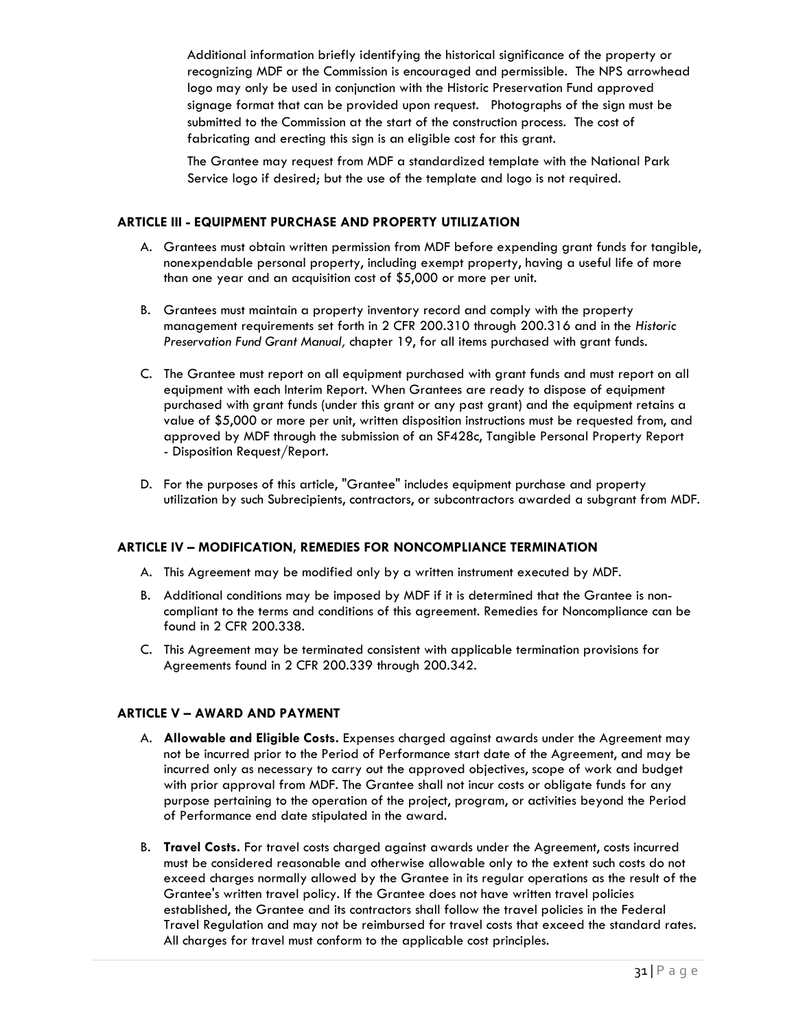Additional information briefly identifying the historical significance of the property or recognizing MDF or the Commission is encouraged and permissible. The NPS arrowhead logo may only be used in conjunction with the Historic Preservation Fund approved signage format that can be provided upon request. Photographs of the sign must be submitted to the Commission at the start of the construction process. The cost of fabricating and erecting this sign is an eligible cost for this grant.

The Grantee may request from MDF a standardized template with the National Park Service logo if desired; but the use of the template and logo is not required.

### ARTICLE III - EQUIPMENT PURCHASE AND PROPERTY UTILIZATION

A. Grantees must obtain written permission from MDF before expending grant funds for tangible, nonexpendable personal property, including exempt property, having a useful life of more than one year and an acquisition cost of $5,000 or more per unit.

B. Grantees must maintain a property inventory record and comply with the property management requirements set forth in 2 CFR 200.310 through 200.316 and in the *Historic Preservation Fund Grant Manual,* chapter 19, for all items purchased with grant funds.

C. The Grantee must report on all equipment purchased with grant funds and must report on all equipment with each Interim Report. When Grantees are ready to dispose of equipment purchased with grant funds (under this grant or any past grant) and the equipment retains a value of $5,000 or more per unit, written disposition instructions must be requested from, and approved by MDF through the submission of an SF428c, Tangible Personal Property Report - Disposition Request/Report.

D. For the purposes of this article, "Grantee" includes equipment purchase and property utilization by such Subrecipients, contractors, or subcontractors awarded a subgrant from MDF.

### ARTICLE IV – MODIFICATION, REMEDIES FOR NONCOMPLIANCE TERMINATION

A. This Agreement may be modified only by a written instrument executed by MDF.

B. Additional conditions may be imposed by MDF if it is determined that the Grantee is non-compliant to the terms and conditions of this agreement. Remedies for Noncompliance can be found in 2 CFR 200.338.

C. This Agreement may be terminated consistent with applicable termination provisions for Agreements found in 2 CFR 200.339 through 200.342.

### ARTICLE V – AWARD AND PAYMENT

A. **Allowable and Eligible Costs.** Expenses charged against awards under the Agreement may not be incurred prior to the Period of Performance start date of the Agreement, and may be incurred only as necessary to carry out the approved objectives, scope of work and budget with prior approval from MDF. The Grantee shall not incur costs or obligate funds for any purpose pertaining to the operation of the project, program, or activities beyond the Period of Performance end date stipulated in the award.

B. **Travel Costs.** For travel costs charged against awards under the Agreement, costs incurred must be considered reasonable and otherwise allowable only to the extent such costs do not exceed charges normally allowed by the Grantee in its regular operations as the result of the Grantee's written travel policy. If the Grantee does not have written travel policies established, the Grantee and its contractors shall follow the travel policies in the Federal Travel Regulation and may not be reimbursed for travel costs that exceed the standard rates. All charges for travel must conform to the applicable cost principles.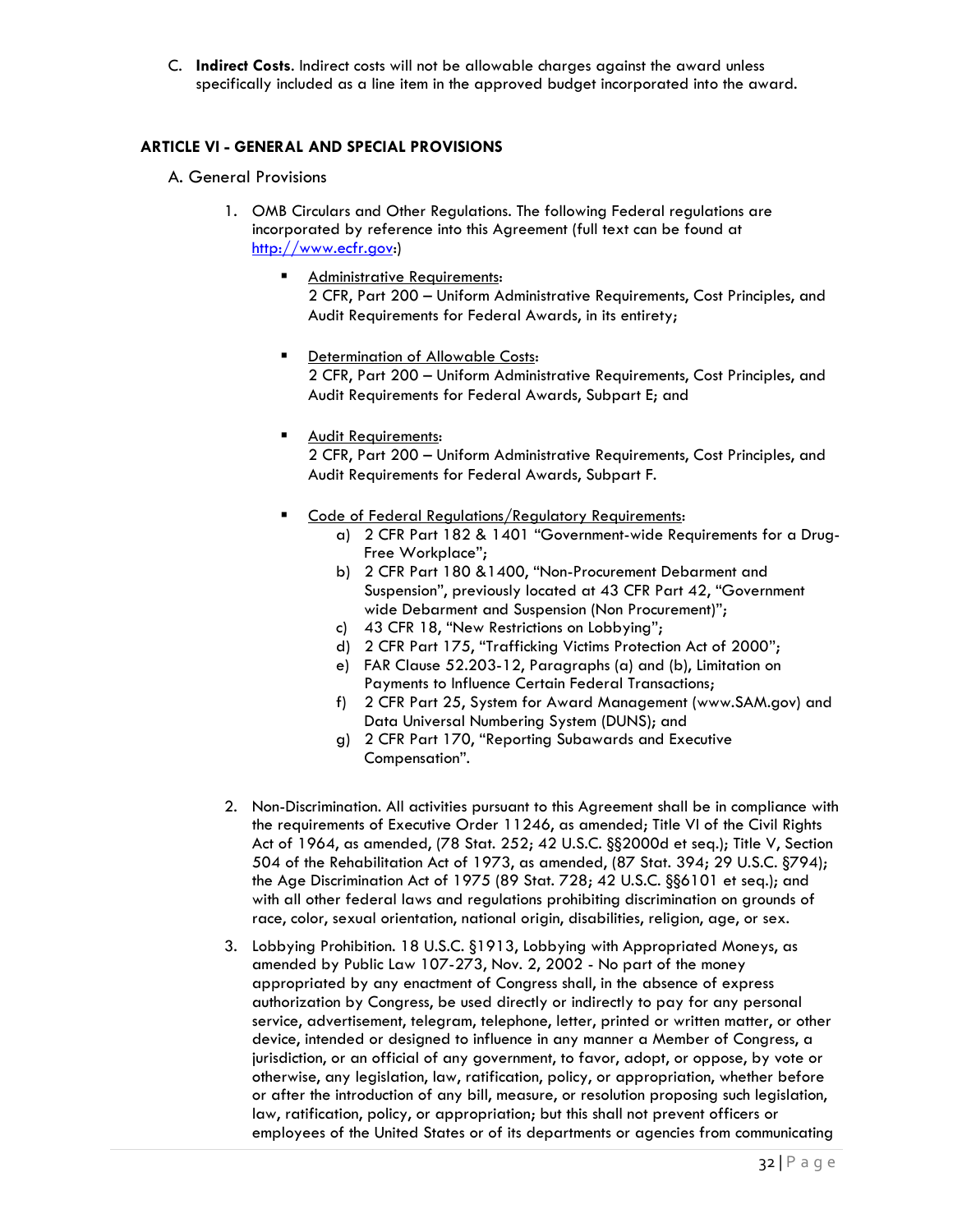C. **Indirect Costs**. Indirect costs will not be allowable charges against the award unless specifically included as a line item in the approved budget incorporated into the award.

## ARTICLE VI - GENERAL AND SPECIAL PROVISIONS

A. General Provisions

1. OMB Circulars and Other Regulations. The following Federal regulations are incorporated by reference into this Agreement (full text can be found at http://www.ecfr.gov:)

   - Administrative Requirements:
     2 CFR, Part 200 – Uniform Administrative Requirements, Cost Principles, and Audit Requirements for Federal Awards, in its entirety;

   - Determination of Allowable Costs:
     2 CFR, Part 200 – Uniform Administrative Requirements, Cost Principles, and Audit Requirements for Federal Awards, Subpart E; and

   - Audit Requirements:
     2 CFR, Part 200 – Uniform Administrative Requirements, Cost Principles, and Audit Requirements for Federal Awards, Subpart F.

   - Code of Federal Regulations/Regulatory Requirements:
     a) 2 CFR Part 182 & 1401 "Government-wide Requirements for a Drug-Free Workplace";
     b) 2 CFR Part 180 &1400, "Non-Procurement Debarment and Suspension", previously located at 43 CFR Part 42, "Government wide Debarment and Suspension (Non Procurement)";
     c) 43 CFR 18, "New Restrictions on Lobbying";
     d) 2 CFR Part 175, "Trafficking Victims Protection Act of 2000";
     e) FAR Clause 52.203-12, Paragraphs (a) and (b), Limitation on Payments to Influence Certain Federal Transactions;
     f) 2 CFR Part 25, System for Award Management (www.SAM.gov) and Data Universal Numbering System (DUNS); and
     g) 2 CFR Part 170, "Reporting Subawards and Executive Compensation".

2. Non-Discrimination. All activities pursuant to this Agreement shall be in compliance with the requirements of Executive Order 11246, as amended; Title VI of the Civil Rights Act of 1964, as amended, (78 Stat. 252; 42 U.S.C. §§2000d et seq.); Title V, Section 504 of the Rehabilitation Act of 1973, as amended, (87 Stat. 394; 29 U.S.C. §794); the Age Discrimination Act of 1975 (89 Stat. 728; 42 U.S.C. §§6101 et seq.); and with all other federal laws and regulations prohibiting discrimination on grounds of race, color, sexual orientation, national origin, disabilities, religion, age, or sex.

3. Lobbying Prohibition. 18 U.S.C. §1913, Lobbying with Appropriated Moneys, as amended by Public Law 107-273, Nov. 2, 2002 - No part of the money appropriated by any enactment of Congress shall, in the absence of express authorization by Congress, be used directly or indirectly to pay for any personal service, advertisement, telegram, telephone, letter, printed or written matter, or other device, intended or designed to influence in any manner a Member of Congress, a jurisdiction, or an official of any government, to favor, adopt, or oppose, by vote or otherwise, any legislation, law, ratification, policy, or appropriation, whether before or after the introduction of any bill, measure, or resolution proposing such legislation, law, ratification, policy, or appropriation; but this shall not prevent officers or employees of the United States or of its departments or agencies from communicating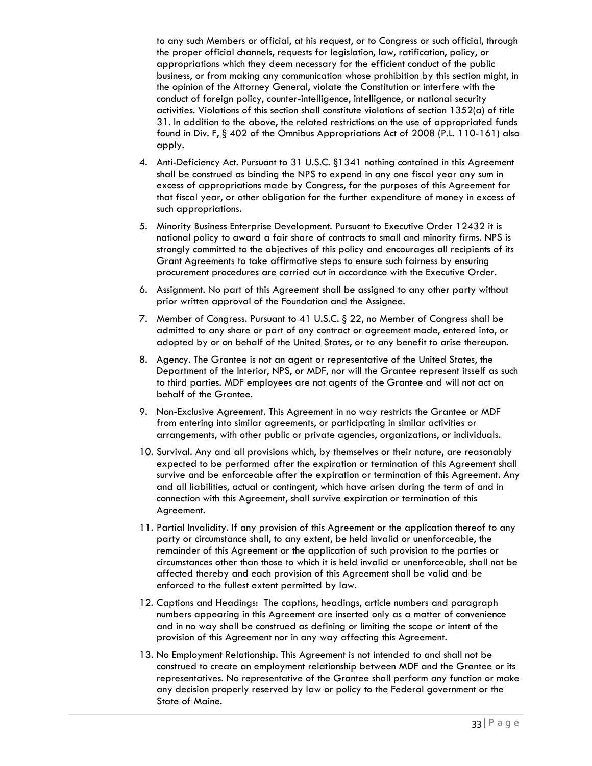to any such Members or official, at his request, or to Congress or such official, through the proper official channels, requests for legislation, law, ratification, policy, or appropriations which they deem necessary for the efficient conduct of the public business, or from making any communication whose prohibition by this section might, in the opinion of the Attorney General, violate the Constitution or interfere with the conduct of foreign policy, counter-intelligence, intelligence, or national security activities. Violations of this section shall constitute violations of section 1352(a) of title 31. In addition to the above, the related restrictions on the use of appropriated funds found in Div. F, § 402 of the Omnibus Appropriations Act of 2008 (P.L. 110-161) also apply.

4. Anti-Deficiency Act. Pursuant to 31 U.S.C. §1341 nothing contained in this Agreement shall be construed as binding the NPS to expend in any one fiscal year any sum in excess of appropriations made by Congress, for the purposes of this Agreement for that fiscal year, or other obligation for the further expenditure of money in excess of such appropriations.
5. Minority Business Enterprise Development. Pursuant to Executive Order 12432 it is national policy to award a fair share of contracts to small and minority firms. NPS is strongly committed to the objectives of this policy and encourages all recipients of its Grant Agreements to take affirmative steps to ensure such fairness by ensuring procurement procedures are carried out in accordance with the Executive Order.
6. Assignment. No part of this Agreement shall be assigned to any other party without prior written approval of the Foundation and the Assignee.
7. Member of Congress. Pursuant to 41 U.S.C. § 22, no Member of Congress shall be admitted to any share or part of any contract or agreement made, entered into, or adopted by or on behalf of the United States, or to any benefit to arise thereupon.
8. Agency. The Grantee is not an agent or representative of the United States, the Department of the Interior, NPS, or MDF, nor will the Grantee represent itsself as such to third parties. MDF employees are not agents of the Grantee and will not act on behalf of the Grantee.
9. Non-Exclusive Agreement. This Agreement in no way restricts the Grantee or MDF from entering into similar agreements, or participating in similar activities or arrangements, with other public or private agencies, organizations, or individuals.
10. Survival. Any and all provisions which, by themselves or their nature, are reasonably expected to be performed after the expiration or termination of this Agreement shall survive and be enforceable after the expiration or termination of this Agreement. Any and all liabilities, actual or contingent, which have arisen during the term of and in connection with this Agreement, shall survive expiration or termination of this Agreement.
11. Partial Invalidity. If any provision of this Agreement or the application thereof to any party or circumstance shall, to any extent, be held invalid or unenforceable, the remainder of this Agreement or the application of such provision to the parties or circumstances other than those to which it is held invalid or unenforceable, shall not be affected thereby and each provision of this Agreement shall be valid and be enforced to the fullest extent permitted by law.
12. Captions and Headings: The captions, headings, article numbers and paragraph numbers appearing in this Agreement are inserted only as a matter of convenience and in no way shall be construed as defining or limiting the scope or intent of the provision of this Agreement nor in any way affecting this Agreement.
13. No Employment Relationship. This Agreement is not intended to and shall not be construed to create an employment relationship between MDF and the Grantee or its representatives. No representative of the Grantee shall perform any function or make any decision properly reserved by law or policy to the Federal government or the State of Maine.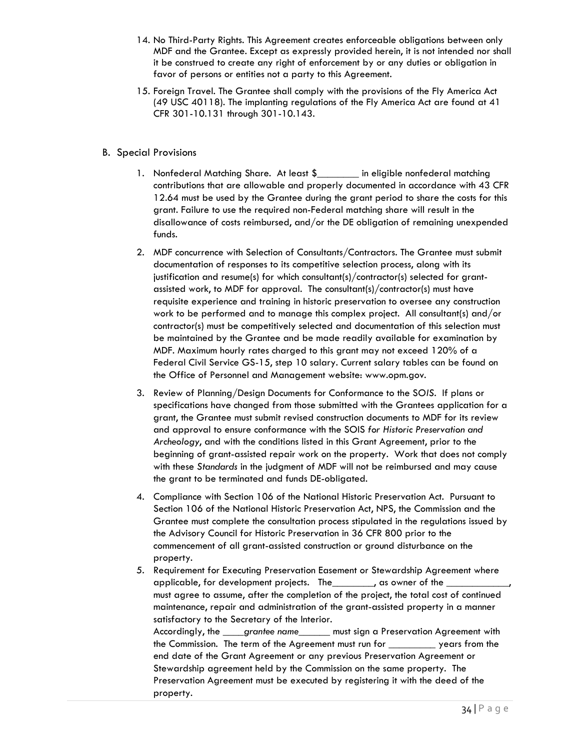14. No Third-Party Rights. This Agreement creates enforceable obligations between only MDF and the Grantee. Except as expressly provided herein, it is not intended nor shall it be construed to create any right of enforcement by or any duties or obligation in favor of persons or entities not a party to this Agreement.

15. Foreign Travel. The Grantee shall comply with the provisions of the Fly America Act (49 USC 40118). The implanting regulations of the Fly America Act are found at 41 CFR 301-10.131 through 301-10.143.

B. Special Provisions

1. Nonfederal Matching Share. At least $________ in eligible nonfederal matching contributions that are allowable and properly documented in accordance with 43 CFR 12.64 must be used by the Grantee during the grant period to share the costs for this grant. Failure to use the required non-Federal matching share will result in the disallowance of costs reimbursed, and/or the DE obligation of remaining unexpended funds.

2. MDF concurrence with Selection of Consultants/Contractors. The Grantee must submit documentation of responses to its competitive selection process, along with its justification and resume(s) for which consultant(s)/contractor(s) selected for grant-assisted work, to MDF for approval. The consultant(s)/contractor(s) must have requisite experience and training in historic preservation to oversee any construction work to be performed and to manage this complex project. All consultant(s) and/or contractor(s) must be competitively selected and documentation of this selection must be maintained by the Grantee and be made readily available for examination by MDF. Maximum hourly rates charged to this grant may not exceed 120% of a Federal Civil Service GS-15, step 10 salary. Current salary tables can be found on the Office of Personnel and Management website: www.opm.gov.

3. Review of Planning/Design Documents for Conformance to the SO*IS*. If plans or specifications have changed from those submitted with the Grantees application for a grant, the Grantee must submit revised construction documents to MDF for its review and approval to ensure conformance with the SOIS *for Historic Preservation and Archeology*, and with the conditions listed in this Grant Agreement, prior to the beginning of grant-assisted repair work on the property. Work that does not comply with these *Standards* in the judgment of MDF will not be reimbursed and may cause the grant to be terminated and funds DE-obligated.

4. Compliance with Section 106 of the National Historic Preservation Act. Pursuant to Section 106 of the National Historic Preservation Act, NPS, the Commission and the Grantee must complete the consultation process stipulated in the regulations issued by the Advisory Council for Historic Preservation in 36 CFR 800 prior to the commencement of all grant-assisted construction or ground disturbance on the property.

5. Requirement for Executing Preservation Easement or Stewardship Agreement where applicable, for development projects. The________, as owner of the ____________, must agree to assume, after the completion of the project, the total cost of continued maintenance, repair and administration of the grant-assisted property in a manner satisfactory to the Secretary of the Interior.
Accordingly, the ____*grantee name*______ must sign a Preservation Agreement with the Commission. The term of the Agreement must run for _________ years from the end date of the Grant Agreement or any previous Preservation Agreement or Stewardship agreement held by the Commission on the same property. The Preservation Agreement must be executed by registering it with the deed of the property.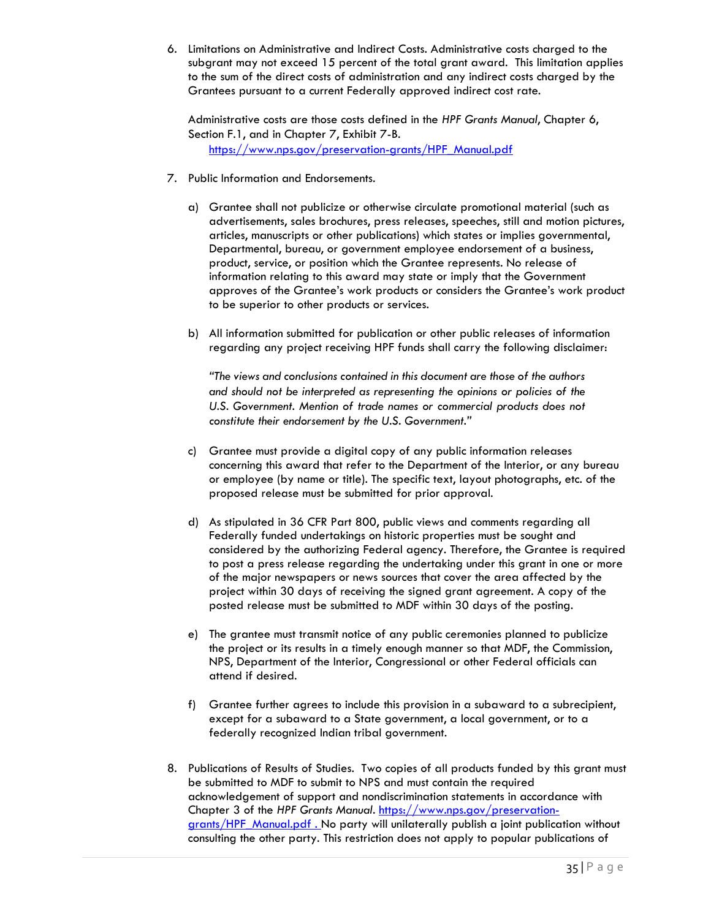6. Limitations on Administrative and Indirect Costs. Administrative costs charged to the subgrant may not exceed 15 percent of the total grant award. This limitation applies to the sum of the direct costs of administration and any indirect costs charged by the Grantees pursuant to a current Federally approved indirect cost rate.

   Administrative costs are those costs defined in the *HPF Grants Manual*, Chapter 6, Section F.1, and in Chapter 7, Exhibit 7-B.
   https://www.nps.gov/preservation-grants/HPF_Manual.pdf

7. Public Information and Endorsements.

   a) Grantee shall not publicize or otherwise circulate promotional material (such as advertisements, sales brochures, press releases, speeches, still and motion pictures, articles, manuscripts or other publications) which states or implies governmental, Departmental, bureau, or government employee endorsement of a business, product, service, or position which the Grantee represents. No release of information relating to this award may state or imply that the Government approves of the Grantee's work products or considers the Grantee's work product to be superior to other products or services.

   b) All information submitted for publication or other public releases of information regarding any project receiving HPF funds shall carry the following disclaimer:

      *"The views and conclusions contained in this document are those of the authors and should not be interpreted as representing the opinions or policies of the U.S. Government. Mention of trade names or commercial products does not constitute their endorsement by the U.S. Government."*

   c) Grantee must provide a digital copy of any public information releases concerning this award that refer to the Department of the Interior, or any bureau or employee (by name or title). The specific text, layout photographs, etc. of the proposed release must be submitted for prior approval.

   d) As stipulated in 36 CFR Part 800, public views and comments regarding all Federally funded undertakings on historic properties must be sought and considered by the authorizing Federal agency. Therefore, the Grantee is required to post a press release regarding the undertaking under this grant in one or more of the major newspapers or news sources that cover the area affected by the project within 30 days of receiving the signed grant agreement. A copy of the posted release must be submitted to MDF within 30 days of the posting.

   e) The grantee must transmit notice of any public ceremonies planned to publicize the project or its results in a timely enough manner so that MDF, the Commission, NPS, Department of the Interior, Congressional or other Federal officials can attend if desired.

   f) Grantee further agrees to include this provision in a subaward to a subrecipient, except for a subaward to a State government, a local government, or to a federally recognized Indian tribal government.

8. Publications of Results of Studies. Two copies of all products funded by this grant must be submitted to MDF to submit to NPS and must contain the required acknowledgement of support and nondiscrimination statements in accordance with Chapter 3 of the *HPF Grants Manual*. https://www.nps.gov/preservation-grants/HPF_Manual.pdf . No party will unilaterally publish a joint publication without consulting the other party. This restriction does not apply to popular publications of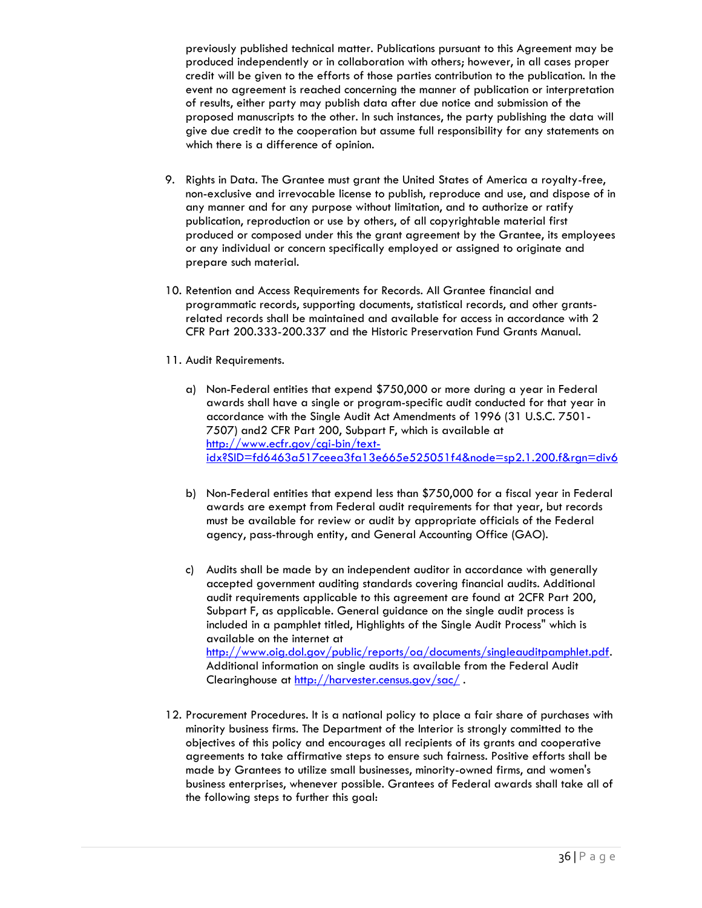previously published technical matter. Publications pursuant to this Agreement may be produced independently or in collaboration with others; however, in all cases proper credit will be given to the efforts of those parties contribution to the publication. In the event no agreement is reached concerning the manner of publication or interpretation of results, either party may publish data after due notice and submission of the proposed manuscripts to the other. In such instances, the party publishing the data will give due credit to the cooperation but assume full responsibility for any statements on which there is a difference of opinion.

9. Rights in Data. The Grantee must grant the United States of America a royalty-free, non-exclusive and irrevocable license to publish, reproduce and use, and dispose of in any manner and for any purpose without limitation, and to authorize or ratify publication, reproduction or use by others, of all copyrightable material first produced or composed under this the grant agreement by the Grantee, its employees or any individual or concern specifically employed or assigned to originate and prepare such material.

10. Retention and Access Requirements for Records. All Grantee financial and programmatic records, supporting documents, statistical records, and other grants-related records shall be maintained and available for access in accordance with 2 CFR Part 200.333-200.337 and the Historic Preservation Fund Grants Manual.

11. Audit Requirements.

    a) Non-Federal entities that expend $750,000 or more during a year in Federal awards shall have a single or program-specific audit conducted for that year in accordance with the Single Audit Act Amendments of 1996 (31 U.S.C. 7501-7507) and2 CFR Part 200, Subpart F, which is available at [http://www.ecfr.gov/cgi-bin/text-idx?SID=fd6463a517ceea3fa13e665e525051f4&node=sp2.1.200.f&rgn=div6](http://www.ecfr.gov/cgi-bin/text-idx?SID=fd6463a517ceea3fa13e665e525051f4&node=sp2.1.200.f&rgn=div6)

    b) Non-Federal entities that expend less than $750,000 for a fiscal year in Federal awards are exempt from Federal audit requirements for that year, but records must be available for review or audit by appropriate officials of the Federal agency, pass-through entity, and General Accounting Office (GAO).

    c) Audits shall be made by an independent auditor in accordance with generally accepted government auditing standards covering financial audits. Additional audit requirements applicable to this agreement are found at 2CFR Part 200, Subpart F, as applicable. General guidance on the single audit process is included in a pamphlet titled, Highlights of the Single Audit Process" which is available on the internet at [http://www.oig.dol.gov/public/reports/oa/documents/singleauditpamphlet.pdf](http://www.oig.dol.gov/public/reports/oa/documents/singleauditpamphlet.pdf). Additional information on single audits is available from the Federal Audit Clearinghouse at [http://harvester.census.gov/sac/](http://harvester.census.gov/sac/) .

12. Procurement Procedures. It is a national policy to place a fair share of purchases with minority business firms. The Department of the Interior is strongly committed to the objectives of this policy and encourages all recipients of its grants and cooperative agreements to take affirmative steps to ensure such fairness. Positive efforts shall be made by Grantees to utilize small businesses, minority-owned firms, and women's business enterprises, whenever possible. Grantees of Federal awards shall take all of the following steps to further this goal: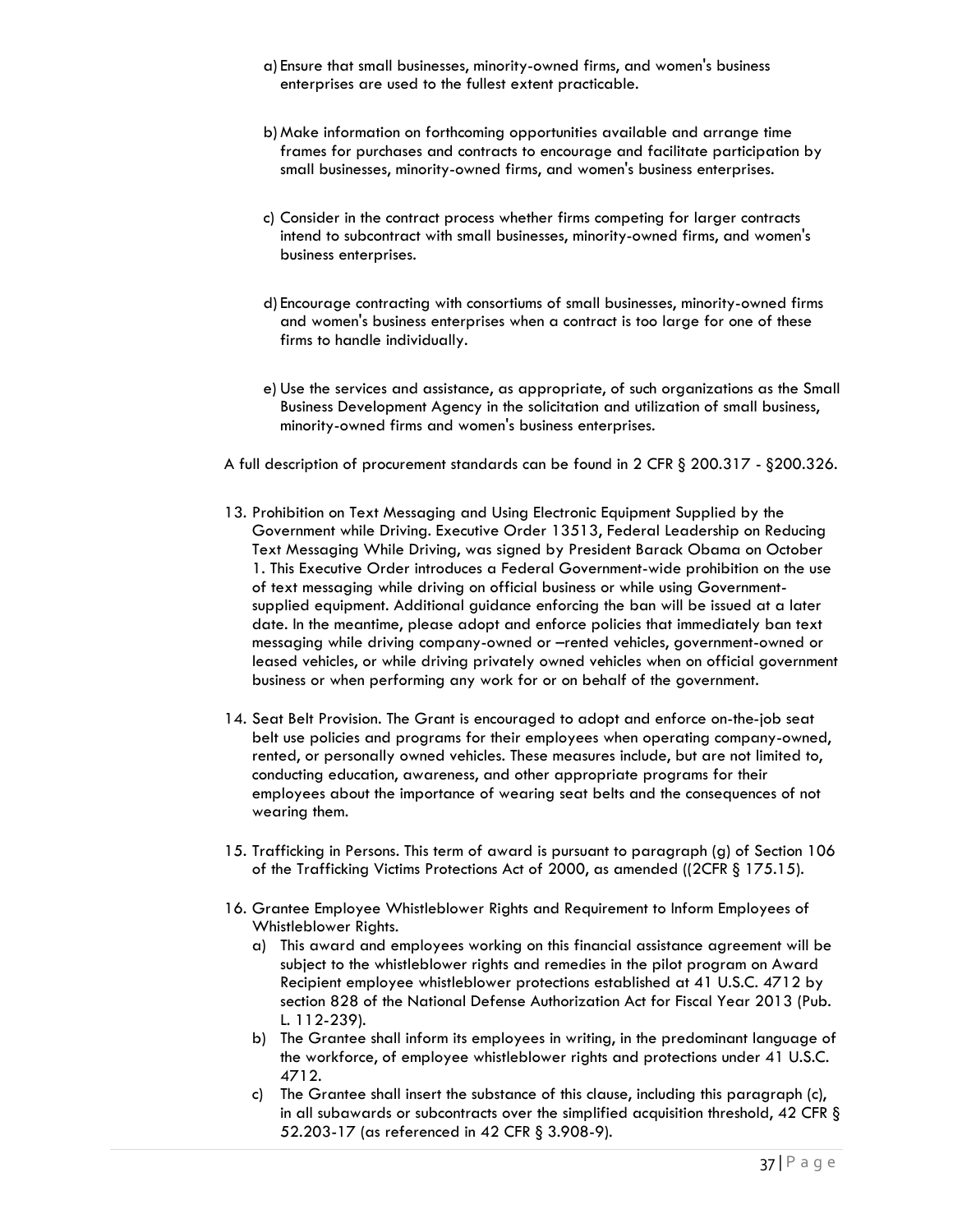a) Ensure that small businesses, minority-owned firms, and women's business enterprises are used to the fullest extent practicable.

b) Make information on forthcoming opportunities available and arrange time frames for purchases and contracts to encourage and facilitate participation by small businesses, minority-owned firms, and women's business enterprises.

c) Consider in the contract process whether firms competing for larger contracts intend to subcontract with small businesses, minority-owned firms, and women's business enterprises.

d) Encourage contracting with consortiums of small businesses, minority-owned firms and women's business enterprises when a contract is too large for one of these firms to handle individually.

e) Use the services and assistance, as appropriate, of such organizations as the Small Business Development Agency in the solicitation and utilization of small business, minority-owned firms and women's business enterprises.

A full description of procurement standards can be found in 2 CFR § 200.317 - §200.326.

13. Prohibition on Text Messaging and Using Electronic Equipment Supplied by the Government while Driving. Executive Order 13513, Federal Leadership on Reducing Text Messaging While Driving, was signed by President Barack Obama on October 1. This Executive Order introduces a Federal Government-wide prohibition on the use of text messaging while driving on official business or while using Government-supplied equipment. Additional guidance enforcing the ban will be issued at a later date. In the meantime, please adopt and enforce policies that immediately ban text messaging while driving company-owned or –rented vehicles, government-owned or leased vehicles, or while driving privately owned vehicles when on official government business or when performing any work for or on behalf of the government.

14. Seat Belt Provision. The Grant is encouraged to adopt and enforce on-the-job seat belt use policies and programs for their employees when operating company-owned, rented, or personally owned vehicles. These measures include, but are not limited to, conducting education, awareness, and other appropriate programs for their employees about the importance of wearing seat belts and the consequences of not wearing them.

15. Trafficking in Persons. This term of award is pursuant to paragraph (g) of Section 106 of the Trafficking Victims Protections Act of 2000, as amended ((2CFR § 175.15).

16. Grantee Employee Whistleblower Rights and Requirement to Inform Employees of Whistleblower Rights.
    a) This award and employees working on this financial assistance agreement will be subject to the whistleblower rights and remedies in the pilot program on Award Recipient employee whistleblower protections established at 41 U.S.C. 4712 by section 828 of the National Defense Authorization Act for Fiscal Year 2013 (Pub. L. 112-239).
    b) The Grantee shall inform its employees in writing, in the predominant language of the workforce, of employee whistleblower rights and protections under 41 U.S.C. 4712.
    c) The Grantee shall insert the substance of this clause, including this paragraph (c), in all subawards or subcontracts over the simplified acquisition threshold, 42 CFR § 52.203-17 (as referenced in 42 CFR § 3.908-9).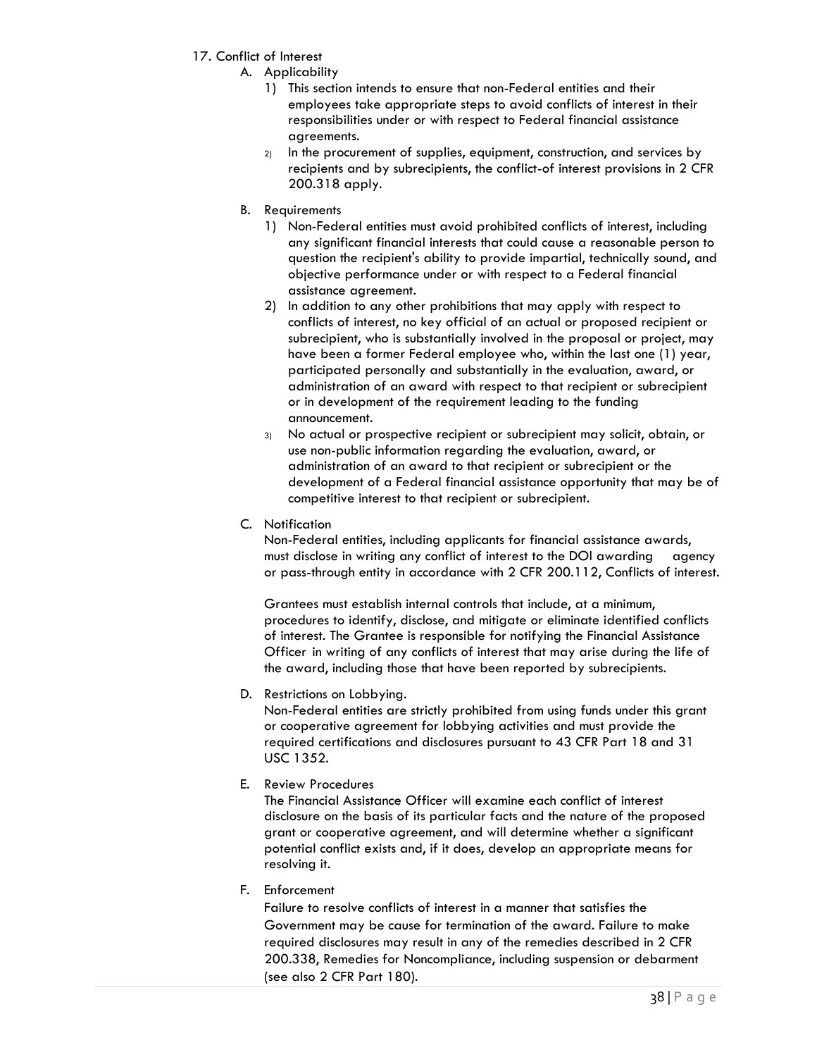17. Conflict of Interest
    A. Applicability
        1) This section intends to ensure that non-Federal entities and their employees take appropriate steps to avoid conflicts of interest in their responsibilities under or with respect to Federal financial assistance agreements.
        2) In the procurement of supplies, equipment, construction, and services by recipients and by subrecipients, the conflict-of interest provisions in 2 CFR 200.318 apply.
    B. Requirements
        1) Non-Federal entities must avoid prohibited conflicts of interest, including any significant financial interests that could cause a reasonable person to question the recipient's ability to provide impartial, technically sound, and objective performance under or with respect to a Federal financial assistance agreement.
        2) In addition to any other prohibitions that may apply with respect to conflicts of interest, no key official of an actual or proposed recipient or subrecipient, who is substantially involved in the proposal or project, may have been a former Federal employee who, within the last one (1) year, participated personally and substantially in the evaluation, award, or administration of an award with respect to that recipient or subrecipient or in development of the requirement leading to the funding announcement.
        3) No actual or prospective recipient or subrecipient may solicit, obtain, or use non-public information regarding the evaluation, award, or administration of an award to that recipient or subrecipient or the development of a Federal financial assistance opportunity that may be of competitive interest to that recipient or subrecipient.
    C. Notification

       Non-Federal entities, including applicants for financial assistance awards, must disclose in writing any conflict of interest to the DOI awarding agency or pass-through entity in accordance with 2 CFR 200.112, Conflicts of interest.

       Grantees must establish internal controls that include, at a minimum, procedures to identify, disclose, and mitigate or eliminate identified conflicts of interest. The Grantee is responsible for notifying the Financial Assistance Officer in writing of any conflicts of interest that may arise during the life of the award, including those that have been reported by subrecipients.
    D. Restrictions on Lobbying.

       Non-Federal entities are strictly prohibited from using funds under this grant or cooperative agreement for lobbying activities and must provide the required certifications and disclosures pursuant to 43 CFR Part 18 and 31 USC 1352.
    E. Review Procedures

       The Financial Assistance Officer will examine each conflict of interest disclosure on the basis of its particular facts and the nature of the proposed grant or cooperative agreement, and will determine whether a significant potential conflict exists and, if it does, develop an appropriate means for resolving it.
    F. Enforcement

       Failure to resolve conflicts of interest in a manner that satisfies the Government may be cause for termination of the award. Failure to make required disclosures may result in any of the remedies described in 2 CFR 200.338, Remedies for Noncompliance, including suspension or debarment (see also 2 CFR Part 180).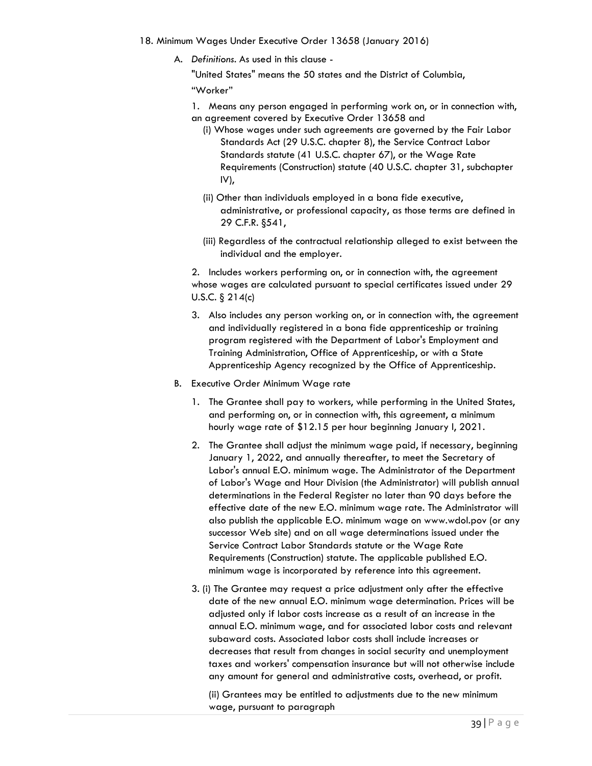18. Minimum Wages Under Executive Order 13658 (January 2016)

   A. *Definitions*. As used in this clause -

      "United States" means the 50 states and the District of Columbia,

      "Worker"

      1. Means any person engaged in performing work on, or in connection with, an agreement covered by Executive Order 13658 and

         (i) Whose wages under such agreements are governed by the Fair Labor Standards Act (29 U.S.C. chapter 8), the Service Contract Labor Standards statute (41 U.S.C. chapter 67), or the Wage Rate Requirements (Construction) statute (40 U.S.C. chapter 31, subchapter IV),

         (ii) Other than individuals employed in a bona fide executive, administrative, or professional capacity, as those terms are defined in 29 C.F.R. §541,

         (iii) Regardless of the contractual relationship alleged to exist between the individual and the employer.

      2. Includes workers performing on, or in connection with, the agreement whose wages are calculated pursuant to special certificates issued under 29 U.S.C. § 214(c)

      3. Also includes any person working on, or in connection with, the agreement and individually registered in a bona fide apprenticeship or training program registered with the Department of Labor's Employment and Training Administration, Office of Apprenticeship, or with a State Apprenticeship Agency recognized by the Office of Apprenticeship.

   B. Executive Order Minimum Wage rate

      1. The Grantee shall pay to workers, while performing in the United States, and performing on, or in connection with, this agreement, a minimum hourly wage rate of $12.15 per hour beginning January I, 2021.

      2. The Grantee shall adjust the minimum wage paid, if necessary, beginning January 1, 2022, and annually thereafter, to meet the Secretary of Labor's annual E.O. minimum wage. The Administrator of the Department of Labor's Wage and Hour Division (the Administrator) will publish annual determinations in the Federal Register no later than 90 days before the effective date of the new E.O. minimum wage rate. The Administrator will also publish the applicable E.O. minimum wage on www.wdol.pov (or any successor Web site) and on all wage determinations issued under the Service Contract Labor Standards statute or the Wage Rate Requirements (Construction) statute. The applicable published E.O. minimum wage is incorporated by reference into this agreement.

      3. (i) The Grantee may request a price adjustment only after the effective date of the new annual E.O. minimum wage determination. Prices will be adjusted only if labor costs increase as a result of an increase in the annual E.O. minimum wage, and for associated labor costs and relevant subaward costs. Associated labor costs shall include increases or decreases that result from changes in social security and unemployment taxes and workers' compensation insurance but will not otherwise include any amount for general and administrative costs, overhead, or profit.

         (ii) Grantees may be entitled to adjustments due to the new minimum wage, pursuant to paragraph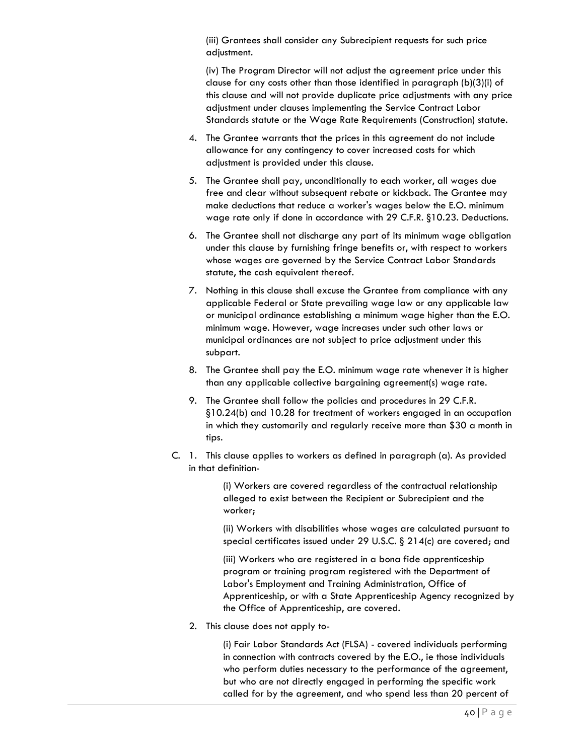(iii) Grantees shall consider any Subrecipient requests for such price adjustment.

(iv) The Program Director will not adjust the agreement price under this clause for any costs other than those identified in paragraph (b)(3)(i) of this clause and will not provide duplicate price adjustments with any price adjustment under clauses implementing the Service Contract Labor Standards statute or the Wage Rate Requirements (Construction) statute.

4. The Grantee warrants that the prices in this agreement do not include allowance for any contingency to cover increased costs for which adjustment is provided under this clause.
5. The Grantee shall pay, unconditionally to each worker, all wages due free and clear without subsequent rebate or kickback. The Grantee may make deductions that reduce a worker's wages below the E.O. minimum wage rate only if done in accordance with 29 C.F.R. §10.23. Deductions.
6. The Grantee shall not discharge any part of its minimum wage obligation under this clause by furnishing fringe benefits or, with respect to workers whose wages are governed by the Service Contract Labor Standards statute, the cash equivalent thereof.
7. Nothing in this clause shall excuse the Grantee from compliance with any applicable Federal or State prevailing wage law or any applicable law or municipal ordinance establishing a minimum wage higher than the E.O. minimum wage. However, wage increases under such other laws or municipal ordinances are not subject to price adjustment under this subpart.
8. The Grantee shall pay the E.O. minimum wage rate whenever it is higher than any applicable collective bargaining agreement(s) wage rate.
9. The Grantee shall follow the policies and procedures in 29 C.F.R. §10.24(b) and 10.28 for treatment of workers engaged in an occupation in which they customarily and regularly receive more than $30 a month in tips.

C. 1. This clause applies to workers as defined in paragraph (a). As provided in that definition-

(i) Workers are covered regardless of the contractual relationship alleged to exist between the Recipient or Subrecipient and the worker;

(ii) Workers with disabilities whose wages are calculated pursuant to special certificates issued under 29 U.S.C. § 214(c) are covered; and

(iii) Workers who are registered in a bona fide apprenticeship program or training program registered with the Department of Labor's Employment and Training Administration, Office of Apprenticeship, or with a State Apprenticeship Agency recognized by the Office of Apprenticeship, are covered.

2. This clause does not apply to-

(i) Fair Labor Standards Act (FLSA) - covered individuals performing in connection with contracts covered by the E.O., ie those individuals who perform duties necessary to the performance of the agreement, but who are not directly engaged in performing the specific work called for by the agreement, and who spend less than 20 percent of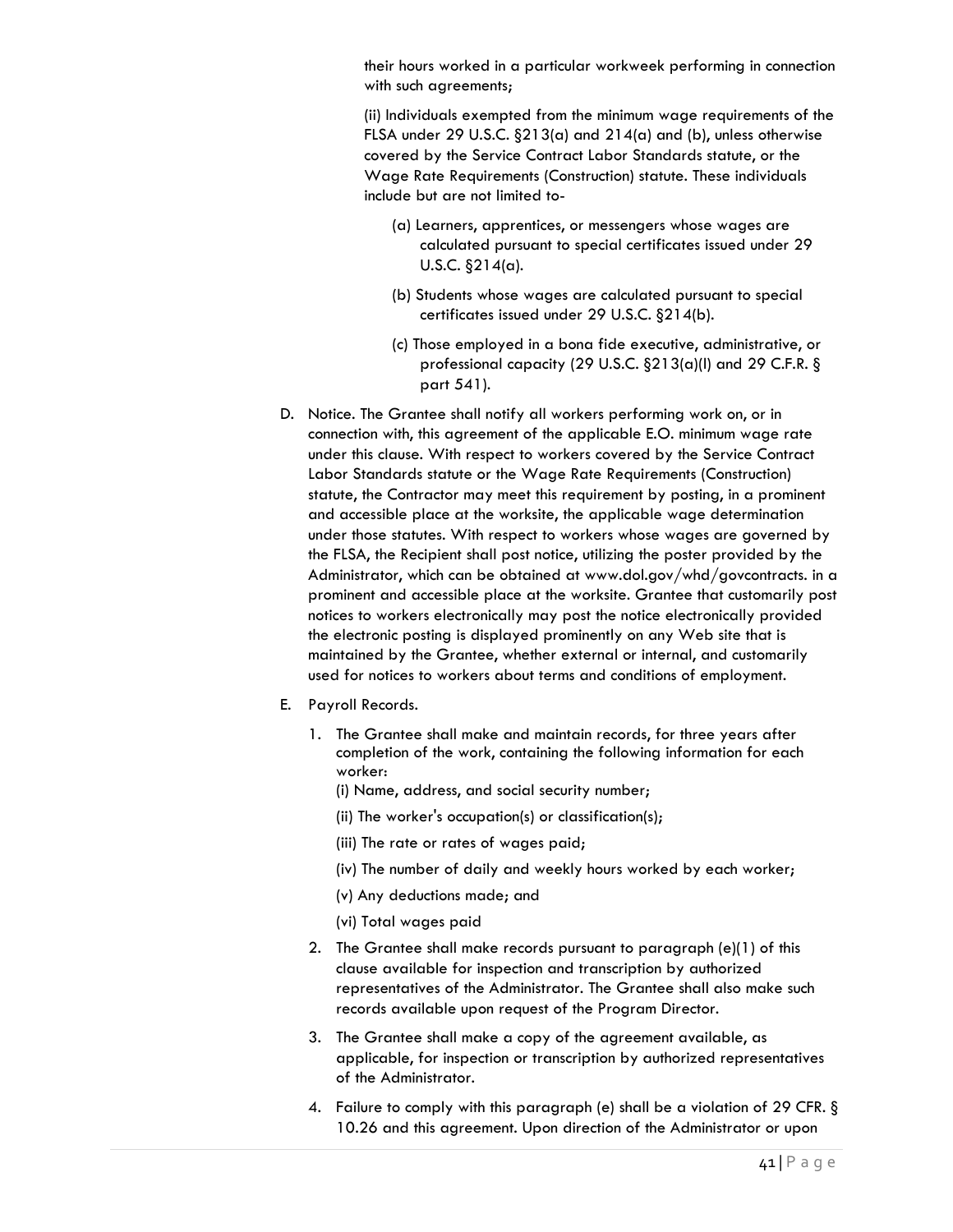their hours worked in a particular workweek performing in connection with such agreements;

(ii) Individuals exempted from the minimum wage requirements of the FLSA under 29 U.S.C. §213(a) and 214(a) and (b), unless otherwise covered by the Service Contract Labor Standards statute, or the Wage Rate Requirements (Construction) statute. These individuals include but are not limited to-

(a) Learners, apprentices, or messengers whose wages are calculated pursuant to special certificates issued under 29 U.S.C. §214(a).

(b) Students whose wages are calculated pursuant to special certificates issued under 29 U.S.C. §214(b).

(c) Those employed in a bona fide executive, administrative, or professional capacity (29 U.S.C. §213(a)(l) and 29 C.F.R. § part 541).

D. Notice. The Grantee shall notify all workers performing work on, or in connection with, this agreement of the applicable E.O. minimum wage rate under this clause. With respect to workers covered by the Service Contract Labor Standards statute or the Wage Rate Requirements (Construction) statute, the Contractor may meet this requirement by posting, in a prominent and accessible place at the worksite, the applicable wage determination under those statutes. With respect to workers whose wages are governed by the FLSA, the Recipient shall post notice, utilizing the poster provided by the Administrator, which can be obtained at www.dol.gov/whd/govcontracts. in a prominent and accessible place at the worksite. Grantee that customarily post notices to workers electronically may post the notice electronically provided the electronic posting is displayed prominently on any Web site that is maintained by the Grantee, whether external or internal, and customarily used for notices to workers about terms and conditions of employment.

E. Payroll Records.

1. The Grantee shall make and maintain records, for three years after completion of the work, containing the following information for each worker:

   (i) Name, address, and social security number;

   (ii) The worker's occupation(s) or classification(s);

   (iii) The rate or rates of wages paid;

   (iv) The number of daily and weekly hours worked by each worker;

   (v) Any deductions made; and

   (vi) Total wages paid

2. The Grantee shall make records pursuant to paragraph (e)(1) of this clause available for inspection and transcription by authorized representatives of the Administrator. The Grantee shall also make such records available upon request of the Program Director.

3. The Grantee shall make a copy of the agreement available, as applicable, for inspection or transcription by authorized representatives of the Administrator.

4. Failure to comply with this paragraph (e) shall be a violation of 29 CFR. § 10.26 and this agreement. Upon direction of the Administrator or upon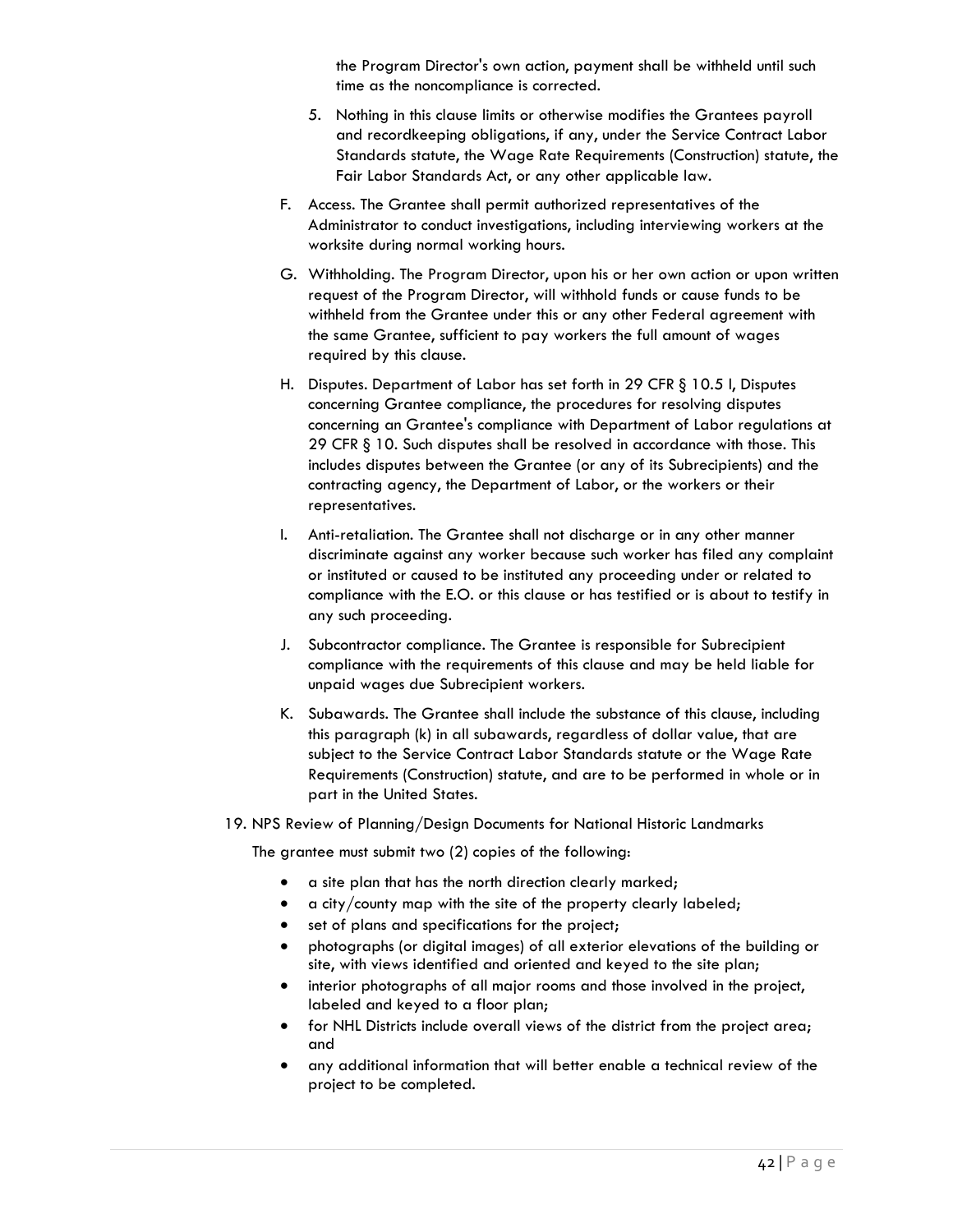the Program Director's own action, payment shall be withheld until such time as the noncompliance is corrected.

5. Nothing in this clause limits or otherwise modifies the Grantees payroll and recordkeeping obligations, if any, under the Service Contract Labor Standards statute, the Wage Rate Requirements (Construction) statute, the Fair Labor Standards Act, or any other applicable law.

F. Access. The Grantee shall permit authorized representatives of the Administrator to conduct investigations, including interviewing workers at the worksite during normal working hours.

G. Withholding. The Program Director, upon his or her own action or upon written request of the Program Director, will withhold funds or cause funds to be withheld from the Grantee under this or any other Federal agreement with the same Grantee, sufficient to pay workers the full amount of wages required by this clause.

H. Disputes. Department of Labor has set forth in 29 CFR § 10.5 l, Disputes concerning Grantee compliance, the procedures for resolving disputes concerning an Grantee's compliance with Department of Labor regulations at 29 CFR § 10. Such disputes shall be resolved in accordance with those. This includes disputes between the Grantee (or any of its Subrecipients) and the contracting agency, the Department of Labor, or the workers or their representatives.

I. Anti-retaliation. The Grantee shall not discharge or in any other manner discriminate against any worker because such worker has filed any complaint or instituted or caused to be instituted any proceeding under or related to compliance with the E.O. or this clause or has testified or is about to testify in any such proceeding.

J. Subcontractor compliance. The Grantee is responsible for Subrecipient compliance with the requirements of this clause and may be held liable for unpaid wages due Subrecipient workers.

K. Subawards. The Grantee shall include the substance of this clause, including this paragraph (k) in all subawards, regardless of dollar value, that are subject to the Service Contract Labor Standards statute or the Wage Rate Requirements (Construction) statute, and are to be performed in whole or in part in the United States.

19. NPS Review of Planning/Design Documents for National Historic Landmarks

The grantee must submit two (2) copies of the following:

- a site plan that has the north direction clearly marked;
- a city/county map with the site of the property clearly labeled;
- set of plans and specifications for the project;
- photographs (or digital images) of all exterior elevations of the building or site, with views identified and oriented and keyed to the site plan;
- interior photographs of all major rooms and those involved in the project, labeled and keyed to a floor plan;
- for NHL Districts include overall views of the district from the project area; and
- any additional information that will better enable a technical review of the project to be completed.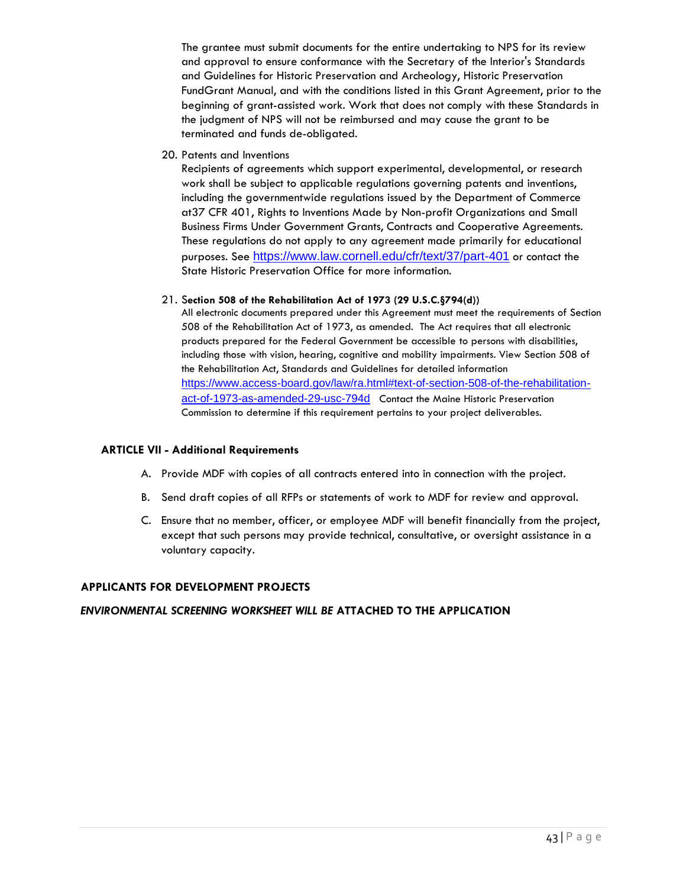The grantee must submit documents for the entire undertaking to NPS for its review and approval to ensure conformance with the Secretary of the Interior's Standards and Guidelines for Historic Preservation and Archeology, Historic Preservation FundGrant Manual, and with the conditions listed in this Grant Agreement, prior to the beginning of grant-assisted work. Work that does not comply with these Standards in the judgment of NPS will not be reimbursed and may cause the grant to be terminated and funds de-obligated.

20. Patents and Inventions
    Recipients of agreements which support experimental, developmental, or research work shall be subject to applicable regulations governing patents and inventions, including the governmentwide regulations issued by the Department of Commerce at37 CFR 401, Rights to Inventions Made by Non-profit Organizations and Small Business Firms Under Government Grants, Contracts and Cooperative Agreements. These regulations do not apply to any agreement made primarily for educational purposes. See https://www.law.cornell.edu/cfr/text/37/part-401 or contact the State Historic Preservation Office for more information.

21. **Section 508 of the Rehabilitation Act of 1973 (29 U.S.C.§794(d))**
    All electronic documents prepared under this Agreement must meet the requirements of Section 508 of the Rehabilitation Act of 1973, as amended. The Act requires that all electronic products prepared for the Federal Government be accessible to persons with disabilities, including those with vision, hearing, cognitive and mobility impairments. View Section 508 of the Rehabilitation Act, Standards and Guidelines for detailed information https://www.access-board.gov/law/ra.html#text-of-section-508-of-the-rehabilitation-act-of-1973-as-amended-29-usc-794d Contact the Maine Historic Preservation Commission to determine if this requirement pertains to your project deliverables.

**ARTICLE VII - Additional Requirements**

A. Provide MDF with copies of all contracts entered into in connection with the project.

B. Send draft copies of all RFPs or statements of work to MDF for review and approval.

C. Ensure that no member, officer, or employee MDF will benefit financially from the project, except that such persons may provide technical, consultative, or oversight assistance in a voluntary capacity.

**APPLICANTS FOR DEVELOPMENT PROJECTS**

***ENVIRONMENTAL SCREENING WORKSHEET WILL BE* ATTACHED TO THE APPLICATION**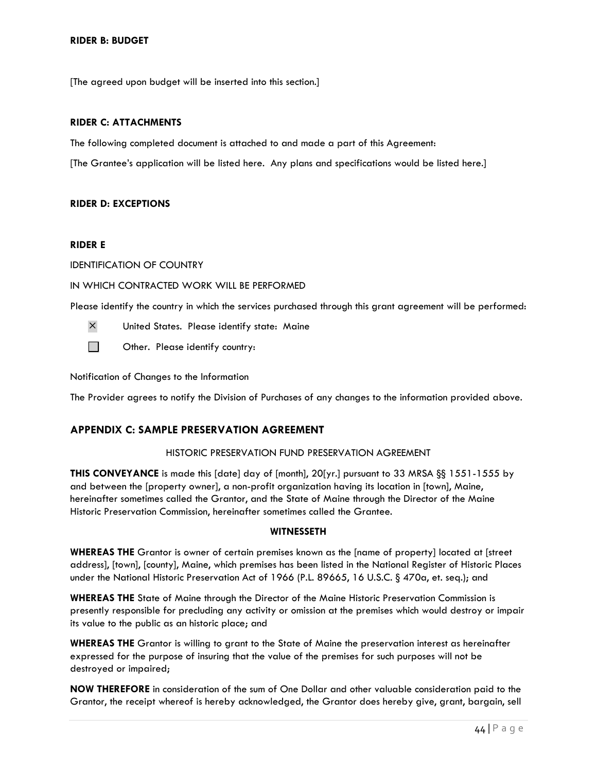**RIDER B: BUDGET**

[The agreed upon budget will be inserted into this section.]

**RIDER C: ATTACHMENTS**

The following completed document is attached to and made a part of this Agreement:

[The Grantee's application will be listed here. Any plans and specifications would be listed here.]

**RIDER D: EXCEPTIONS**

**RIDER E**

IDENTIFICATION OF COUNTRY

IN WHICH CONTRACTED WORK WILL BE PERFORMED

Please identify the country in which the services purchased through this grant agreement will be performed:

- ☒ United States. Please identify state: Maine
- ☐ Other. Please identify country:

Notification of Changes to the Information

The Provider agrees to notify the Division of Purchases of any changes to the information provided above.

## APPENDIX C: SAMPLE PRESERVATION AGREEMENT

HISTORIC PRESERVATION FUND PRESERVATION AGREEMENT

**THIS CONVEYANCE** is made this [date] day of [month], 20[yr.] pursuant to 33 MRSA §§ 1551-1555 by and between the [property owner], a non-profit organization having its location in [town], Maine, hereinafter sometimes called the Grantor, and the State of Maine through the Director of the Maine Historic Preservation Commission, hereinafter sometimes called the Grantee.

**WITNESSETH**

**WHEREAS THE** Grantor is owner of certain premises known as the [name of property] located at [street address], [town], [county], Maine, which premises has been listed in the National Register of Historic Places under the National Historic Preservation Act of 1966 (P.L. 89665, 16 U.S.C. § 470a, et. seq.); and

**WHEREAS THE** State of Maine through the Director of the Maine Historic Preservation Commission is presently responsible for precluding any activity or omission at the premises which would destroy or impair its value to the public as an historic place; and

**WHEREAS THE** Grantor is willing to grant to the State of Maine the preservation interest as hereinafter expressed for the purpose of insuring that the value of the premises for such purposes will not be destroyed or impaired;

**NOW THEREFORE** in consideration of the sum of One Dollar and other valuable consideration paid to the Grantor, the receipt whereof is hereby acknowledged, the Grantor does hereby give, grant, bargain, sell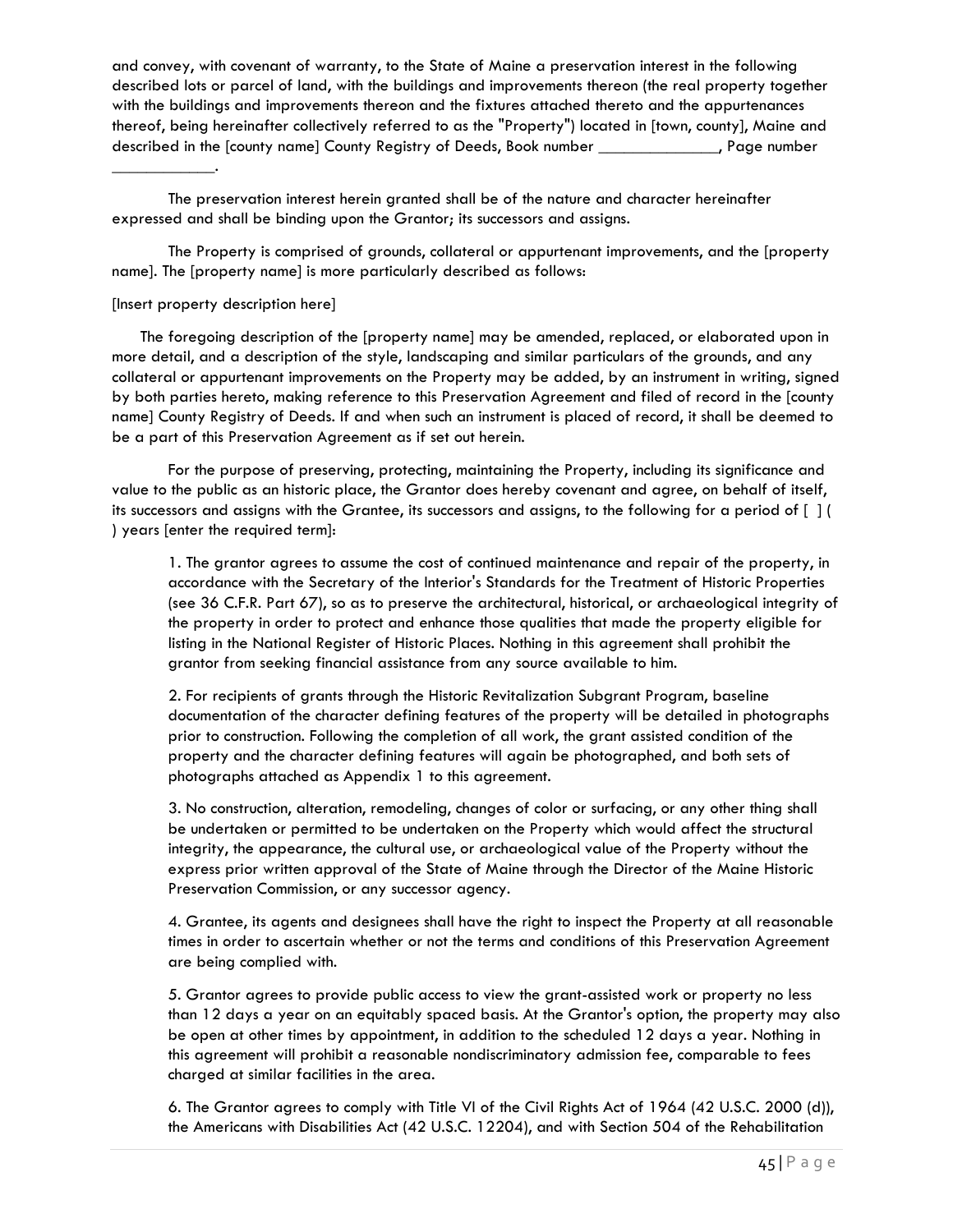and convey, with covenant of warranty, to the State of Maine a preservation interest in the following described lots or parcel of land, with the buildings and improvements thereon (the real property together with the buildings and improvements thereon and the fixtures attached thereto and the appurtenances thereof, being hereinafter collectively referred to as the "Property") located in [town, county], Maine and described in the [county name] County Registry of Deeds, Book number ______________, Page number ____________.

The preservation interest herein granted shall be of the nature and character hereinafter expressed and shall be binding upon the Grantor; its successors and assigns.

The Property is comprised of grounds, collateral or appurtenant improvements, and the [property name]. The [property name] is more particularly described as follows:

[Insert property description here]

The foregoing description of the [property name] may be amended, replaced, or elaborated upon in more detail, and a description of the style, landscaping and similar particulars of the grounds, and any collateral or appurtenant improvements on the Property may be added, by an instrument in writing, signed by both parties hereto, making reference to this Preservation Agreement and filed of record in the [county name] County Registry of Deeds. If and when such an instrument is placed of record, it shall be deemed to be a part of this Preservation Agreement as if set out herein.

For the purpose of preserving, protecting, maintaining the Property, including its significance and value to the public as an historic place, the Grantor does hereby covenant and agree, on behalf of itself, its successors and assigns with the Grantee, its successors and assigns, to the following for a period of [ ] ( ) years [enter the required term]:

1. The grantor agrees to assume the cost of continued maintenance and repair of the property, in accordance with the Secretary of the Interior's Standards for the Treatment of Historic Properties (see 36 C.F.R. Part 67), so as to preserve the architectural, historical, or archaeological integrity of the property in order to protect and enhance those qualities that made the property eligible for listing in the National Register of Historic Places. Nothing in this agreement shall prohibit the grantor from seeking financial assistance from any source available to him.

2. For recipients of grants through the Historic Revitalization Subgrant Program, baseline documentation of the character defining features of the property will be detailed in photographs prior to construction. Following the completion of all work, the grant assisted condition of the property and the character defining features will again be photographed, and both sets of photographs attached as Appendix 1 to this agreement.

3. No construction, alteration, remodeling, changes of color or surfacing, or any other thing shall be undertaken or permitted to be undertaken on the Property which would affect the structural integrity, the appearance, the cultural use, or archaeological value of the Property without the express prior written approval of the State of Maine through the Director of the Maine Historic Preservation Commission, or any successor agency.

4. Grantee, its agents and designees shall have the right to inspect the Property at all reasonable times in order to ascertain whether or not the terms and conditions of this Preservation Agreement are being complied with.

5. Grantor agrees to provide public access to view the grant-assisted work or property no less than 12 days a year on an equitably spaced basis. At the Grantor's option, the property may also be open at other times by appointment, in addition to the scheduled 12 days a year. Nothing in this agreement will prohibit a reasonable nondiscriminatory admission fee, comparable to fees charged at similar facilities in the area.

6. The Grantor agrees to comply with Title VI of the Civil Rights Act of 1964 (42 U.S.C. 2000 (d)), the Americans with Disabilities Act (42 U.S.C. 12204), and with Section 504 of the Rehabilitation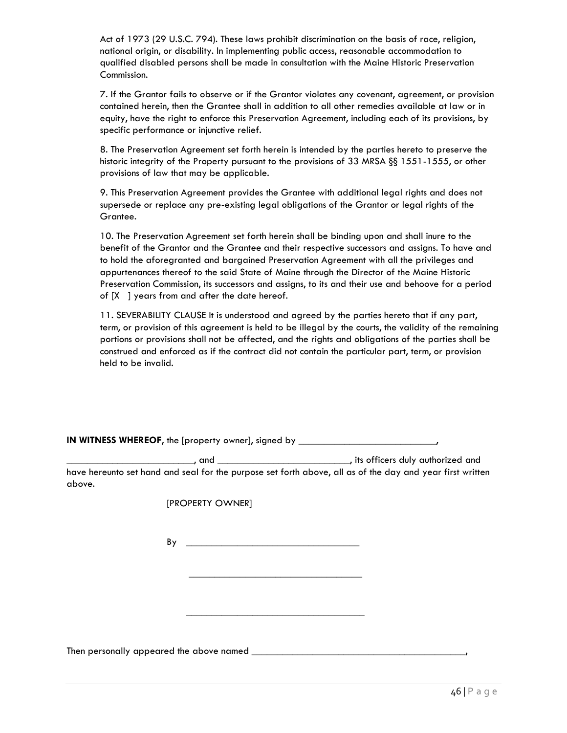Act of 1973 (29 U.S.C. 794). These laws prohibit discrimination on the basis of race, religion, national origin, or disability. In implementing public access, reasonable accommodation to qualified disabled persons shall be made in consultation with the Maine Historic Preservation Commission.

7. If the Grantor fails to observe or if the Grantor violates any covenant, agreement, or provision contained herein, then the Grantee shall in addition to all other remedies available at law or in equity, have the right to enforce this Preservation Agreement, including each of its provisions, by specific performance or injunctive relief.

8. The Preservation Agreement set forth herein is intended by the parties hereto to preserve the historic integrity of the Property pursuant to the provisions of 33 MRSA §§ 1551-1555, or other provisions of law that may be applicable.

9. This Preservation Agreement provides the Grantee with additional legal rights and does not supersede or replace any pre-existing legal obligations of the Grantor or legal rights of the Grantee.

10. The Preservation Agreement set forth herein shall be binding upon and shall inure to the benefit of the Grantor and the Grantee and their respective successors and assigns. To have and to hold the aforegranted and bargained Preservation Agreement with all the privileges and appurtenances thereof to the said State of Maine through the Director of the Maine Historic Preservation Commission, its successors and assigns, to its and their use and behoove for a period of [X ] years from and after the date hereof.

11. SEVERABILITY CLAUSE It is understood and agreed by the parties hereto that if any part, term, or provision of this agreement is held to be illegal by the courts, the validity of the remaining portions or provisions shall not be affected, and the rights and obligations of the parties shall be construed and enforced as if the contract did not contain the particular part, term, or provision held to be invalid.

**IN WITNESS WHEREOF**, the [property owner], signed by ___________________________, _________________________, and __________________________, its officers duly authorized and have hereunto set hand and seal for the purpose set forth above, all as of the day and year first written above.

[PROPERTY OWNER]

By __________________________________

__________________________________

__________________________________

Then personally appeared the above named __________________________________________,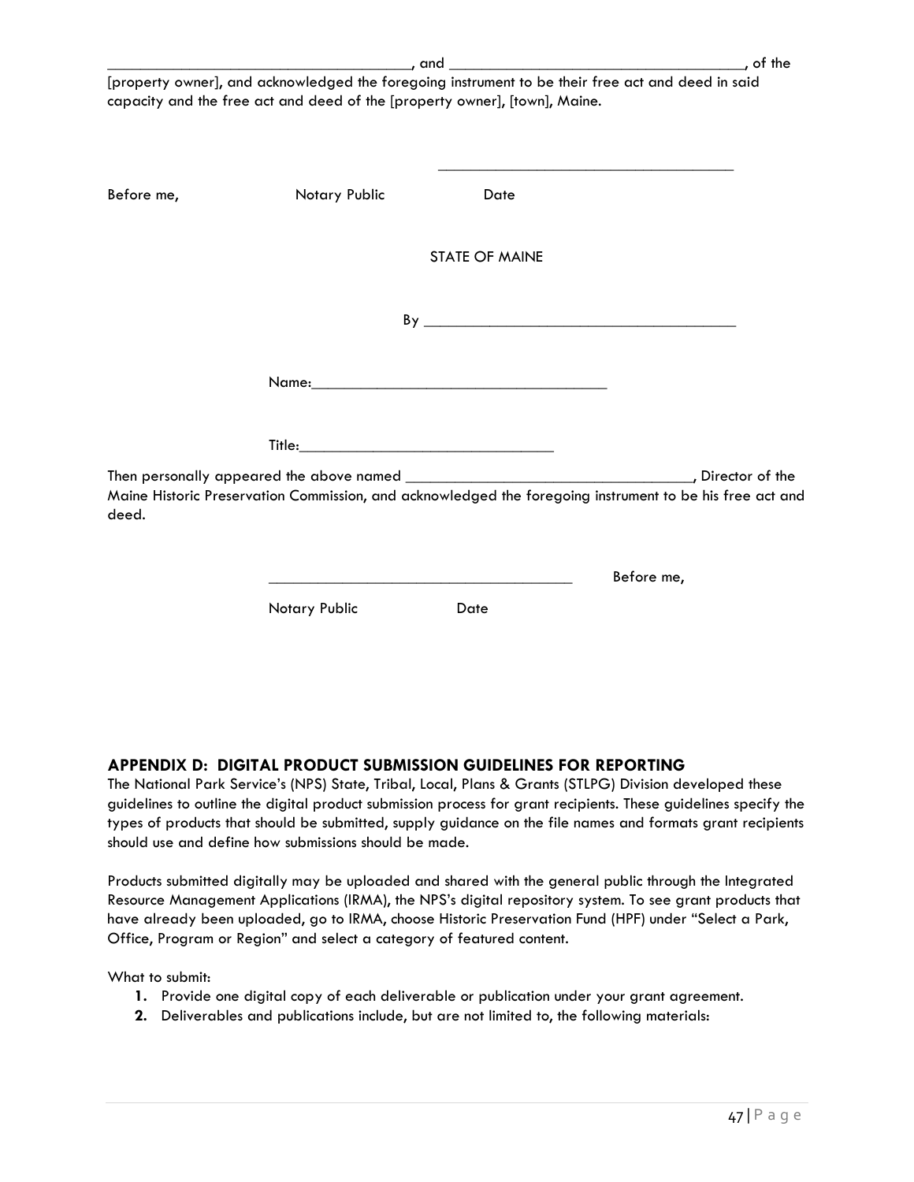_____________________________________, and ___________________________________, of the [property owner], and acknowledged the foregoing instrument to be their free act and deed in said capacity and the free act and deed of the [property owner], [town], Maine.

_____________________________________

Before me, Notary Public Date

STATE OF MAINE

By _____________________________________

Name:_____________________________________

Title:_________________________________

Then personally appeared the above named ___________________________________, Director of the Maine Historic Preservation Commission, and acknowledged the foregoing instrument to be his free act and deed.

_____________________________________ Before me,

Notary Public Date

### APPENDIX D: DIGITAL PRODUCT SUBMISSION GUIDELINES FOR REPORTING

The National Park Service's (NPS) State, Tribal, Local, Plans & Grants (STLPG) Division developed these guidelines to outline the digital product submission process for grant recipients. These guidelines specify the types of products that should be submitted, supply guidance on the file names and formats grant recipients should use and define how submissions should be made.

Products submitted digitally may be uploaded and shared with the general public through the Integrated Resource Management Applications (IRMA), the NPS's digital repository system. To see grant products that have already been uploaded, go to IRMA, choose Historic Preservation Fund (HPF) under "Select a Park, Office, Program or Region" and select a category of featured content.

What to submit:

1. Provide one digital copy of each deliverable or publication under your grant agreement.
2. Deliverables and publications include, but are not limited to, the following materials: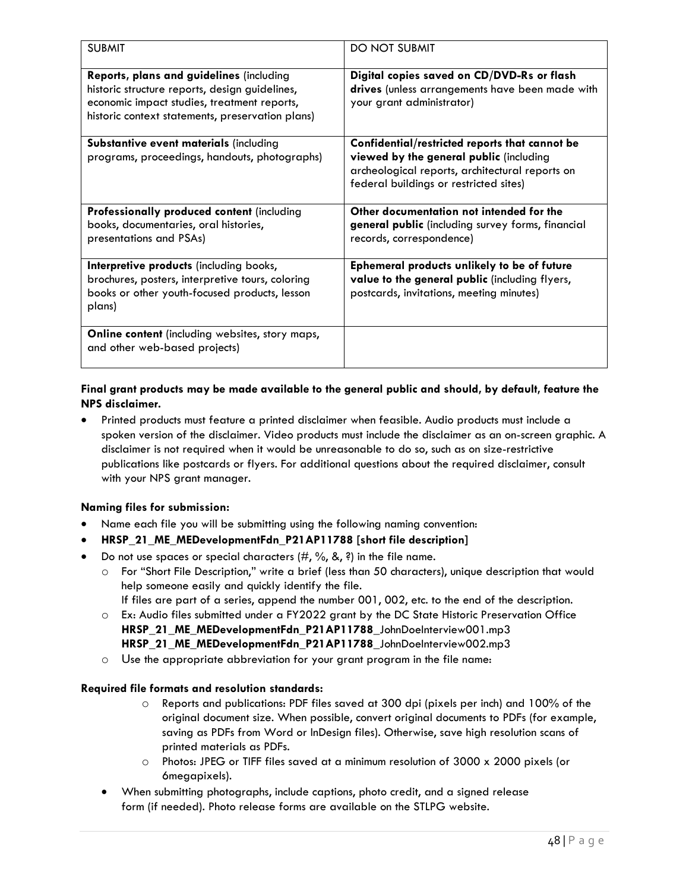| SUBMIT | DO NOT SUBMIT |
|---|---|
| **Reports, plans and guidelines** (including historic structure reports, design guidelines, economic impact studies, treatment reports, historic context statements, preservation plans) | **Digital copies saved on CD/DVD-Rs or flash drives** (unless arrangements have been made with your grant administrator) |
| **Substantive event materials** (including programs, proceedings, handouts, photographs) | **Confidential/restricted reports that cannot be viewed by the general public** (including archeological reports, architectural reports on federal buildings or restricted sites) |
| **Professionally produced content** (including books, documentaries, oral histories, presentations and PSAs) | **Other documentation not intended for the general public** (including survey forms, financial records, correspondence) |
| **Interpretive products** (including books, brochures, posters, interpretive tours, coloring books or other youth-focused products, lesson plans) | **Ephemeral products unlikely to be of future value to the general public** (including flyers, postcards, invitations, meeting minutes) |
| **Online content** (including websites, story maps, and other web-based projects) | |

**Final grant products may be made available to the general public and should, by default, feature the NPS disclaimer.**

- Printed products must feature a printed disclaimer when feasible. Audio products must include a spoken version of the disclaimer. Video products must include the disclaimer as an on-screen graphic. A disclaimer is not required when it would be unreasonable to do so, such as on size-restrictive publications like postcards or flyers. For additional questions about the required disclaimer, consult with your NPS grant manager.

**Naming files for submission:**

- Name each file you will be submitting using the following naming convention:
- **HRSP_21_ME_MEDevelopmentFdn_P21AP11788 [short file description]**
- Do not use spaces or special characters (#, %, &, ?) in the file name.
  - For "Short File Description," write a brief (less than 50 characters), unique description that would help someone easily and quickly identify the file.
    If files are part of a series, append the number 001, 002, etc. to the end of the description.
  - Ex: Audio files submitted under a FY2022 grant by the DC State Historic Preservation Office
    **HRSP_21_ME_MEDevelopmentFdn_P21AP11788**_JohnDoeInterview001.mp3
    **HRSP_21_ME_MEDevelopmentFdn_P21AP11788**_JohnDoeInterview002.mp3
  - Use the appropriate abbreviation for your grant program in the file name:

**Required file formats and resolution standards:**

- Reports and publications: PDF files saved at 300 dpi (pixels per inch) and 100% of the original document size. When possible, convert original documents to PDFs (for example, saving as PDFs from Word or InDesign files). Otherwise, save high resolution scans of printed materials as PDFs.
- Photos: JPEG or TIFF files saved at a minimum resolution of 3000 x 2000 pixels (or 6megapixels).

- When submitting photographs, include captions, photo credit, and a signed release form (if needed). Photo release forms are available on the STLPG website.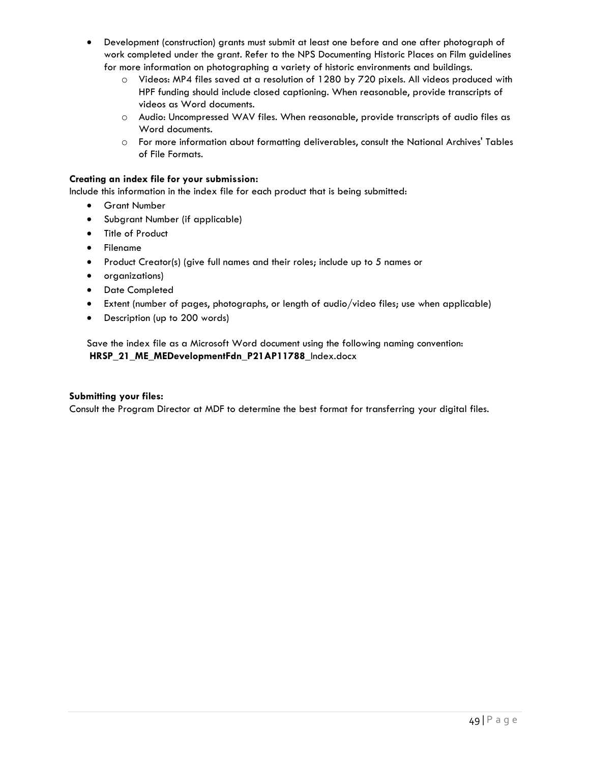- Development (construction) grants must submit at least one before and one after photograph of work completed under the grant. Refer to the NPS Documenting Historic Places on Film guidelines for more information on photographing a variety of historic environments and buildings.
  - Videos: MP4 files saved at a resolution of 1280 by 720 pixels. All videos produced with HPF funding should include closed captioning. When reasonable, provide transcripts of videos as Word documents.
  - Audio: Uncompressed WAV files. When reasonable, provide transcripts of audio files as Word documents.
  - For more information about formatting deliverables, consult the National Archives' Tables of File Formats.

**Creating an index file for your submission:**
Include this information in the index file for each product that is being submitted:

- Grant Number
- Subgrant Number (if applicable)
- Title of Product
- Filename
- Product Creator(s) (give full names and their roles; include up to 5 names or
- organizations)
- Date Completed
- Extent (number of pages, photographs, or length of audio/video files; use when applicable)
- Description (up to 200 words)

Save the index file as a Microsoft Word document using the following naming convention:
**HRSP_21_ME_MEDevelopmentFdn_P21AP11788**_Index.docx

**Submitting your files:**
Consult the Program Director at MDF to determine the best format for transferring your digital files.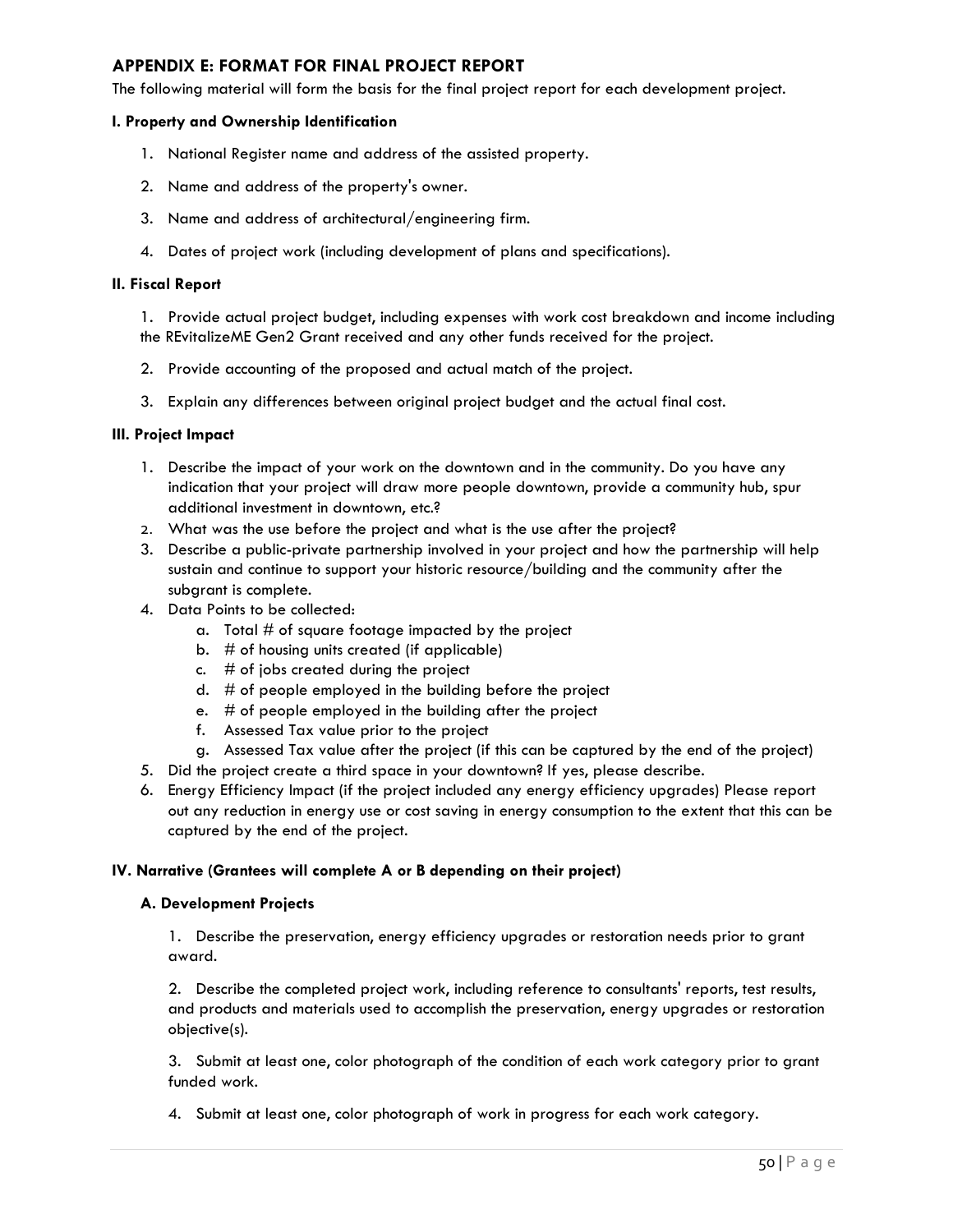## APPENDIX E: FORMAT FOR FINAL PROJECT REPORT

The following material will form the basis for the final project report for each development project.

**I. Property and Ownership Identification**

1. National Register name and address of the assisted property.
2. Name and address of the property's owner.
3. Name and address of architectural/engineering firm.
4. Dates of project work (including development of plans and specifications).

**II. Fiscal Report**

1. Provide actual project budget, including expenses with work cost breakdown and income including the REvitalizeME Gen2 Grant received and any other funds received for the project.
2. Provide accounting of the proposed and actual match of the project.
3. Explain any differences between original project budget and the actual final cost.

**III. Project Impact**

1. Describe the impact of your work on the downtown and in the community. Do you have any indication that your project will draw more people downtown, provide a community hub, spur additional investment in downtown, etc.?
2. What was the use before the project and what is the use after the project?
3. Describe a public-private partnership involved in your project and how the partnership will help sustain and continue to support your historic resource/building and the community after the subgrant is complete.
4. Data Points to be collected:
   a. Total # of square footage impacted by the project
   b. # of housing units created (if applicable)
   c. # of jobs created during the project
   d. # of people employed in the building before the project
   e. # of people employed in the building after the project
   f. Assessed Tax value prior to the project
   g. Assessed Tax value after the project (if this can be captured by the end of the project)
5. Did the project create a third space in your downtown? If yes, please describe.
6. Energy Efficiency Impact (if the project included any energy efficiency upgrades) Please report out any reduction in energy use or cost saving in energy consumption to the extent that this can be captured by the end of the project.

**IV. Narrative (Grantees will complete A or B depending on their project)**

**A. Development Projects**

1. Describe the preservation, energy efficiency upgrades or restoration needs prior to grant award.
2. Describe the completed project work, including reference to consultants' reports, test results, and products and materials used to accomplish the preservation, energy upgrades or restoration objective(s).
3. Submit at least one, color photograph of the condition of each work category prior to grant funded work.
4. Submit at least one, color photograph of work in progress for each work category.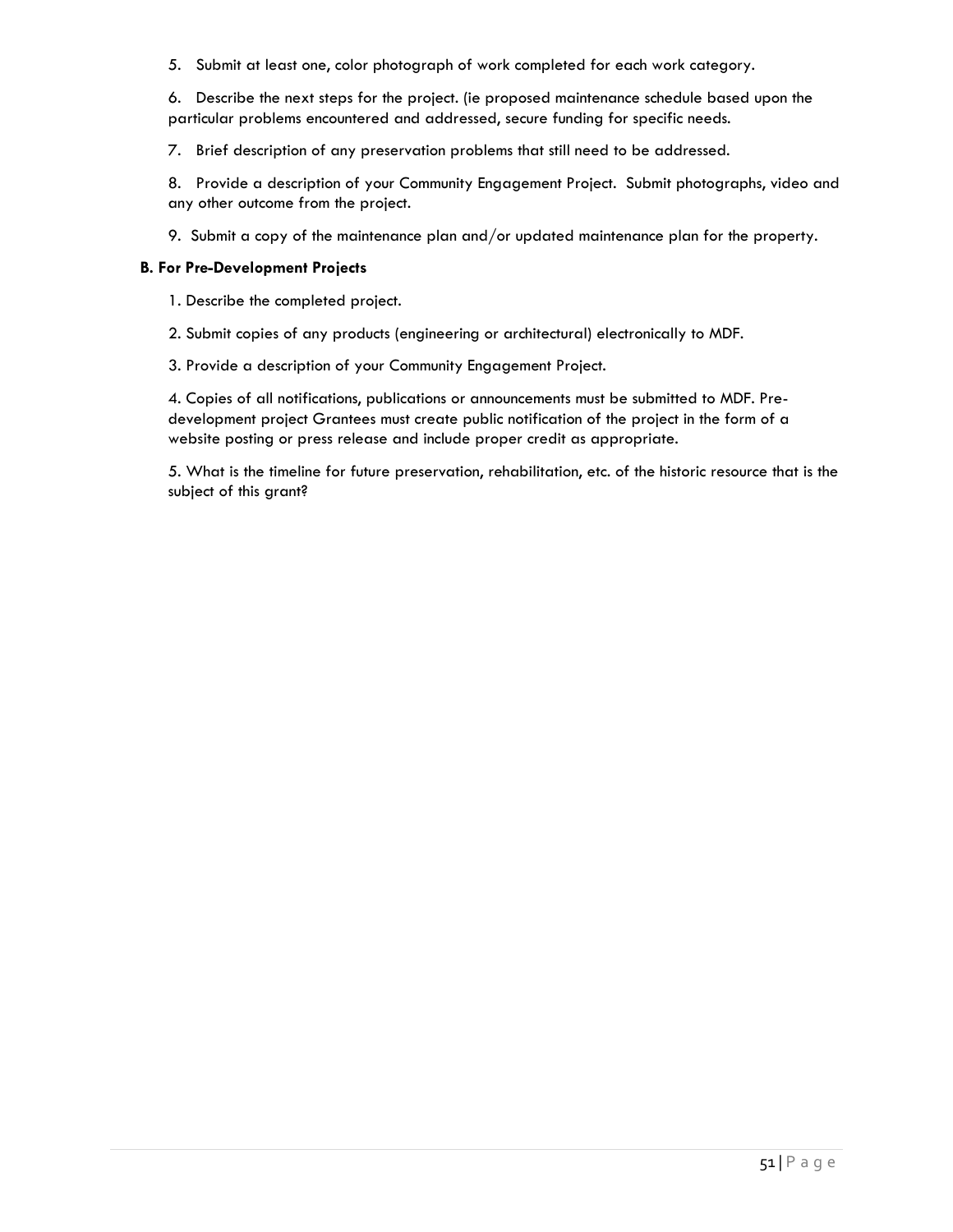5. Submit at least one, color photograph of work completed for each work category.

6. Describe the next steps for the project. (ie proposed maintenance schedule based upon the particular problems encountered and addressed, secure funding for specific needs.

7. Brief description of any preservation problems that still need to be addressed.

8. Provide a description of your Community Engagement Project. Submit photographs, video and any other outcome from the project.

9. Submit a copy of the maintenance plan and/or updated maintenance plan for the property.

**B. For Pre-Development Projects**

1. Describe the completed project.

2. Submit copies of any products (engineering or architectural) electronically to MDF.

3. Provide a description of your Community Engagement Project.

4. Copies of all notifications, publications or announcements must be submitted to MDF. Pre-development project Grantees must create public notification of the project in the form of a website posting or press release and include proper credit as appropriate.

5. What is the timeline for future preservation, rehabilitation, etc. of the historic resource that is the subject of this grant?